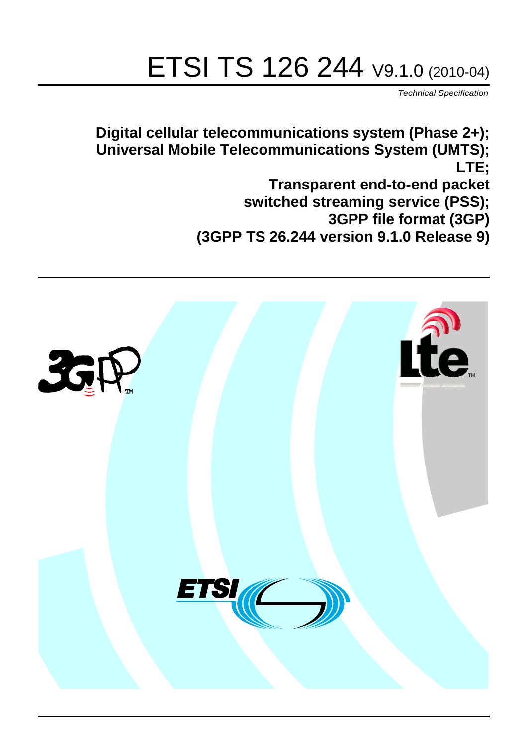# ETSI TS 126 244 V9.1.0 (2010-04)

*Technical Specification*

**Digital cellular telecommunications system (Phase 2+);
Universal Mobile Telecommunications System (UMTS);
LTE;
Transparent end-to-end packet
switched streaming service (PSS);
3GPP file format (3GP)
(3GPP TS 26.244 version 9.1.0 Release 9)**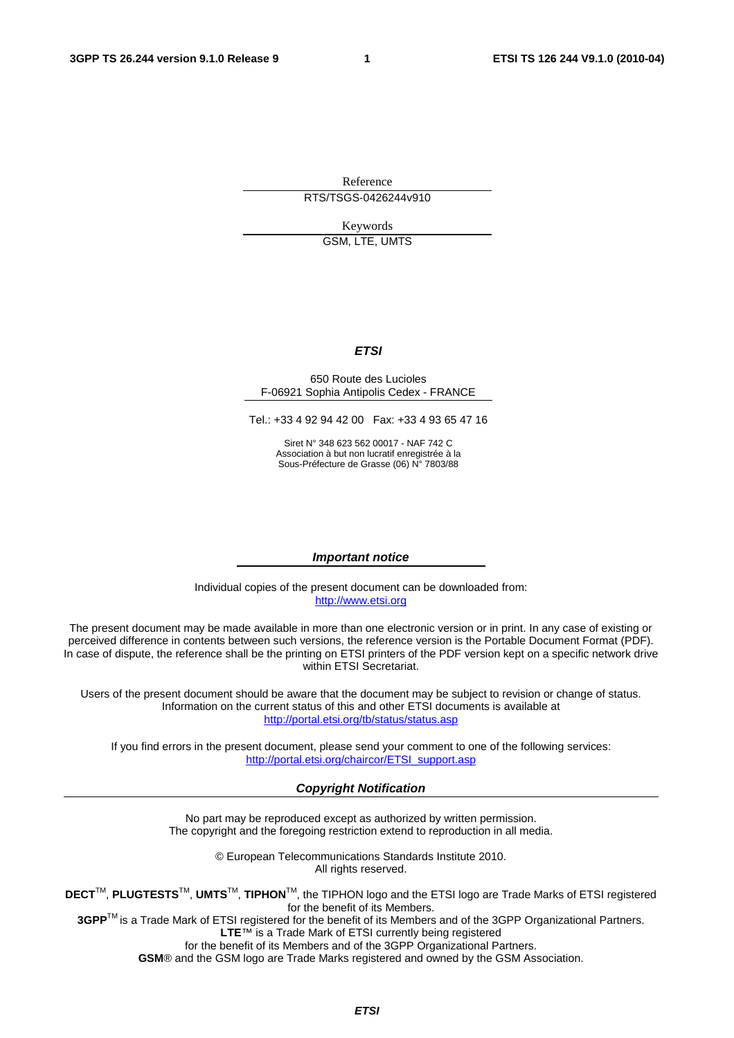Reference

RTS/TSGS-0426244v910

Keywords

GSM, LTE, UMTS

***ETSI***

650 Route des Lucioles
F-06921 Sophia Antipolis Cedex - FRANCE

Tel.: +33 4 92 94 42 00 Fax: +33 4 93 65 47 16

Siret N° 348 623 562 00017 - NAF 742 C
Association à but non lucratif enregistrée à la
Sous-Préfecture de Grasse (06) N° 7803/88

***Important notice***

Individual copies of the present document can be downloaded from:
http://www.etsi.org

The present document may be made available in more than one electronic version or in print. In any case of existing or perceived difference in contents between such versions, the reference version is the Portable Document Format (PDF). In case of dispute, the reference shall be the printing on ETSI printers of the PDF version kept on a specific network drive within ETSI Secretariat.

Users of the present document should be aware that the document may be subject to revision or change of status. Information on the current status of this and other ETSI documents is available at
http://portal.etsi.org/tb/status/status.asp

If you find errors in the present document, please send your comment to one of the following services:
http://portal.etsi.org/chaircor/ETSI_support.asp

***Copyright Notification***

No part may be reproduced except as authorized by written permission.
The copyright and the foregoing restriction extend to reproduction in all media.

© European Telecommunications Standards Institute 2010.
All rights reserved.

**DECT**TM, **PLUGTESTS**TM, **UMTS**TM, **TIPHON**TM, the TIPHON logo and the ETSI logo are Trade Marks of ETSI registered for the benefit of its Members.
**3GPP**TM is a Trade Mark of ETSI registered for the benefit of its Members and of the 3GPP Organizational Partners.
**LTE**™ is a Trade Mark of ETSI currently being registered
for the benefit of its Members and of the 3GPP Organizational Partners.
**GSM**® and the GSM logo are Trade Marks registered and owned by the GSM Association.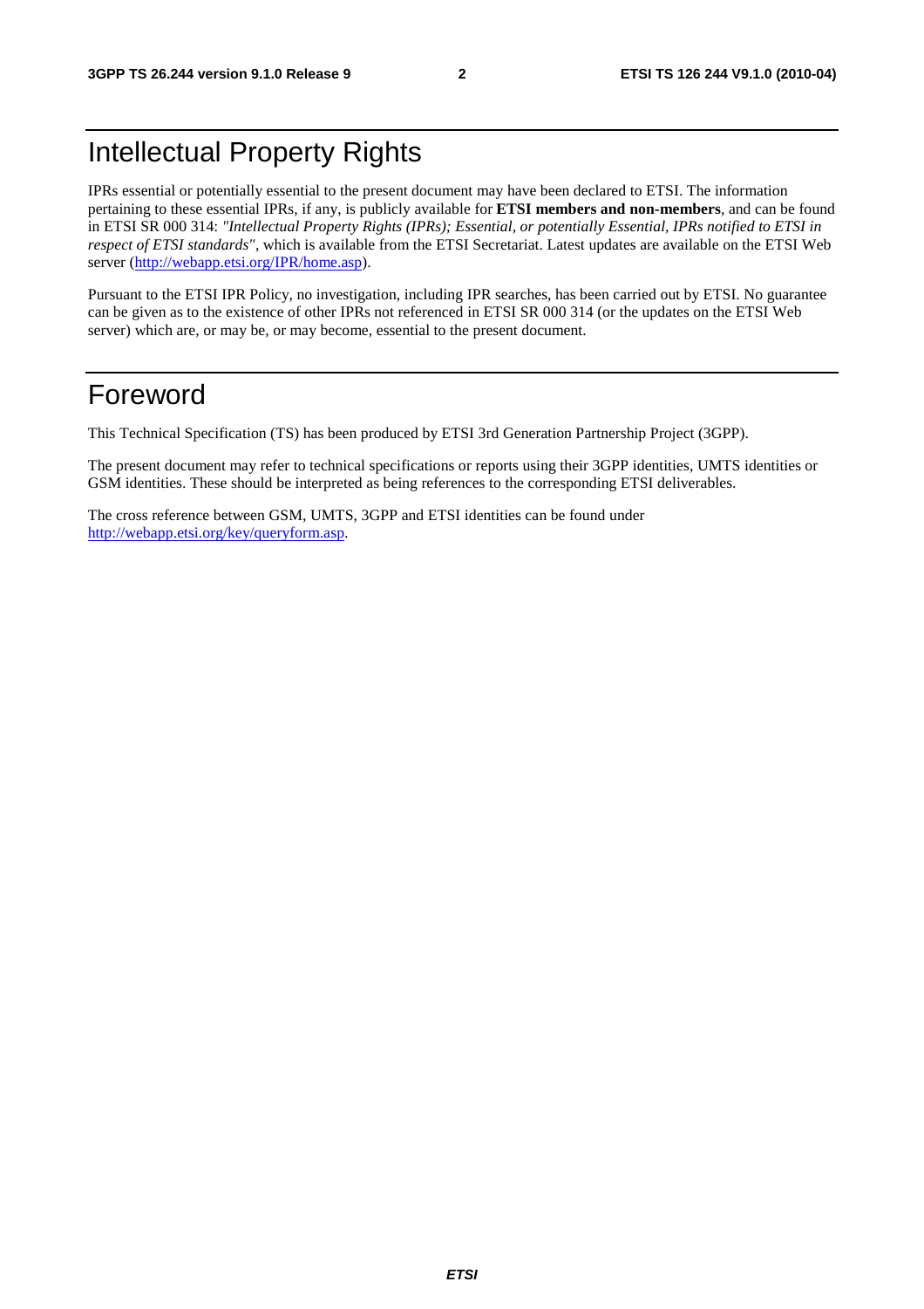# Intellectual Property Rights

IPRs essential or potentially essential to the present document may have been declared to ETSI. The information pertaining to these essential IPRs, if any, is publicly available for **ETSI members and non-members**, and can be found in ETSI SR 000 314: *"Intellectual Property Rights (IPRs); Essential, or potentially Essential, IPRs notified to ETSI in respect of ETSI standards"*, which is available from the ETSI Secretariat. Latest updates are available on the ETSI Web server (http://webapp.etsi.org/IPR/home.asp).

Pursuant to the ETSI IPR Policy, no investigation, including IPR searches, has been carried out by ETSI. No guarantee can be given as to the existence of other IPRs not referenced in ETSI SR 000 314 (or the updates on the ETSI Web server) which are, or may be, or may become, essential to the present document.

# Foreword

This Technical Specification (TS) has been produced by ETSI 3rd Generation Partnership Project (3GPP).

The present document may refer to technical specifications or reports using their 3GPP identities, UMTS identities or GSM identities. These should be interpreted as being references to the corresponding ETSI deliverables.

The cross reference between GSM, UMTS, 3GPP and ETSI identities can be found under http://webapp.etsi.org/key/queryform.asp.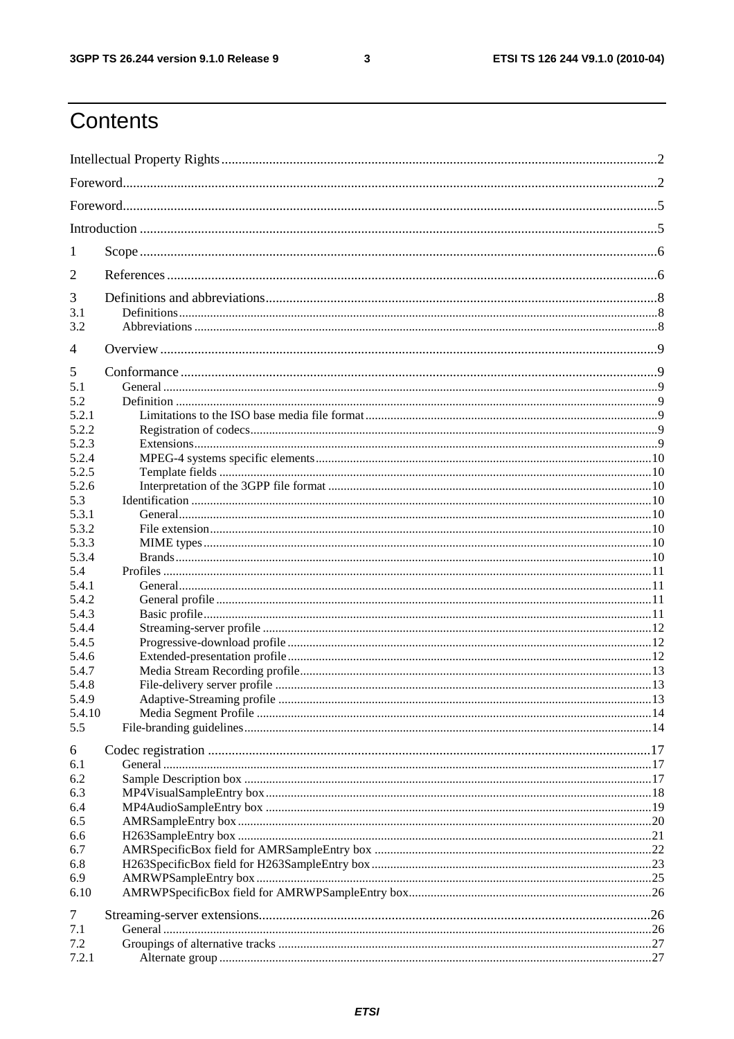# Contents

Intellectual Property Rights ..............................................................................................................................2

Foreword...........................................................................................................................................................2

Foreword...........................................................................................................................................................5

Introduction ......................................................................................................................................................5

1 Scope ...................................................................................................................................................6

2 References ...........................................................................................................................................6

3 Definitions and abbreviations...............................................................................................................8
3.1 Definitions.........................................................................................................................................8
3.2 Abbreviations ....................................................................................................................................8

4 Overview .............................................................................................................................................9

5 Conformance .......................................................................................................................................9
5.1 General ..............................................................................................................................................9
5.2 Definition ..........................................................................................................................................9
5.2.1 Limitations to the ISO base media file format ..............................................................................9
5.2.2 Registration of codecs ...................................................................................................................9
5.2.3 Extensions.....................................................................................................................................9
5.2.4 MPEG-4 systems specific elements ............................................................................................10
5.2.5 Template fields ...........................................................................................................................10
5.2.6 Interpretation of the 3GPP file format ........................................................................................10
5.3 Identification ...................................................................................................................................10
5.3.1 General........................................................................................................................................10
5.3.2 File extension..............................................................................................................................10
5.3.3 MIME types ................................................................................................................................10
5.3.4 Brands.........................................................................................................................................10
5.4 Profiles ............................................................................................................................................11
5.4.1 General........................................................................................................................................11
5.4.2 General profile ............................................................................................................................11
5.4.3 Basic profile................................................................................................................................11
5.4.4 Streaming-server profile .............................................................................................................12
5.4.5 Progressive-download profile .....................................................................................................12
5.4.6 Extended-presentation profile .....................................................................................................12
5.4.7 Media Stream Recording profile.................................................................................................13
5.4.8 File-delivery server profile .........................................................................................................13
5.4.9 Adaptive-Streaming profile ........................................................................................................13
5.4.10 Media Segment Profile ...............................................................................................................14
5.5 File-branding guidelines..................................................................................................................14

6 Codec registration ..............................................................................................................................17
6.1 General ............................................................................................................................................17
6.2 Sample Description box ..................................................................................................................17
6.3 MP4VisualSampleEntry box............................................................................................................18
6.4 MP4AudioSampleEntry box ............................................................................................................19
6.5 AMRSampleEntry box.....................................................................................................................20
6.6 H263SampleEntry box .....................................................................................................................21
6.7 AMRSpecificBox field for AMRSampleEntry box ..........................................................................22
6.8 H263SpecificBox field for H263SampleEntry box...........................................................................23
6.9 AMRWPSampleEntry box...............................................................................................................25
6.10 AMRWPSpecificBox field for AMRWPSampleEntry box..............................................................26

7 Streaming-server extensions...............................................................................................................26
7.1 General ............................................................................................................................................26
7.2 Groupings of alternative tracks ........................................................................................................27
7.2.1 Alternate group ...........................................................................................................................27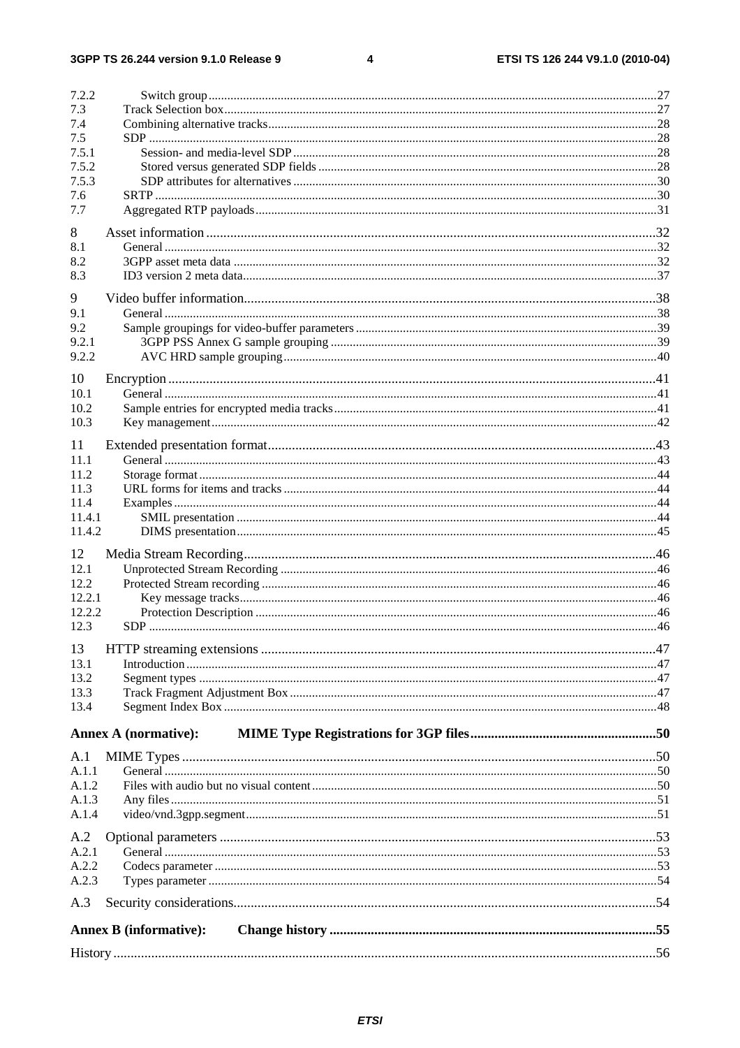7.2.2 Switch group ... 27
7.3 Track Selection box ... 27
7.4 Combining alternative tracks ... 28
7.5 SDP ... 28
7.5.1 Session- and media-level SDP ... 28
7.5.2 Stored versus generated SDP fields ... 28
7.5.3 SDP attributes for alternatives ... 30
7.6 SRTP ... 30
7.7 Aggregated RTP payloads ... 31

8 Asset information ... 32
8.1 General ... 32
8.2 3GPP asset meta data ... 32
8.3 ID3 version 2 meta data ... 37

9 Video buffer information ... 38
9.1 General ... 38
9.2 Sample groupings for video-buffer parameters ... 39
9.2.1 3GPP PSS Annex G sample grouping ... 39
9.2.2 AVC HRD sample grouping ... 40

10 Encryption ... 41
10.1 General ... 41
10.2 Sample entries for encrypted media tracks ... 41
10.3 Key management ... 42

11 Extended presentation format ... 43
11.1 General ... 43
11.2 Storage format ... 44
11.3 URL forms for items and tracks ... 44
11.4 Examples ... 44
11.4.1 SMIL presentation ... 44
11.4.2 DIMS presentation ... 45

12 Media Stream Recording ... 46
12.1 Unprotected Stream Recording ... 46
12.2 Protected Stream recording ... 46
12.2.1 Key message tracks ... 46
12.2.2 Protection Description ... 46
12.3 SDP ... 46

13 HTTP streaming extensions ... 47
13.1 Introduction ... 47
13.2 Segment types ... 47
13.3 Track Fragment Adjustment Box ... 47
13.4 Segment Index Box ... 48

**Annex A (normative): MIME Type Registrations for 3GP files ... 50**

A.1 MIME Types ... 50
A.1.1 General ... 50
A.1.2 Files with audio but no visual content ... 50
A.1.3 Any files ... 51
A.1.4 video/vnd.3gpp.segment ... 51

A.2 Optional parameters ... 53
A.2.1 General ... 53
A.2.2 Codecs parameter ... 53
A.2.3 Types parameter ... 54

A.3 Security considerations ... 54

**Annex B (informative): Change history ... 55**

History ... 56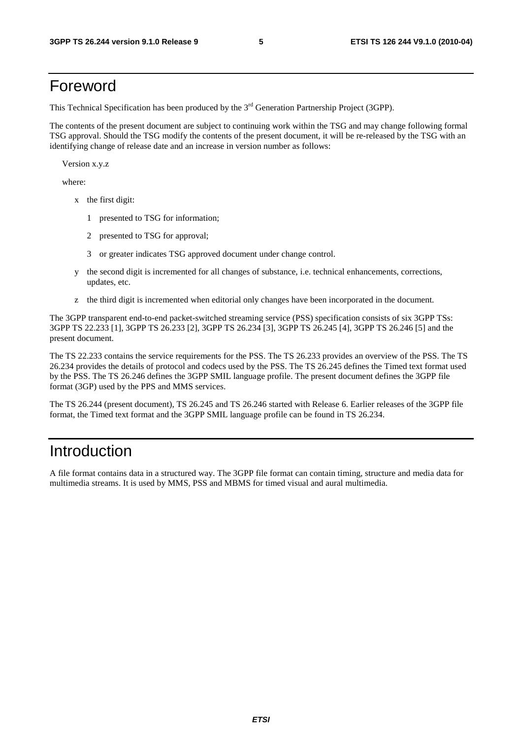# Foreword

This Technical Specification has been produced by the 3rd Generation Partnership Project (3GPP).

The contents of the present document are subject to continuing work within the TSG and may change following formal TSG approval. Should the TSG modify the contents of the present document, it will be re-released by the TSG with an identifying change of release date and an increase in version number as follows:

Version x.y.z

where:

- x the first digit:
  - 1 presented to TSG for information;
  - 2 presented to TSG for approval;
  - 3 or greater indicates TSG approved document under change control.
- y the second digit is incremented for all changes of substance, i.e. technical enhancements, corrections, updates, etc.
- z the third digit is incremented when editorial only changes have been incorporated in the document.

The 3GPP transparent end-to-end packet-switched streaming service (PSS) specification consists of six 3GPP TSs: 3GPP TS 22.233 [1], 3GPP TS 26.233 [2], 3GPP TS 26.234 [3], 3GPP TS 26.245 [4], 3GPP TS 26.246 [5] and the present document.

The TS 22.233 contains the service requirements for the PSS. The TS 26.233 provides an overview of the PSS. The TS 26.234 provides the details of protocol and codecs used by the PSS. The TS 26.245 defines the Timed text format used by the PSS. The TS 26.246 defines the 3GPP SMIL language profile. The present document defines the 3GPP file format (3GP) used by the PPS and MMS services.

The TS 26.244 (present document), TS 26.245 and TS 26.246 started with Release 6. Earlier releases of the 3GPP file format, the Timed text format and the 3GPP SMIL language profile can be found in TS 26.234.

# Introduction

A file format contains data in a structured way. The 3GPP file format can contain timing, structure and media data for multimedia streams. It is used by MMS, PSS and MBMS for timed visual and aural multimedia.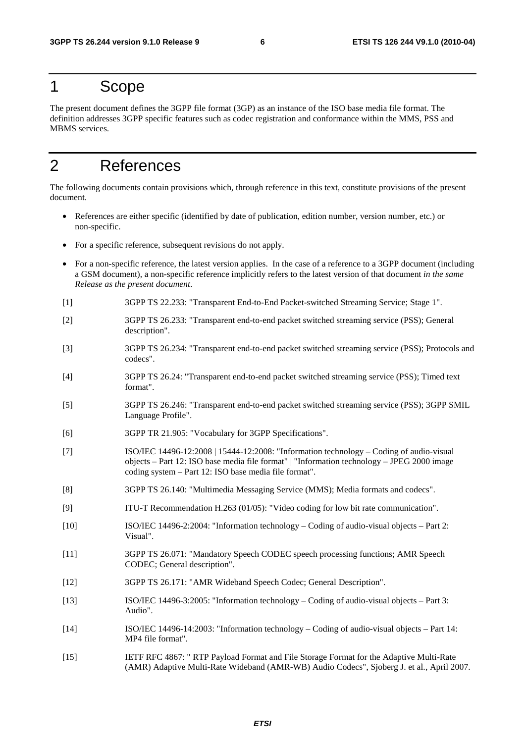# 1 Scope

The present document defines the 3GPP file format (3GP) as an instance of the ISO base media file format. The definition addresses 3GPP specific features such as codec registration and conformance within the MMS, PSS and MBMS services.

# 2 References

The following documents contain provisions which, through reference in this text, constitute provisions of the present document.

- References are either specific (identified by date of publication, edition number, version number, etc.) or non-specific.
- For a specific reference, subsequent revisions do not apply.
- For a non-specific reference, the latest version applies. In the case of a reference to a 3GPP document (including a GSM document), a non-specific reference implicitly refers to the latest version of that document *in the same Release as the present document*.

[1] 3GPP TS 22.233: "Transparent End-to-End Packet-switched Streaming Service; Stage 1".

[2] 3GPP TS 26.233: "Transparent end-to-end packet switched streaming service (PSS); General description".

[3] 3GPP TS 26.234: "Transparent end-to-end packet switched streaming service (PSS); Protocols and codecs".

[4] 3GPP TS 26.24: "Transparent end-to-end packet switched streaming service (PSS); Timed text format".

[5] 3GPP TS 26.246: "Transparent end-to-end packet switched streaming service (PSS); 3GPP SMIL Language Profile".

[6] 3GPP TR 21.905: "Vocabulary for 3GPP Specifications".

[7] ISO/IEC 14496-12:2008 | 15444-12:2008: "Information technology – Coding of audio-visual objects – Part 12: ISO base media file format" | "Information technology – JPEG 2000 image coding system – Part 12: ISO base media file format".

[8] 3GPP TS 26.140: "Multimedia Messaging Service (MMS); Media formats and codecs".

[9] ITU-T Recommendation H.263 (01/05): "Video coding for low bit rate communication".

[10] ISO/IEC 14496-2:2004: "Information technology – Coding of audio-visual objects – Part 2: Visual".

[11] 3GPP TS 26.071: "Mandatory Speech CODEC speech processing functions; AMR Speech CODEC; General description".

[12] 3GPP TS 26.171: "AMR Wideband Speech Codec; General Description".

[13] ISO/IEC 14496-3:2005: "Information technology – Coding of audio-visual objects – Part 3: Audio".

[14] ISO/IEC 14496-14:2003: "Information technology – Coding of audio-visual objects – Part 14: MP4 file format".

[15] IETF RFC 4867: " RTP Payload Format and File Storage Format for the Adaptive Multi-Rate (AMR) Adaptive Multi-Rate Wideband (AMR-WB) Audio Codecs", Sjoberg J. et al., April 2007.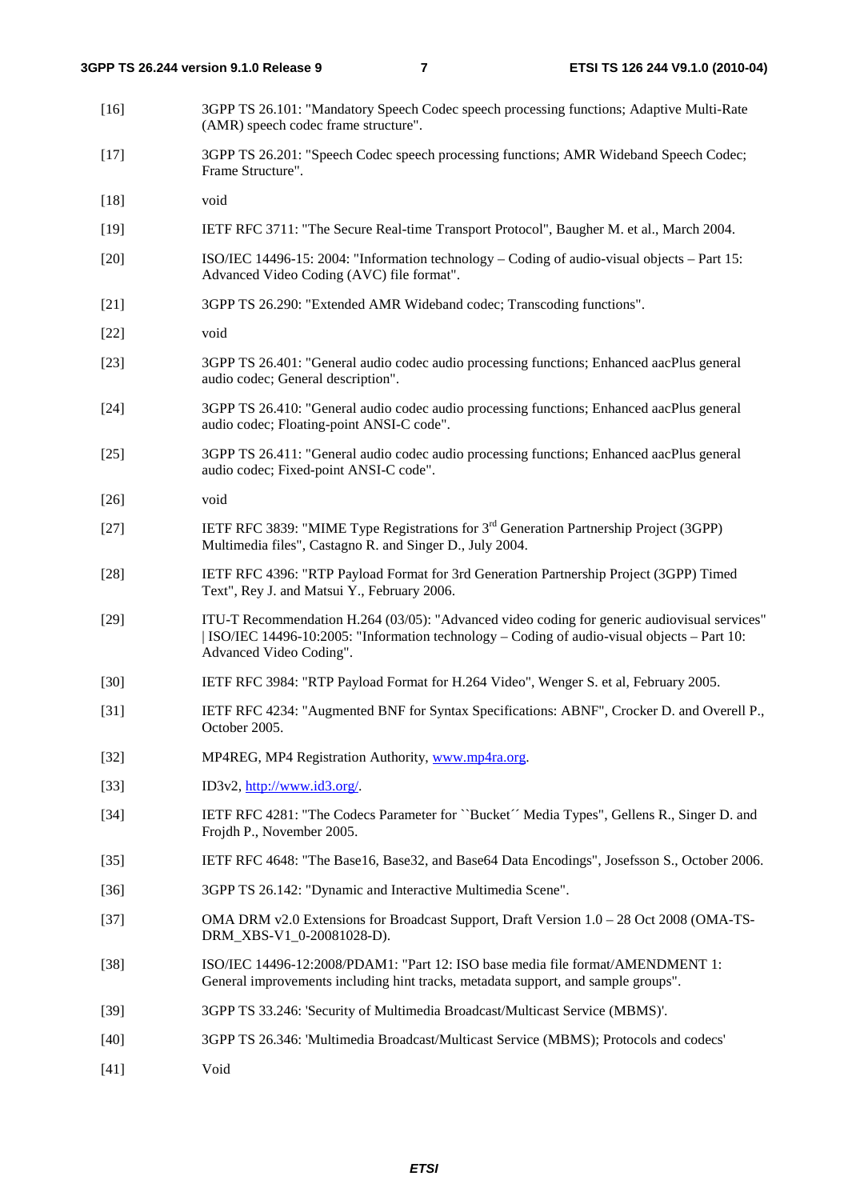[16] 3GPP TS 26.101: "Mandatory Speech Codec speech processing functions; Adaptive Multi-Rate (AMR) speech codec frame structure".

[17] 3GPP TS 26.201: "Speech Codec speech processing functions; AMR Wideband Speech Codec; Frame Structure".

[18] void

[19] IETF RFC 3711: "The Secure Real-time Transport Protocol", Baugher M. et al., March 2004.

[20] ISO/IEC 14496-15: 2004: "Information technology – Coding of audio-visual objects – Part 15: Advanced Video Coding (AVC) file format".

[21] 3GPP TS 26.290: "Extended AMR Wideband codec; Transcoding functions".

[22] void

[23] 3GPP TS 26.401: "General audio codec audio processing functions; Enhanced aacPlus general audio codec; General description".

[24] 3GPP TS 26.410: "General audio codec audio processing functions; Enhanced aacPlus general audio codec; Floating-point ANSI-C code".

[25] 3GPP TS 26.411: "General audio codec audio processing functions; Enhanced aacPlus general audio codec; Fixed-point ANSI-C code".

[26] void

[27] IETF RFC 3839: "MIME Type Registrations for 3rd Generation Partnership Project (3GPP) Multimedia files", Castagno R. and Singer D., July 2004.

[28] IETF RFC 4396: "RTP Payload Format for 3rd Generation Partnership Project (3GPP) Timed Text", Rey J. and Matsui Y., February 2006.

[29] ITU-T Recommendation H.264 (03/05): "Advanced video coding for generic audiovisual services" | ISO/IEC 14496-10:2005: "Information technology – Coding of audio-visual objects – Part 10: Advanced Video Coding".

[30] IETF RFC 3984: "RTP Payload Format for H.264 Video", Wenger S. et al, February 2005.

[31] IETF RFC 4234: "Augmented BNF for Syntax Specifications: ABNF", Crocker D. and Overell P., October 2005.

[32] MP4REG, MP4 Registration Authority, www.mp4ra.org.

[33] ID3v2, http://www.id3.org/.

[34] IETF RFC 4281: "The Codecs Parameter for ``Bucket´´ Media Types", Gellens R., Singer D. and Frojdh P., November 2005.

[35] IETF RFC 4648: "The Base16, Base32, and Base64 Data Encodings", Josefsson S., October 2006.

[36] 3GPP TS 26.142: "Dynamic and Interactive Multimedia Scene".

[37] OMA DRM v2.0 Extensions for Broadcast Support, Draft Version 1.0 – 28 Oct 2008 (OMA-TS-DRM_XBS-V1_0-20081028-D).

[38] ISO/IEC 14496-12:2008/PDAM1: "Part 12: ISO base media file format/AMENDMENT 1: General improvements including hint tracks, metadata support, and sample groups".

[39] 3GPP TS 33.246: 'Security of Multimedia Broadcast/Multicast Service (MBMS)'.

[40] 3GPP TS 26.346: 'Multimedia Broadcast/Multicast Service (MBMS); Protocols and codecs'

[41] Void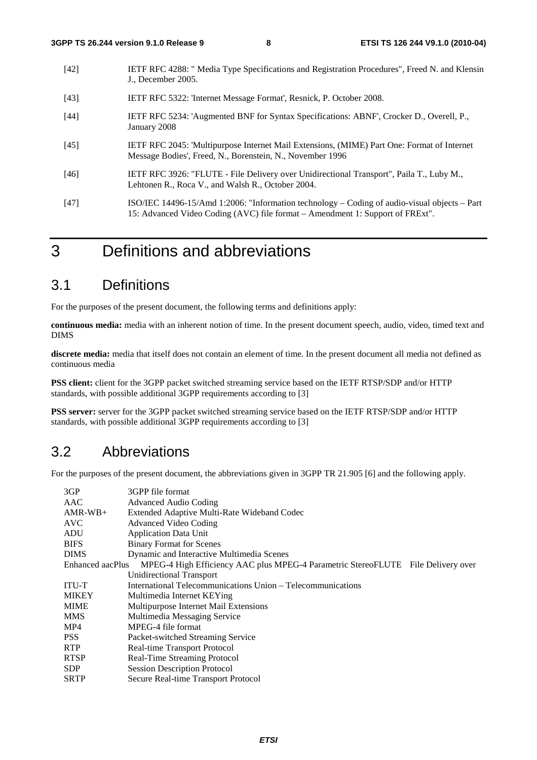[42] IETF RFC 4288: " Media Type Specifications and Registration Procedures", Freed N. and Klensin J., December 2005.

[43] IETF RFC 5322: 'Internet Message Format', Resnick, P. October 2008.

[44] IETF RFC 5234: 'Augmented BNF for Syntax Specifications: ABNF', Crocker D., Overell, P., January 2008

[45] IETF RFC 2045: 'Multipurpose Internet Mail Extensions, (MIME) Part One: Format of Internet Message Bodies', Freed, N., Borenstein, N., November 1996

[46] IETF RFC 3926: "FLUTE - File Delivery over Unidirectional Transport", Paila T., Luby M., Lehtonen R., Roca V., and Walsh R., October 2004.

[47] ISO/IEC 14496-15/Amd 1:2006: "Information technology – Coding of audio-visual objects – Part 15: Advanced Video Coding (AVC) file format – Amendment 1: Support of FRExt".

# 3 Definitions and abbreviations

## 3.1 Definitions

For the purposes of the present document, the following terms and definitions apply:

**continuous media:** media with an inherent notion of time. In the present document speech, audio, video, timed text and DIMS

**discrete media:** media that itself does not contain an element of time. In the present document all media not defined as continuous media

**PSS client:** client for the 3GPP packet switched streaming service based on the IETF RTSP/SDP and/or HTTP standards, with possible additional 3GPP requirements according to [3]

**PSS server:** server for the 3GPP packet switched streaming service based on the IETF RTSP/SDP and/or HTTP standards, with possible additional 3GPP requirements according to [3]

## 3.2 Abbreviations

For the purposes of the present document, the abbreviations given in 3GPP TR 21.905 [6] and the following apply.

3GP 3GPP file format
AAC Advanced Audio Coding
AMR-WB+ Extended Adaptive Multi-Rate Wideband Codec
AVC Advanced Video Coding
ADU Application Data Unit
BIFS Binary Format for Scenes
DIMS Dynamic and Interactive Multimedia Scenes
Enhanced aacPlus MPEG-4 High Efficiency AAC plus MPEG-4 Parametric StereoFLUTE File Delivery over Unidirectional Transport
ITU-T International Telecommunications Union – Telecommunications
MIKEY Multimedia Internet KEYing
MIME Multipurpose Internet Mail Extensions
MMS Multimedia Messaging Service
MP4 MPEG-4 file format
PSS Packet-switched Streaming Service
RTP Real-time Transport Protocol
RTSP Real-Time Streaming Protocol
SDP Session Description Protocol
SRTP Secure Real-time Transport Protocol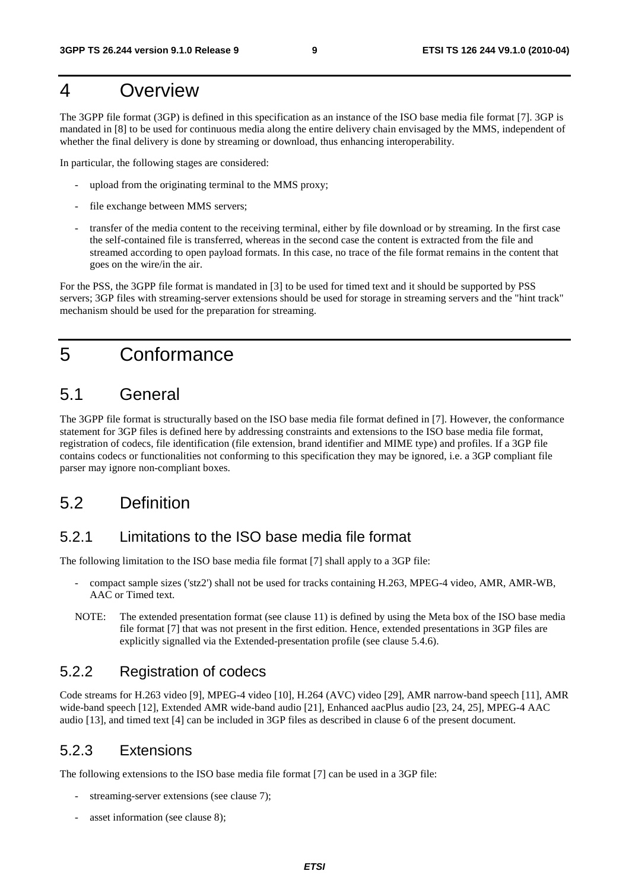# 4 Overview

The 3GPP file format (3GP) is defined in this specification as an instance of the ISO base media file format [7]. 3GP is mandated in [8] to be used for continuous media along the entire delivery chain envisaged by the MMS, independent of whether the final delivery is done by streaming or download, thus enhancing interoperability.

In particular, the following stages are considered:

- upload from the originating terminal to the MMS proxy;
- file exchange between MMS servers;
- transfer of the media content to the receiving terminal, either by file download or by streaming. In the first case the self-contained file is transferred, whereas in the second case the content is extracted from the file and streamed according to open payload formats. In this case, no trace of the file format remains in the content that goes on the wire/in the air.

For the PSS, the 3GPP file format is mandated in [3] to be used for timed text and it should be supported by PSS servers; 3GP files with streaming-server extensions should be used for storage in streaming servers and the "hint track" mechanism should be used for the preparation for streaming.

# 5 Conformance

## 5.1 General

The 3GPP file format is structurally based on the ISO base media file format defined in [7]. However, the conformance statement for 3GP files is defined here by addressing constraints and extensions to the ISO base media file format, registration of codecs, file identification (file extension, brand identifier and MIME type) and profiles. If a 3GP file contains codecs or functionalities not conforming to this specification they may be ignored, i.e. a 3GP compliant file parser may ignore non-compliant boxes.

## 5.2 Definition

### 5.2.1 Limitations to the ISO base media file format

The following limitation to the ISO base media file format [7] shall apply to a 3GP file:

- compact sample sizes ('stz2') shall not be used for tracks containing H.263, MPEG-4 video, AMR, AMR-WB, AAC or Timed text.

NOTE: The extended presentation format (see clause 11) is defined by using the Meta box of the ISO base media file format [7] that was not present in the first edition. Hence, extended presentations in 3GP files are explicitly signalled via the Extended-presentation profile (see clause 5.4.6).

### 5.2.2 Registration of codecs

Code streams for H.263 video [9], MPEG-4 video [10], H.264 (AVC) video [29], AMR narrow-band speech [11], AMR wide-band speech [12], Extended AMR wide-band audio [21], Enhanced aacPlus audio [23, 24, 25], MPEG-4 AAC audio [13], and timed text [4] can be included in 3GP files as described in clause 6 of the present document.

### 5.2.3 Extensions

The following extensions to the ISO base media file format [7] can be used in a 3GP file:

- streaming-server extensions (see clause 7);
- asset information (see clause 8);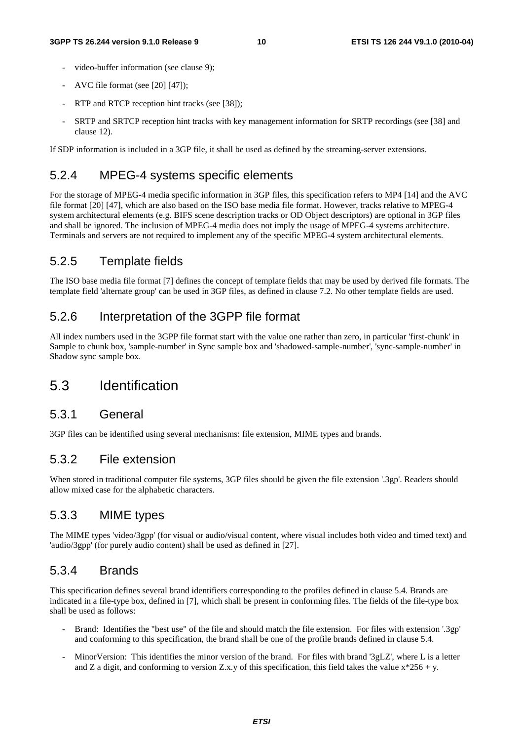- video-buffer information (see clause 9);
- AVC file format (see [20] [47]);
- RTP and RTCP reception hint tracks (see [38]);
- SRTP and SRTCP reception hint tracks with key management information for SRTP recordings (see [38] and clause 12).

If SDP information is included in a 3GP file, it shall be used as defined by the streaming-server extensions.

### 5.2.4 MPEG-4 systems specific elements

For the storage of MPEG-4 media specific information in 3GP files, this specification refers to MP4 [14] and the AVC file format [20] [47], which are also based on the ISO base media file format. However, tracks relative to MPEG-4 system architectural elements (e.g. BIFS scene description tracks or OD Object descriptors) are optional in 3GP files and shall be ignored. The inclusion of MPEG-4 media does not imply the usage of MPEG-4 systems architecture. Terminals and servers are not required to implement any of the specific MPEG-4 system architectural elements.

### 5.2.5 Template fields

The ISO base media file format [7] defines the concept of template fields that may be used by derived file formats. The template field 'alternate group' can be used in 3GP files, as defined in clause 7.2. No other template fields are used.

### 5.2.6 Interpretation of the 3GPP file format

All index numbers used in the 3GPP file format start with the value one rather than zero, in particular 'first-chunk' in Sample to chunk box, 'sample-number' in Sync sample box and 'shadowed-sample-number', 'sync-sample-number' in Shadow sync sample box.

## 5.3 Identification

### 5.3.1 General

3GP files can be identified using several mechanisms: file extension, MIME types and brands.

### 5.3.2 File extension

When stored in traditional computer file systems, 3GP files should be given the file extension '.3gp'. Readers should allow mixed case for the alphabetic characters.

### 5.3.3 MIME types

The MIME types 'video/3gpp' (for visual or audio/visual content, where visual includes both video and timed text) and 'audio/3gpp' (for purely audio content) shall be used as defined in [27].

### 5.3.4 Brands

This specification defines several brand identifiers corresponding to the profiles defined in clause 5.4. Brands are indicated in a file-type box, defined in [7], which shall be present in conforming files. The fields of the file-type box shall be used as follows:

- Brand: Identifies the "best use" of the file and should match the file extension. For files with extension '.3gp' and conforming to this specification, the brand shall be one of the profile brands defined in clause 5.4.
- MinorVersion: This identifies the minor version of the brand. For files with brand '3gLZ', where L is a letter and Z a digit, and conforming to version Z.x.y of this specification, this field takes the value $x*256 + y$.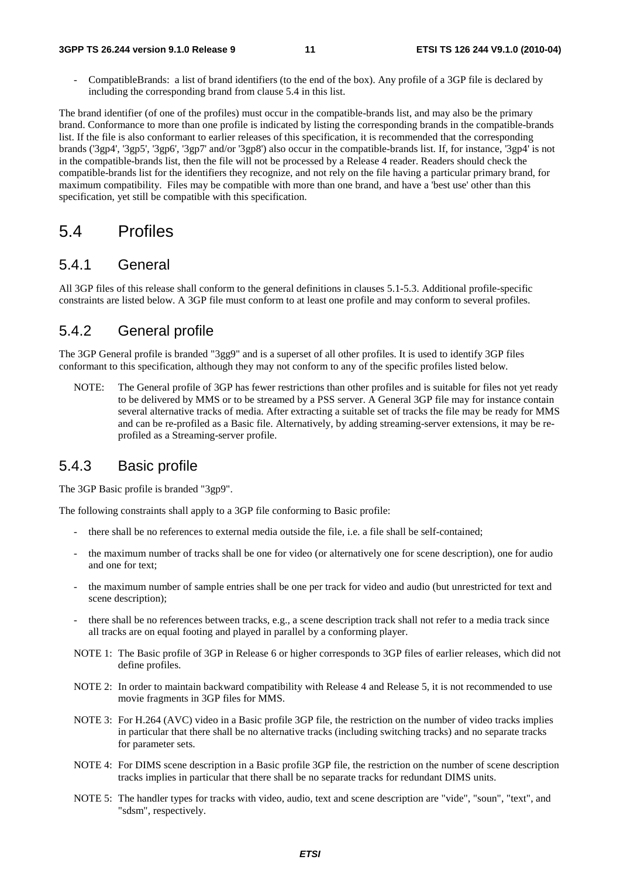- CompatibleBrands: a list of brand identifiers (to the end of the box). Any profile of a 3GP file is declared by including the corresponding brand from clause 5.4 in this list.

The brand identifier (of one of the profiles) must occur in the compatible-brands list, and may also be the primary brand. Conformance to more than one profile is indicated by listing the corresponding brands in the compatible-brands list. If the file is also conformant to earlier releases of this specification, it is recommended that the corresponding brands ('3gp4', '3gp5', '3gp6', '3gp7' and/or '3gp8') also occur in the compatible-brands list. If, for instance, '3gp4' is not in the compatible-brands list, then the file will not be processed by a Release 4 reader. Readers should check the compatible-brands list for the identifiers they recognize, and not rely on the file having a particular primary brand, for maximum compatibility. Files may be compatible with more than one brand, and have a 'best use' other than this specification, yet still be compatible with this specification.

# 5.4 Profiles

## 5.4.1 General

All 3GP files of this release shall conform to the general definitions in clauses 5.1-5.3. Additional profile-specific constraints are listed below. A 3GP file must conform to at least one profile and may conform to several profiles.

## 5.4.2 General profile

The 3GP General profile is branded "3gg9" and is a superset of all other profiles. It is used to identify 3GP files conformant to this specification, although they may not conform to any of the specific profiles listed below.

NOTE: The General profile of 3GP has fewer restrictions than other profiles and is suitable for files not yet ready to be delivered by MMS or to be streamed by a PSS server. A General 3GP file may for instance contain several alternative tracks of media. After extracting a suitable set of tracks the file may be ready for MMS and can be re-profiled as a Basic file. Alternatively, by adding streaming-server extensions, it may be re-profiled as a Streaming-server profile.

## 5.4.3 Basic profile

The 3GP Basic profile is branded "3gp9".

The following constraints shall apply to a 3GP file conforming to Basic profile:

- there shall be no references to external media outside the file, i.e. a file shall be self-contained;
- the maximum number of tracks shall be one for video (or alternatively one for scene description), one for audio and one for text;
- the maximum number of sample entries shall be one per track for video and audio (but unrestricted for text and scene description);
- there shall be no references between tracks, e.g., a scene description track shall not refer to a media track since all tracks are on equal footing and played in parallel by a conforming player.

NOTE 1: The Basic profile of 3GP in Release 6 or higher corresponds to 3GP files of earlier releases, which did not define profiles.

NOTE 2: In order to maintain backward compatibility with Release 4 and Release 5, it is not recommended to use movie fragments in 3GP files for MMS.

NOTE 3: For H.264 (AVC) video in a Basic profile 3GP file, the restriction on the number of video tracks implies in particular that there shall be no alternative tracks (including switching tracks) and no separate tracks for parameter sets.

NOTE 4: For DIMS scene description in a Basic profile 3GP file, the restriction on the number of scene description tracks implies in particular that there shall be no separate tracks for redundant DIMS units.

NOTE 5: The handler types for tracks with video, audio, text and scene description are "vide", "soun", "text", and "sdsm", respectively.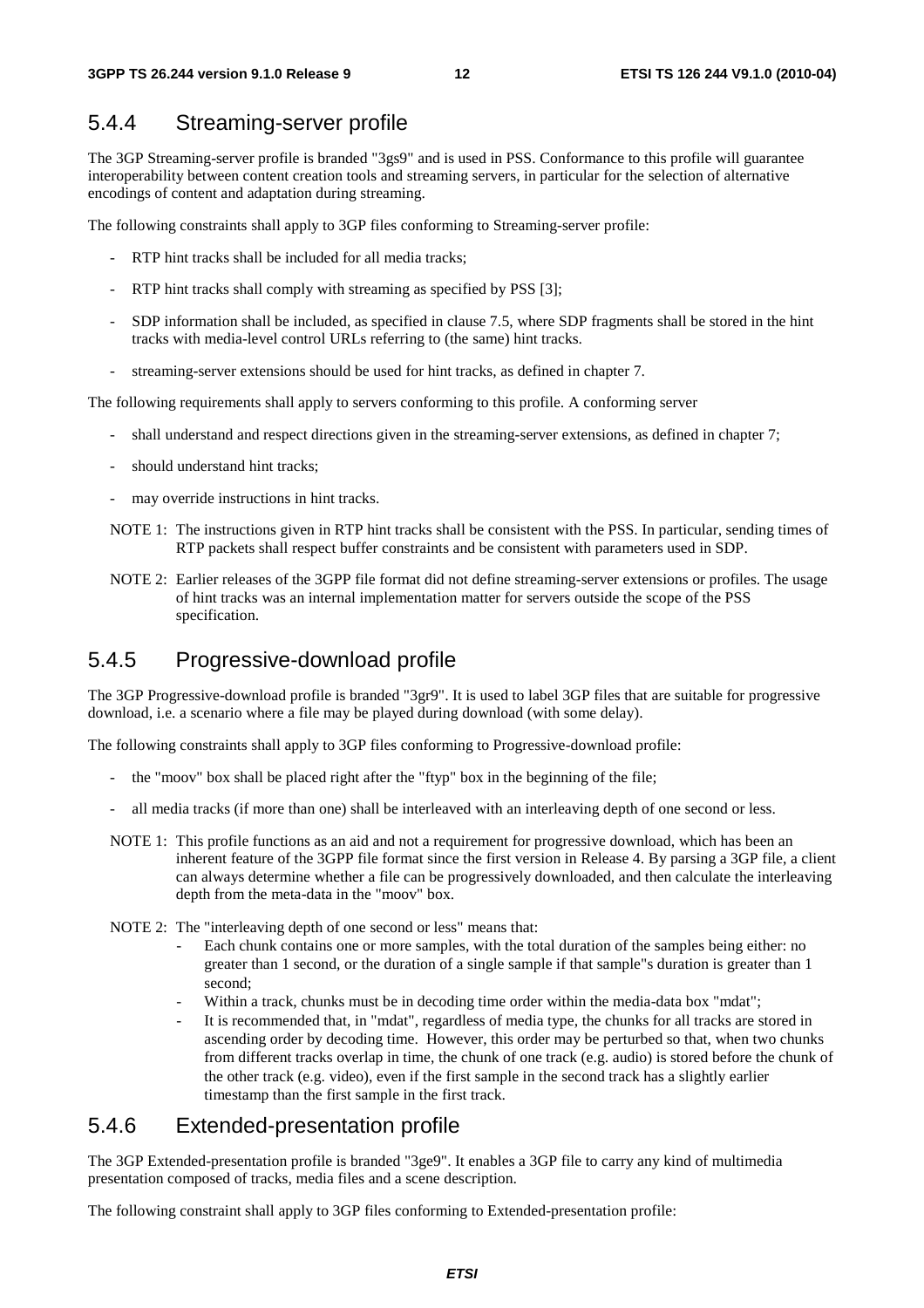### 5.4.4 Streaming-server profile

The 3GP Streaming-server profile is branded "3gs9" and is used in PSS. Conformance to this profile will guarantee interoperability between content creation tools and streaming servers, in particular for the selection of alternative encodings of content and adaptation during streaming.

The following constraints shall apply to 3GP files conforming to Streaming-server profile:

- RTP hint tracks shall be included for all media tracks;
- RTP hint tracks shall comply with streaming as specified by PSS [3];
- SDP information shall be included, as specified in clause 7.5, where SDP fragments shall be stored in the hint tracks with media-level control URLs referring to (the same) hint tracks.
- streaming-server extensions should be used for hint tracks, as defined in chapter 7.

The following requirements shall apply to servers conforming to this profile. A conforming server

- shall understand and respect directions given in the streaming-server extensions, as defined in chapter 7;
- should understand hint tracks;
- may override instructions in hint tracks.

NOTE 1: The instructions given in RTP hint tracks shall be consistent with the PSS. In particular, sending times of RTP packets shall respect buffer constraints and be consistent with parameters used in SDP.

NOTE 2: Earlier releases of the 3GPP file format did not define streaming-server extensions or profiles. The usage of hint tracks was an internal implementation matter for servers outside the scope of the PSS specification.

### 5.4.5 Progressive-download profile

The 3GP Progressive-download profile is branded "3gr9". It is used to label 3GP files that are suitable for progressive download, i.e. a scenario where a file may be played during download (with some delay).

The following constraints shall apply to 3GP files conforming to Progressive-download profile:

- the "moov" box shall be placed right after the "ftyp" box in the beginning of the file;
- all media tracks (if more than one) shall be interleaved with an interleaving depth of one second or less.

NOTE 1: This profile functions as an aid and not a requirement for progressive download, which has been an inherent feature of the 3GPP file format since the first version in Release 4. By parsing a 3GP file, a client can always determine whether a file can be progressively downloaded, and then calculate the interleaving depth from the meta-data in the "moov" box.

NOTE 2: The "interleaving depth of one second or less" means that:
- Each chunk contains one or more samples, with the total duration of the samples being either: no greater than 1 second, or the duration of a single sample if that sample"s duration is greater than 1 second;
- Within a track, chunks must be in decoding time order within the media-data box "mdat";
- It is recommended that, in "mdat", regardless of media type, the chunks for all tracks are stored in ascending order by decoding time. However, this order may be perturbed so that, when two chunks from different tracks overlap in time, the chunk of one track (e.g. audio) is stored before the chunk of the other track (e.g. video), even if the first sample in the second track has a slightly earlier timestamp than the first sample in the first track.

### 5.4.6 Extended-presentation profile

The 3GP Extended-presentation profile is branded "3ge9". It enables a 3GP file to carry any kind of multimedia presentation composed of tracks, media files and a scene description.

The following constraint shall apply to 3GP files conforming to Extended-presentation profile: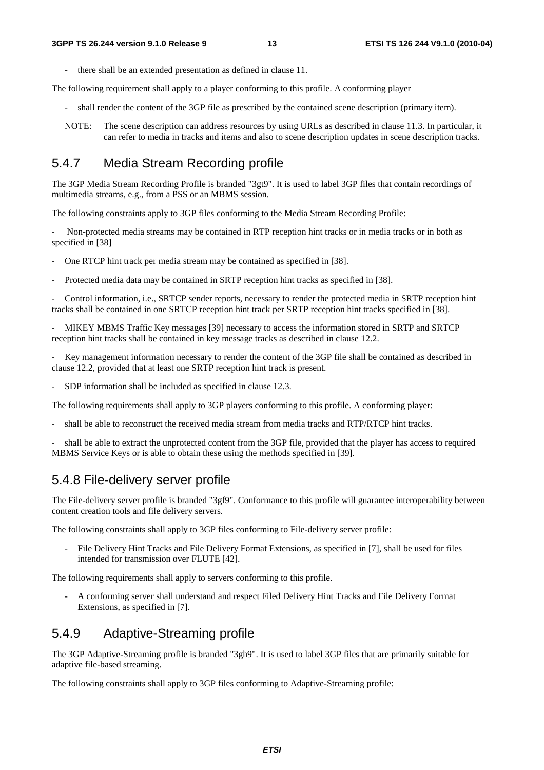- there shall be an extended presentation as defined in clause 11.

The following requirement shall apply to a player conforming to this profile. A conforming player

- shall render the content of the 3GP file as prescribed by the contained scene description (primary item).

NOTE: The scene description can address resources by using URLs as described in clause 11.3. In particular, it can refer to media in tracks and items and also to scene description updates in scene description tracks.

### 5.4.7 Media Stream Recording profile

The 3GP Media Stream Recording Profile is branded "3gt9". It is used to label 3GP files that contain recordings of multimedia streams, e.g., from a PSS or an MBMS session.

The following constraints apply to 3GP files conforming to the Media Stream Recording Profile:

- Non-protected media streams may be contained in RTP reception hint tracks or in media tracks or in both as specified in [38]
- One RTCP hint track per media stream may be contained as specified in [38].
- Protected media data may be contained in SRTP reception hint tracks as specified in [38].
- Control information, i.e., SRTCP sender reports, necessary to render the protected media in SRTP reception hint tracks shall be contained in one SRTCP reception hint track per SRTP reception hint tracks specified in [38].
- MIKEY MBMS Traffic Key messages [39] necessary to access the information stored in SRTP and SRTCP reception hint tracks shall be contained in key message tracks as described in clause 12.2.
- Key management information necessary to render the content of the 3GP file shall be contained as described in clause 12.2, provided that at least one SRTP reception hint track is present.
- SDP information shall be included as specified in clause 12.3.

The following requirements shall apply to 3GP players conforming to this profile. A conforming player:

- shall be able to reconstruct the received media stream from media tracks and RTP/RTCP hint tracks.
- shall be able to extract the unprotected content from the 3GP file, provided that the player has access to required MBMS Service Keys or is able to obtain these using the methods specified in [39].

### 5.4.8 File-delivery server profile

The File-delivery server profile is branded "3gf9". Conformance to this profile will guarantee interoperability between content creation tools and file delivery servers.

The following constraints shall apply to 3GP files conforming to File-delivery server profile:

- File Delivery Hint Tracks and File Delivery Format Extensions, as specified in [7], shall be used for files intended for transmission over FLUTE [42].

The following requirements shall apply to servers conforming to this profile.

- A conforming server shall understand and respect Filed Delivery Hint Tracks and File Delivery Format Extensions, as specified in [7].

### 5.4.9 Adaptive-Streaming profile

The 3GP Adaptive-Streaming profile is branded "3gh9". It is used to label 3GP files that are primarily suitable for adaptive file-based streaming.

The following constraints shall apply to 3GP files conforming to Adaptive-Streaming profile: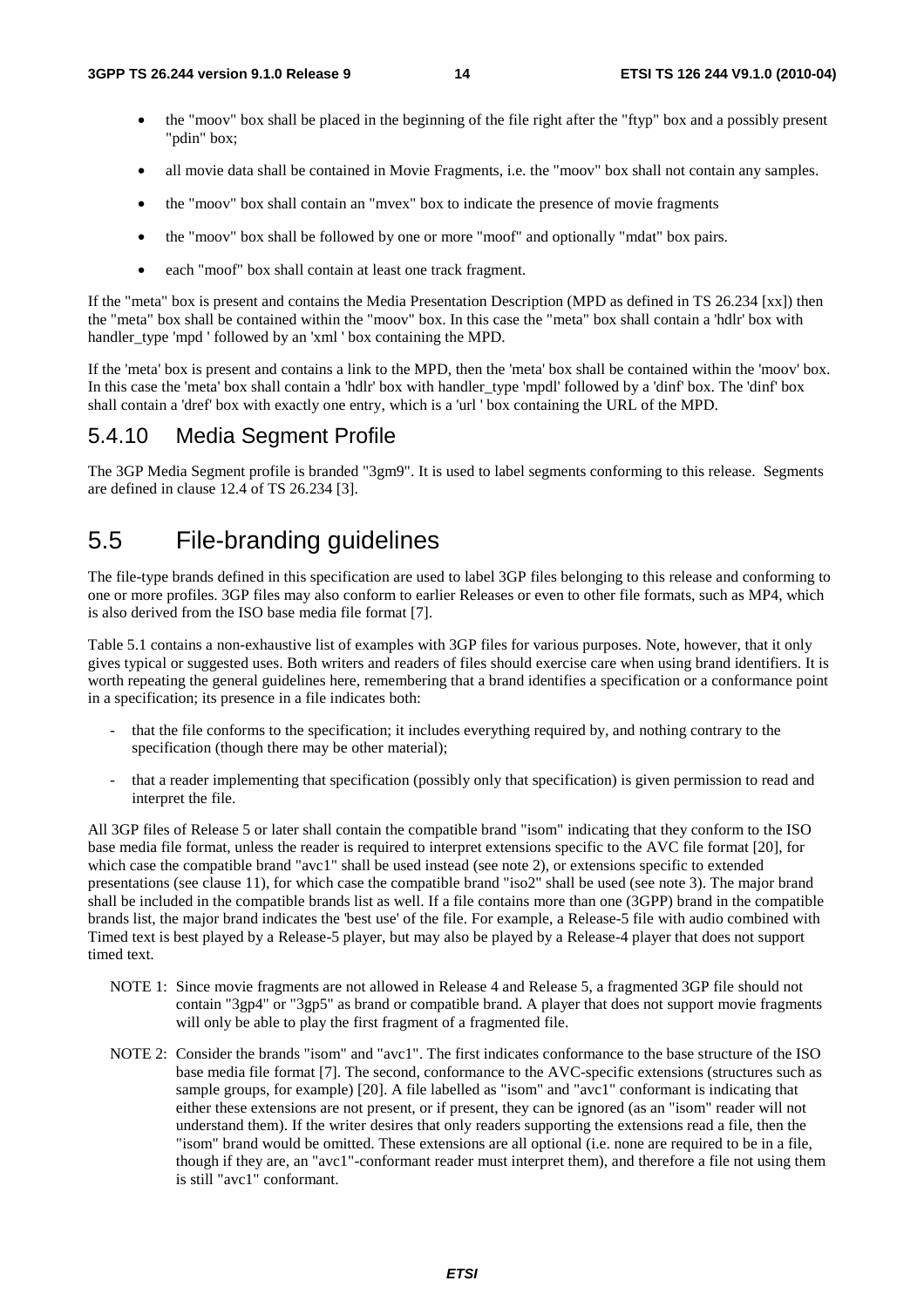- the "moov" box shall be placed in the beginning of the file right after the "ftyp" box and a possibly present "pdin" box;
- all movie data shall be contained in Movie Fragments, i.e. the "moov" box shall not contain any samples.
- the "moov" box shall contain an "mvex" box to indicate the presence of movie fragments
- the "moov" box shall be followed by one or more "moof" and optionally "mdat" box pairs.
- each "moof" box shall contain at least one track fragment.

If the "meta" box is present and contains the Media Presentation Description (MPD as defined in TS 26.234 [xx]) then the "meta" box shall be contained within the "moov" box. In this case the "meta" box shall contain a 'hdlr' box with handler_type 'mpd ' followed by an 'xml ' box containing the MPD.

If the 'meta' box is present and contains a link to the MPD, then the 'meta' box shall be contained within the 'moov' box. In this case the 'meta' box shall contain a 'hdlr' box with handler_type 'mpdl' followed by a 'dinf' box. The 'dinf' box shall contain a 'dref' box with exactly one entry, which is a 'url ' box containing the URL of the MPD.

### 5.4.10 Media Segment Profile

The 3GP Media Segment profile is branded "3gm9". It is used to label segments conforming to this release. Segments are defined in clause 12.4 of TS 26.234 [3].

## 5.5 File-branding guidelines

The file-type brands defined in this specification are used to label 3GP files belonging to this release and conforming to one or more profiles. 3GP files may also conform to earlier Releases or even to other file formats, such as MP4, which is also derived from the ISO base media file format [7].

Table 5.1 contains a non-exhaustive list of examples with 3GP files for various purposes. Note, however, that it only gives typical or suggested uses. Both writers and readers of files should exercise care when using brand identifiers. It is worth repeating the general guidelines here, remembering that a brand identifies a specification or a conformance point in a specification; its presence in a file indicates both:

- that the file conforms to the specification; it includes everything required by, and nothing contrary to the specification (though there may be other material);
- that a reader implementing that specification (possibly only that specification) is given permission to read and interpret the file.

All 3GP files of Release 5 or later shall contain the compatible brand "isom" indicating that they conform to the ISO base media file format, unless the reader is required to interpret extensions specific to the AVC file format [20], for which case the compatible brand "avc1" shall be used instead (see note 2), or extensions specific to extended presentations (see clause 11), for which case the compatible brand "iso2" shall be used (see note 3). The major brand shall be included in the compatible brands list as well. If a file contains more than one (3GPP) brand in the compatible brands list, the major brand indicates the 'best use' of the file. For example, a Release-5 file with audio combined with Timed text is best played by a Release-5 player, but may also be played by a Release-4 player that does not support timed text.

NOTE 1: Since movie fragments are not allowed in Release 4 and Release 5, a fragmented 3GP file should not contain "3gp4" or "3gp5" as brand or compatible brand. A player that does not support movie fragments will only be able to play the first fragment of a fragmented file.

NOTE 2: Consider the brands "isom" and "avc1". The first indicates conformance to the base structure of the ISO base media file format [7]. The second, conformance to the AVC-specific extensions (structures such as sample groups, for example) [20]. A file labelled as "isom" and "avc1" conformant is indicating that either these extensions are not present, or if present, they can be ignored (as an "isom" reader will not understand them). If the writer desires that only readers supporting the extensions read a file, then the "isom" brand would be omitted. These extensions are all optional (i.e. none are required to be in a file, though if they are, an "avc1"-conformant reader must interpret them), and therefore a file not using them is still "avc1" conformant.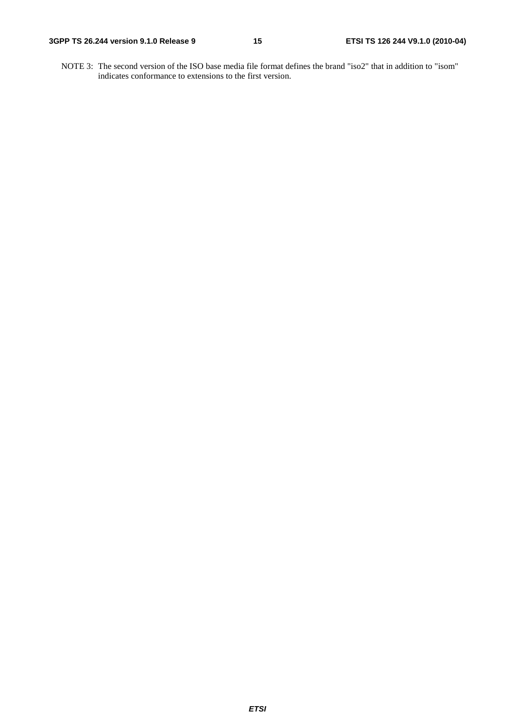NOTE 3: The second version of the ISO base media file format defines the brand "iso2" that in addition to "isom" indicates conformance to extensions to the first version.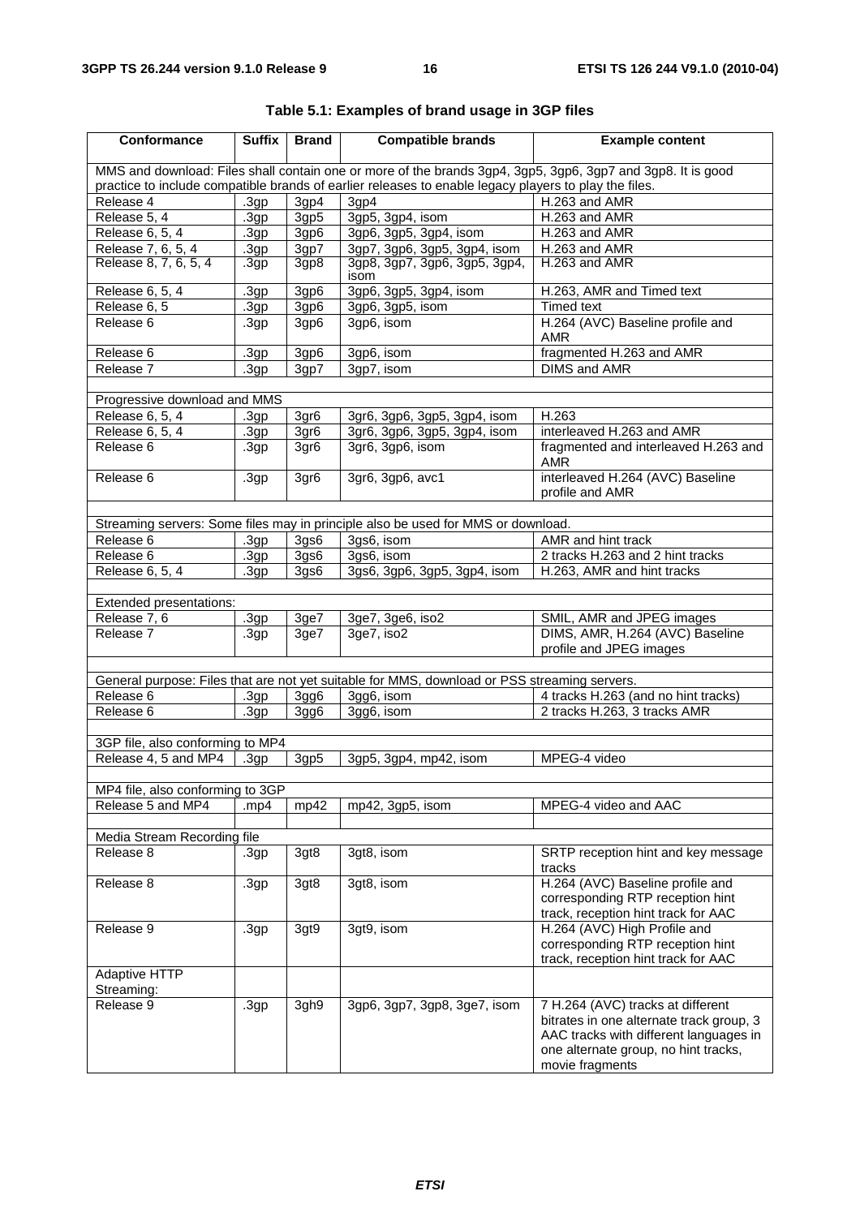**Table 5.1: Examples of brand usage in 3GP files**

| Conformance | Suffix | Brand | Compatible brands | Example content |
|---|---|---|---|---|
| MMS and download: Files shall contain one or more of the brands 3gp4, 3gp5, 3gp6, 3gp7 and 3gp8. It is good practice to include compatible brands of earlier releases to enable legacy players to play the files. | | | | |
| Release 4 | .3gp | 3gp4 | 3gp4 | H.263 and AMR |
| Release 5, 4 | .3gp | 3gp5 | 3gp5, 3gp4, isom | H.263 and AMR |
| Release 6, 5, 4 | .3gp | 3gp6 | 3gp6, 3gp5, 3gp4, isom | H.263 and AMR |
| Release 7, 6, 5, 4 | .3gp | 3gp7 | 3gp7, 3gp6, 3gp5, 3gp4, isom | H.263 and AMR |
| Release 8, 7, 6, 5, 4 | .3gp | 3gp8 | 3gp8, 3gp7, 3gp6, 3gp5, 3gp4, isom | H.263 and AMR |
| Release 6, 5, 4 | .3gp | 3gp6 | 3gp6, 3gp5, 3gp4, isom | H.263, AMR and Timed text |
| Release 6, 5 | .3gp | 3gp6 | 3gp6, 3gp5, isom | Timed text |
| Release 6 | .3gp | 3gp6 | 3gp6, isom | H.264 (AVC) Baseline profile and AMR |
| Release 6 | .3gp | 3gp6 | 3gp6, isom | fragmented H.263 and AMR |
| Release 7 | .3gp | 3gp7 | 3gp7, isom | DIMS and AMR |
| | | | | |
| Progressive download and MMS | | | | |
| Release 6, 5, 4 | .3gp | 3gr6 | 3gr6, 3gp6, 3gp5, 3gp4, isom | H.263 |
| Release 6, 5, 4 | .3gp | 3gr6 | 3gr6, 3gp6, 3gp5, 3gp4, isom | interleaved H.263 and AMR |
| Release 6 | .3gp | 3gr6 | 3gr6, 3gp6, isom | fragmented and interleaved H.263 and AMR |
| Release 6 | .3gp | 3gr6 | 3gr6, 3gp6, avc1 | interleaved H.264 (AVC) Baseline profile and AMR |
| | | | | |
| Streaming servers: Some files may in principle also be used for MMS or download. | | | | |
| Release 6 | .3gp | 3gs6 | 3gs6, isom | AMR and hint track |
| Release 6 | .3gp | 3gs6 | 3gs6, isom | 2 tracks H.263 and 2 hint tracks |
| Release 6, 5, 4 | .3gp | 3gs6 | 3gs6, 3gp6, 3gp5, 3gp4, isom | H.263, AMR and hint tracks |
| | | | | |
| Extended presentations: | | | | |
| Release 7, 6 | .3gp | 3ge7 | 3ge7, 3ge6, iso2 | SMIL, AMR and JPEG images |
| Release 7 | .3gp | 3ge7 | 3ge7, iso2 | DIMS, AMR, H.264 (AVC) Baseline profile and JPEG images |
| | | | | |
| General purpose: Files that are not yet suitable for MMS, download or PSS streaming servers. | | | | |
| Release 6 | .3gp | 3gg6 | 3gg6, isom | 4 tracks H.263 (and no hint tracks) |
| Release 6 | .3gp | 3gg6 | 3gg6, isom | 2 tracks H.263, 3 tracks AMR |
| | | | | |
| 3GP file, also conforming to MP4 | | | | |
| Release 4, 5 and MP4 | .3gp | 3gp5 | 3gp5, 3gp4, mp42, isom | MPEG-4 video |
| | | | | |
| MP4 file, also conforming to 3GP | | | | |
| Release 5 and MP4 | .mp4 | mp42 | mp42, 3gp5, isom | MPEG-4 video and AAC |
| | | | | |
| Media Stream Recording file | | | | |
| Release 8 | .3gp | 3gt8 | 3gt8, isom | SRTP reception hint and key message tracks |
| Release 8 | .3gp | 3gt8 | 3gt8, isom | H.264 (AVC) Baseline profile and corresponding RTP reception hint track, reception hint track for AAC |
| Release 9 | .3gp | 3gt9 | 3gt9, isom | H.264 (AVC) High Profile and corresponding RTP reception hint track, reception hint track for AAC |
| Adaptive HTTP Streaming: | | | | |
| Release 9 | .3gp | 3gh9 | 3gp6, 3gp7, 3gp8, 3ge7, isom | 7 H.264 (AVC) tracks at different bitrates in one alternate track group, 3 AAC tracks with different languages in one alternate group, no hint tracks, movie fragments |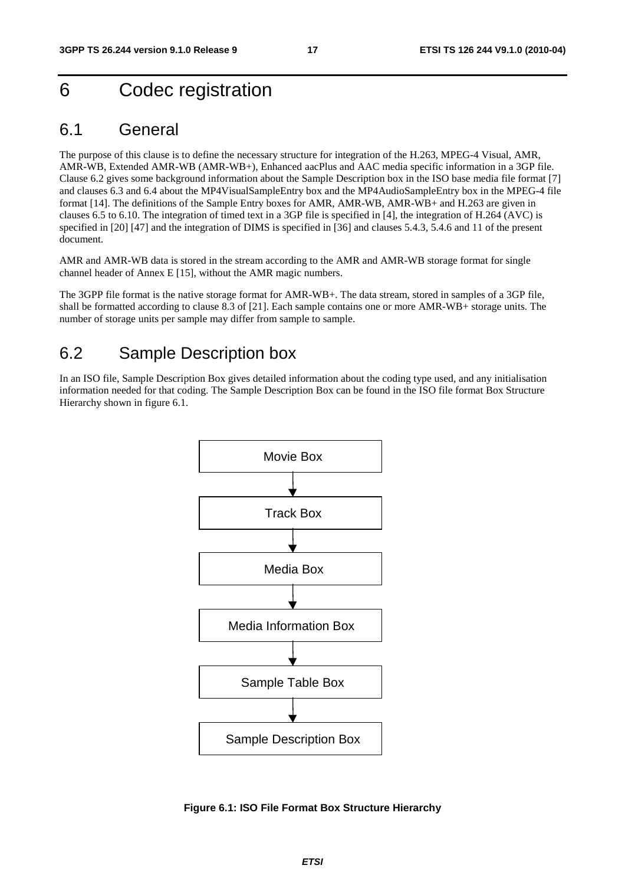# 6 Codec registration

## 6.1 General

The purpose of this clause is to define the necessary structure for integration of the H.263, MPEG-4 Visual, AMR, AMR-WB, Extended AMR-WB (AMR-WB+), Enhanced aacPlus and AAC media specific information in a 3GP file. Clause 6.2 gives some background information about the Sample Description box in the ISO base media file format [7] and clauses 6.3 and 6.4 about the MP4VisualSampleEntry box and the MP4AudioSampleEntry box in the MPEG-4 file format [14]. The definitions of the Sample Entry boxes for AMR, AMR-WB, AMR-WB+ and H.263 are given in clauses 6.5 to 6.10. The integration of timed text in a 3GP file is specified in [4], the integration of H.264 (AVC) is specified in [20] [47] and the integration of DIMS is specified in [36] and clauses 5.4.3, 5.4.6 and 11 of the present document.

AMR and AMR-WB data is stored in the stream according to the AMR and AMR-WB storage format for single channel header of Annex E [15], without the AMR magic numbers.

The 3GPP file format is the native storage format for AMR-WB+. The data stream, stored in samples of a 3GP file, shall be formatted according to clause 8.3 of [21]. Each sample contains one or more AMR-WB+ storage units. The number of storage units per sample may differ from sample to sample.

## 6.2 Sample Description box

In an ISO file, Sample Description Box gives detailed information about the coding type used, and any initialisation information needed for that coding. The Sample Description Box can be found in the ISO file format Box Structure Hierarchy shown in figure 6.1.

```
Movie Box
    ↓
Track Box
    ↓
Media Box
    ↓
Media Information Box
    ↓
Sample Table Box
    ↓
Sample Description Box
```

**Figure 6.1: ISO File Format Box Structure Hierarchy**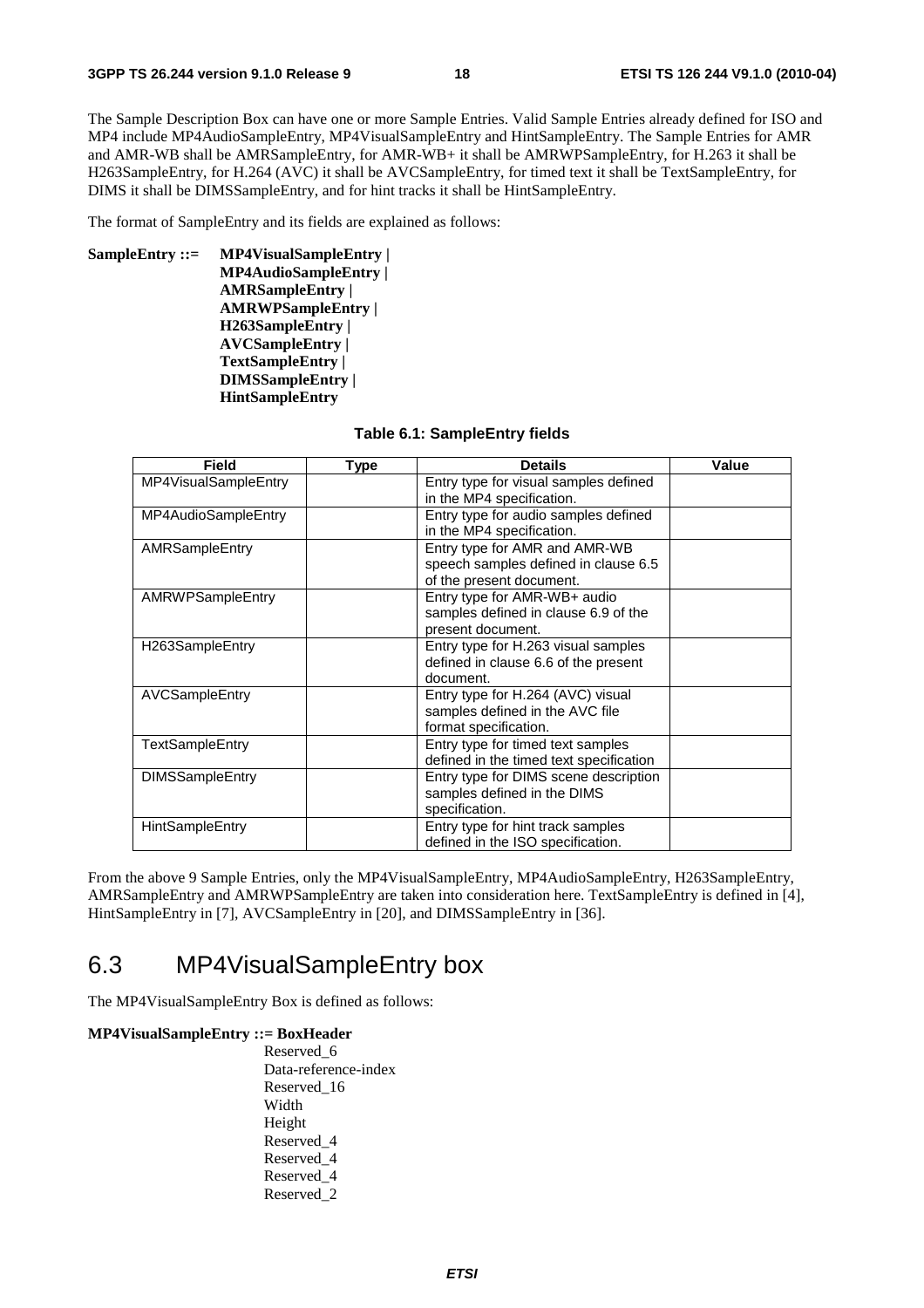The Sample Description Box can have one or more Sample Entries. Valid Sample Entries already defined for ISO and MP4 include MP4AudioSampleEntry, MP4VisualSampleEntry and HintSampleEntry. The Sample Entries for AMR and AMR-WB shall be AMRSampleEntry, for AMR-WB+ it shall be AMRWPSampleEntry, for H.263 it shall be H263SampleEntry, for H.264 (AVC) it shall be AVCSampleEntry, for timed text it shall be TextSampleEntry, for DIMS it shall be DIMSSampleEntry, and for hint tracks it shall be HintSampleEntry.

The format of SampleEntry and its fields are explained as follows:

**SampleEntry ::=** **MP4VisualSampleEntry |**
**MP4AudioSampleEntry |**
**AMRSampleEntry** |
**AMRWPSampleEntry** |
**H263SampleEntry |**
**AVCSampleEntry |**
**TextSampleEntry** |
**DIMSSampleEntry |**
**HintSampleEntry**

**Table 6.1: SampleEntry fields**

| Field | Type | Details | Value |
|---|---|---|---|
| MP4VisualSampleEntry | | Entry type for visual samples defined in the MP4 specification. | |
| MP4AudioSampleEntry | | Entry type for audio samples defined in the MP4 specification. | |
| AMRSampleEntry | | Entry type for AMR and AMR-WB speech samples defined in clause 6.5 of the present document. | |
| AMRWPSampleEntry | | Entry type for AMR-WB+ audio samples defined in clause 6.9 of the present document. | |
| H263SampleEntry | | Entry type for H.263 visual samples defined in clause 6.6 of the present document. | |
| AVCSampleEntry | | Entry type for H.264 (AVC) visual samples defined in the AVC file format specification. | |
| TextSampleEntry | | Entry type for timed text samples defined in the timed text specification | |
| DIMSSampleEntry | | Entry type for DIMS scene description samples defined in the DIMS specification. | |
| HintSampleEntry | | Entry type for hint track samples defined in the ISO specification. | |

From the above 9 Sample Entries, only the MP4VisualSampleEntry, MP4AudioSampleEntry, H263SampleEntry, AMRSampleEntry and AMRWPSampleEntry are taken into consideration here. TextSampleEntry is defined in [4], HintSampleEntry in [7], AVCSampleEntry in [20], and DIMSSampleEntry in [36].

## 6.3 MP4VisualSampleEntry box

The MP4VisualSampleEntry Box is defined as follows:

**MP4VisualSampleEntry ::= BoxHeader**
Reserved_6
Data-reference-index
Reserved_16
Width
Height
Reserved_4
Reserved_4
Reserved_4
Reserved_2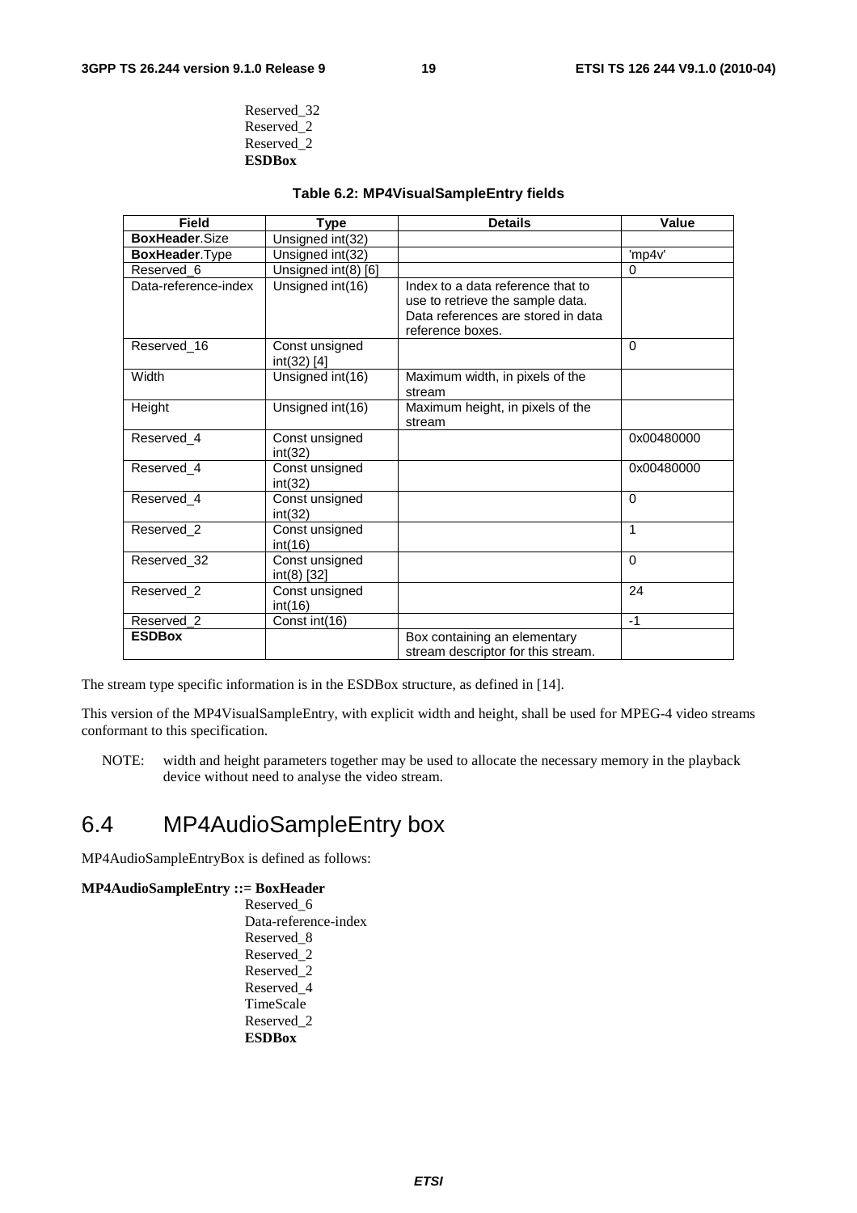Reserved_32
Reserved_2
Reserved_2
**ESDBox**

**Table 6.2: MP4VisualSampleEntry fields**

| Field | Type | Details | Value |
|---|---|---|---|
| **BoxHeader**.Size | Unsigned int(32) | | |
| **BoxHeader**.Type | Unsigned int(32) | | 'mp4v' |
| Reserved_6 | Unsigned int(8) [6] | | 0 |
| Data-reference-index | Unsigned int(16) | Index to a data reference that to use to retrieve the sample data. Data references are stored in data reference boxes. | |
| Reserved_16 | Const unsigned int(32) [4] | | 0 |
| Width | Unsigned int(16) | Maximum width, in pixels of the stream | |
| Height | Unsigned int(16) | Maximum height, in pixels of the stream | |
| Reserved_4 | Const unsigned int(32) | | 0x00480000 |
| Reserved_4 | Const unsigned int(32) | | 0x00480000 |
| Reserved_4 | Const unsigned int(32) | | 0 |
| Reserved_2 | Const unsigned int(16) | | 1 |
| Reserved_32 | Const unsigned int(8) [32] | | 0 |
| Reserved_2 | Const unsigned int(16) | | 24 |
| Reserved_2 | Const int(16) | | -1 |
| **ESDBox** | | Box containing an elementary stream descriptor for this stream. | |

The stream type specific information is in the ESDBox structure, as defined in [14].

This version of the MP4VisualSampleEntry, with explicit width and height, shall be used for MPEG-4 video streams conformant to this specification.

NOTE: width and height parameters together may be used to allocate the necessary memory in the playback device without need to analyse the video stream.

## 6.4 MP4AudioSampleEntry box

MP4AudioSampleEntryBox is defined as follows:

**MP4AudioSampleEntry ::= BoxHeader**
Reserved_6
Data-reference-index
Reserved_8
Reserved_2
Reserved_2
Reserved_4
TimeScale
Reserved_2
**ESDBox**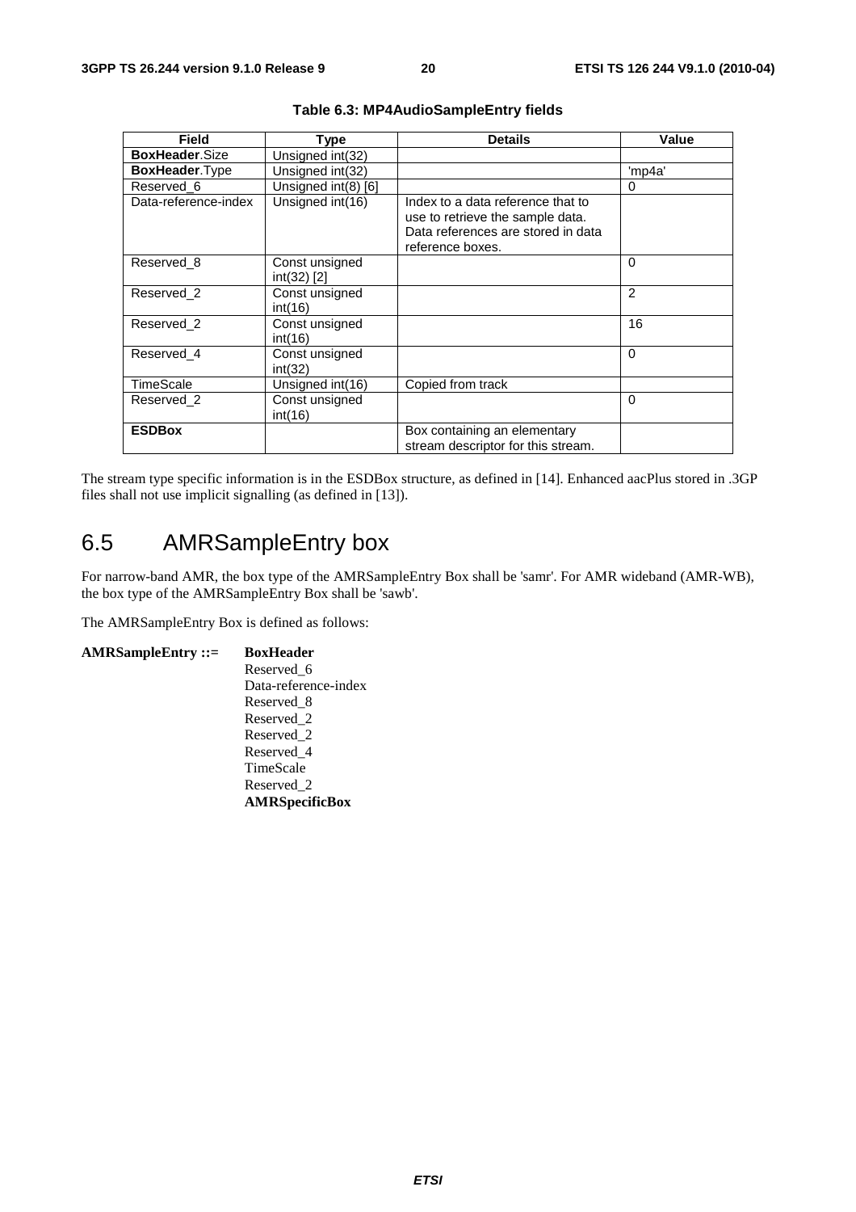**Table 6.3: MP4AudioSampleEntry fields**

| Field | Type | Details | Value |
|---|---|---|---|
| **BoxHeader**.Size | Unsigned int(32) | | |
| **BoxHeader**.Type | Unsigned int(32) | | 'mp4a' |
| Reserved_6 | Unsigned int(8) [6] | | 0 |
| Data-reference-index | Unsigned int(16) | Index to a data reference that to use to retrieve the sample data. Data references are stored in data reference boxes. | |
| Reserved_8 | Const unsigned int(32) [2] | | 0 |
| Reserved_2 | Const unsigned int(16) | | 2 |
| Reserved_2 | Const unsigned int(16) | | 16 |
| Reserved_4 | Const unsigned int(32) | | 0 |
| TimeScale | Unsigned int(16) | Copied from track | |
| Reserved_2 | Const unsigned int(16) | | 0 |
| **ESDBox** | | Box containing an elementary stream descriptor for this stream. | |

The stream type specific information is in the ESDBox structure, as defined in [14]. Enhanced aacPlus stored in .3GP files shall not use implicit signalling (as defined in [13]).

## 6.5 AMRSampleEntry box

For narrow-band AMR, the box type of the AMRSampleEntry Box shall be 'samr'. For AMR wideband (AMR-WB), the box type of the AMRSampleEntry Box shall be 'sawb'.

The AMRSampleEntry Box is defined as follows:

**AMRSampleEntry ::=** **BoxHeader**
Reserved_6
Data-reference-index
Reserved_8
Reserved_2
Reserved_2
Reserved_4
TimeScale
Reserved_2
**AMRSpecificBox**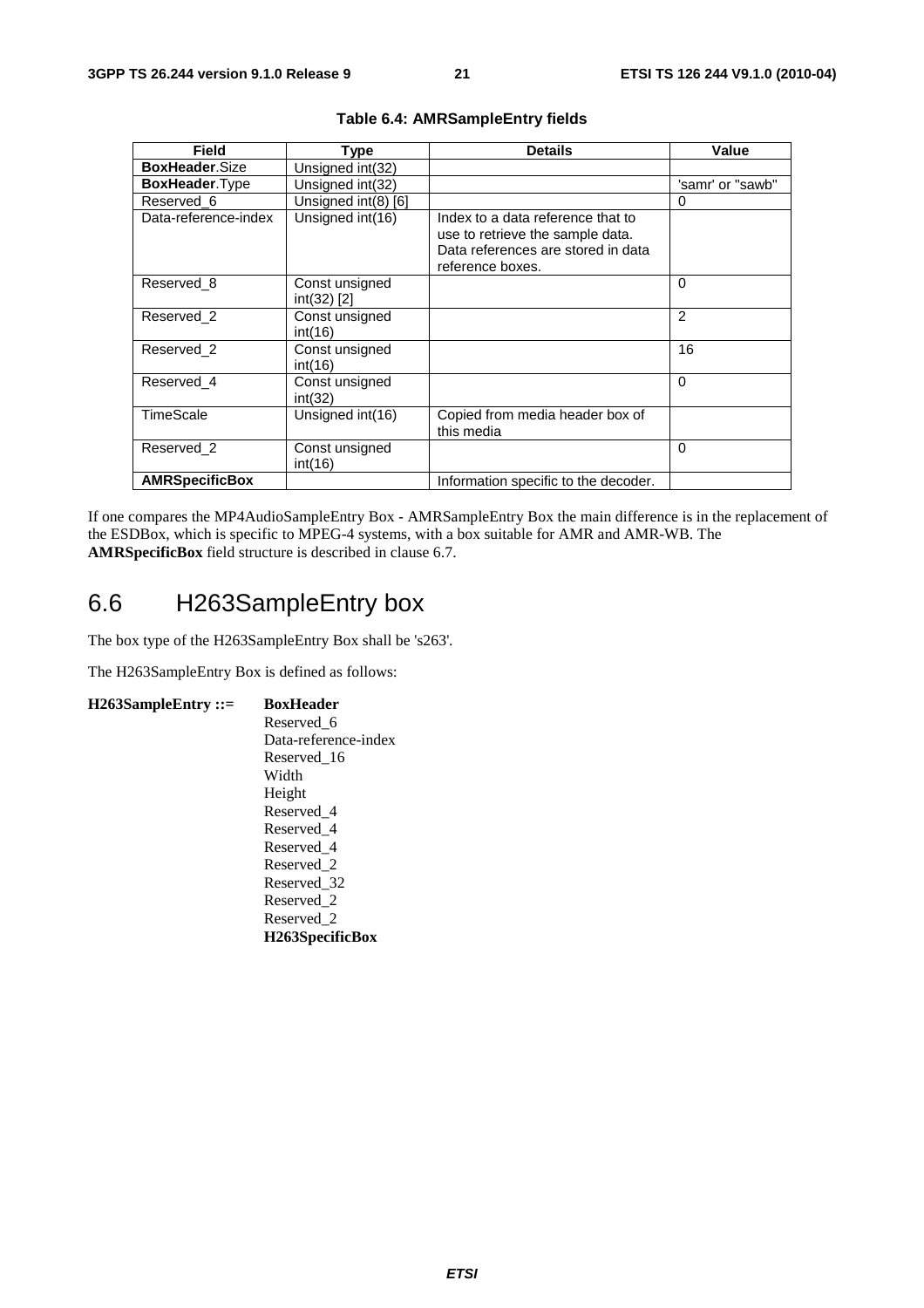**Table 6.4: AMRSampleEntry fields**

| Field | Type | Details | Value |
|---|---|---|---|
| **BoxHeader**.Size | Unsigned int(32) | | |
| **BoxHeader**.Type | Unsigned int(32) | | 'samr' or "sawb" |
| Reserved_6 | Unsigned int(8) [6] | | 0 |
| Data-reference-index | Unsigned int(16) | Index to a data reference that to use to retrieve the sample data. Data references are stored in data reference boxes. | |
| Reserved_8 | Const unsigned int(32) [2] | | 0 |
| Reserved_2 | Const unsigned int(16) | | 2 |
| Reserved_2 | Const unsigned int(16) | | 16 |
| Reserved_4 | Const unsigned int(32) | | 0 |
| TimeScale | Unsigned int(16) | Copied from media header box of this media | |
| Reserved_2 | Const unsigned int(16) | | 0 |
| **AMRSpecificBox** | | Information specific to the decoder. | |

If one compares the MP4AudioSampleEntry Box - AMRSampleEntry Box the main difference is in the replacement of the ESDBox, which is specific to MPEG-4 systems, with a box suitable for AMR and AMR-WB. The **AMRSpecificBox** field structure is described in clause 6.7.

## 6.6 H263SampleEntry box

The box type of the H263SampleEntry Box shall be 's263'.

The H263SampleEntry Box is defined as follows:

**H263SampleEntry ::=** **BoxHeader**
Reserved_6
Data-reference-index
Reserved_16
Width
Height
Reserved_4
Reserved_4
Reserved_4
Reserved_2
Reserved_32
Reserved_2
Reserved_2
**H263SpecificBox**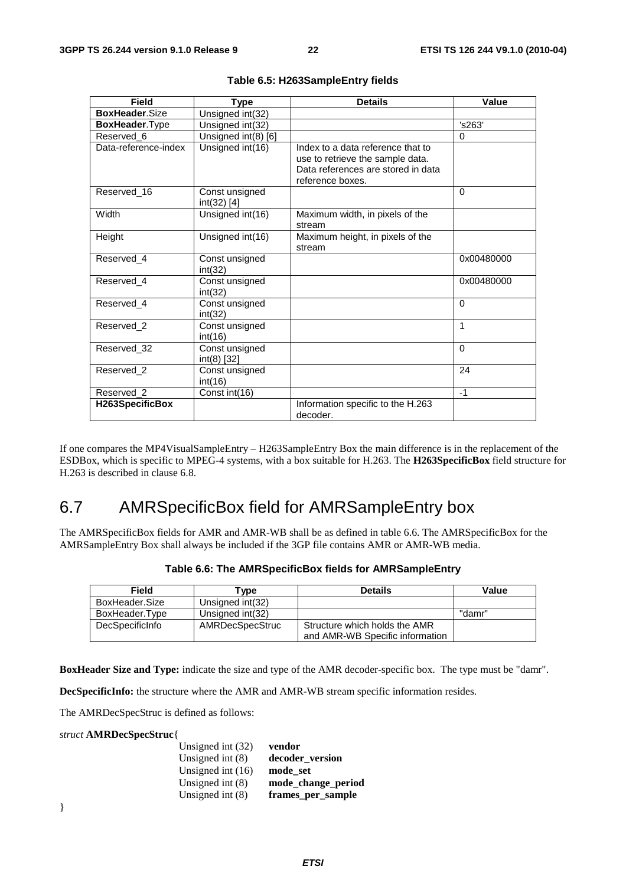**Table 6.5: H263SampleEntry fields**

| Field | Type | Details | Value |
|---|---|---|---|
| **BoxHeader**.Size | Unsigned int(32) | | |
| **BoxHeader**.Type | Unsigned int(32) | | 's263' |
| Reserved_6 | Unsigned int(8) [6] | | 0 |
| Data-reference-index | Unsigned int(16) | Index to a data reference that to use to retrieve the sample data. Data references are stored in data reference boxes. | |
| Reserved_16 | Const unsigned int(32) [4] | | 0 |
| Width | Unsigned int(16) | Maximum width, in pixels of the stream | |
| Height | Unsigned int(16) | Maximum height, in pixels of the stream | |
| Reserved_4 | Const unsigned int(32) | | 0x00480000 |
| Reserved_4 | Const unsigned int(32) | | 0x00480000 |
| Reserved_4 | Const unsigned int(32) | | 0 |
| Reserved_2 | Const unsigned int(16) | | 1 |
| Reserved_32 | Const unsigned int(8) [32] | | 0 |
| Reserved_2 | Const unsigned int(16) | | 24 |
| Reserved_2 | Const int(16) | | -1 |
| **H263SpecificBox** | | Information specific to the H.263 decoder. | |

If one compares the MP4VisualSampleEntry – H263SampleEntry Box the main difference is in the replacement of the ESDBox, which is specific to MPEG-4 systems, with a box suitable for H.263. The **H263SpecificBox** field structure for H.263 is described in clause 6.8.

## 6.7 AMRSpecificBox field for AMRSampleEntry box

The AMRSpecificBox fields for AMR and AMR-WB shall be as defined in table 6.6. The AMRSpecificBox for the AMRSampleEntry Box shall always be included if the 3GP file contains AMR or AMR-WB media.

**Table 6.6: The AMRSpecificBox fields for AMRSampleEntry**

| Field | Type | Details | Value |
|---|---|---|---|
| BoxHeader.Size | Unsigned int(32) | | |
| BoxHeader.Type | Unsigned int(32) | | "damr" |
| DecSpecificInfo | AMRDecSpecStruc | Structure which holds the AMR and AMR-WB Specific information | |

**BoxHeader Size and Type:** indicate the size and type of the AMR decoder-specific box. The type must be "damr".

**DecSpecificInfo:** the structure where the AMR and AMR-WB stream specific information resides.

The AMRDecSpecStruc is defined as follows:

*struct* **AMRDecSpecStruc**{

```
        Unsigned int (32)    vendor
        Unsigned int (8)     decoder_version
        Unsigned int (16)    mode_set
        Unsigned int (8)     mode_change_period
        Unsigned int (8)     frames_per_sample
}
```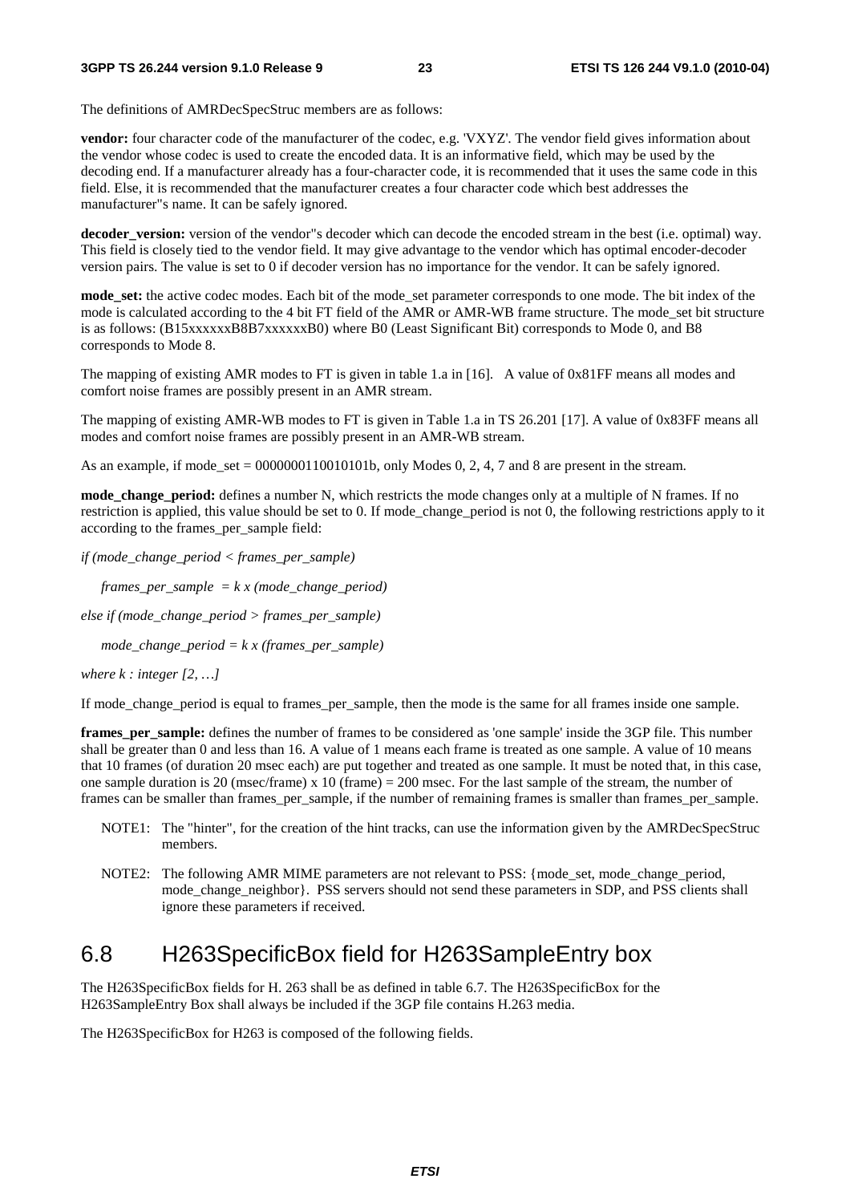The definitions of AMRDecSpecStruc members are as follows:

**vendor:** four character code of the manufacturer of the codec, e.g. 'VXYZ'. The vendor field gives information about the vendor whose codec is used to create the encoded data. It is an informative field, which may be used by the decoding end. If a manufacturer already has a four-character code, it is recommended that it uses the same code in this field. Else, it is recommended that the manufacturer creates a four character code which best addresses the manufacturer"s name. It can be safely ignored.

**decoder_version:** version of the vendor"s decoder which can decode the encoded stream in the best (i.e. optimal) way. This field is closely tied to the vendor field. It may give advantage to the vendor which has optimal encoder-decoder version pairs. The value is set to 0 if decoder version has no importance for the vendor. It can be safely ignored.

**mode_set:** the active codec modes. Each bit of the mode_set parameter corresponds to one mode. The bit index of the mode is calculated according to the 4 bit FT field of the AMR or AMR-WB frame structure. The mode_set bit structure is as follows: (B15xxxxxxB8B7xxxxxxB0) where B0 (Least Significant Bit) corresponds to Mode 0, and B8 corresponds to Mode 8.

The mapping of existing AMR modes to FT is given in table 1.a in [16]. A value of 0x81FF means all modes and comfort noise frames are possibly present in an AMR stream.

The mapping of existing AMR-WB modes to FT is given in Table 1.a in TS 26.201 [17]. A value of 0x83FF means all modes and comfort noise frames are possibly present in an AMR-WB stream.

As an example, if mode_set = 0000000110010101b, only Modes 0, 2, 4, 7 and 8 are present in the stream.

**mode_change_period:** defines a number N, which restricts the mode changes only at a multiple of N frames. If no restriction is applied, this value should be set to 0. If mode_change_period is not 0, the following restrictions apply to it according to the frames_per_sample field:

*if (mode_change_period < frames_per_sample)*

*frames_per_sample = k x (mode_change_period)*

*else if (mode_change_period > frames_per_sample)*

*mode_change_period = k x (frames_per_sample)*

*where k : integer [2, …]*

If mode_change_period is equal to frames_per_sample, then the mode is the same for all frames inside one sample.

**frames_per_sample:** defines the number of frames to be considered as 'one sample' inside the 3GP file. This number shall be greater than 0 and less than 16. A value of 1 means each frame is treated as one sample. A value of 10 means that 10 frames (of duration 20 msec each) are put together and treated as one sample. It must be noted that, in this case, one sample duration is 20 (msec/frame) x 10 (frame) = 200 msec. For the last sample of the stream, the number of frames can be smaller than frames_per_sample, if the number of remaining frames is smaller than frames_per_sample.

NOTE1: The "hinter", for the creation of the hint tracks, can use the information given by the AMRDecSpecStruc members.

NOTE2: The following AMR MIME parameters are not relevant to PSS: {mode_set, mode_change_period, mode_change_neighbor}. PSS servers should not send these parameters in SDP, and PSS clients shall ignore these parameters if received.

## 6.8 H263SpecificBox field for H263SampleEntry box

The H263SpecificBox fields for H. 263 shall be as defined in table 6.7. The H263SpecificBox for the H263SampleEntry Box shall always be included if the 3GP file contains H.263 media.

The H263SpecificBox for H263 is composed of the following fields.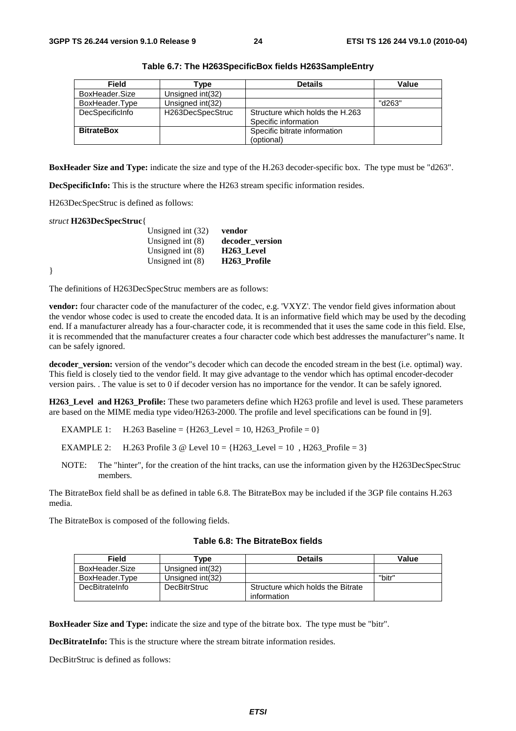**Table 6.7: The H263SpecificBox fields H263SampleEntry**

| Field | Type | Details | Value |
|---|---|---|---|
| BoxHeader.Size | Unsigned int(32) | | |
| BoxHeader.Type | Unsigned int(32) | | "d263" |
| DecSpecificInfo | H263DecSpecStruc | Structure which holds the H.263 Specific information | |
| **BitrateBox** | | Specific bitrate information (optional) | |

**BoxHeader Size and Type:** indicate the size and type of the H.263 decoder-specific box. The type must be "d263".

**DecSpecificInfo:** This is the structure where the H263 stream specific information resides.

H263DecSpecStruc is defined as follows:

*struct* **H263DecSpecStruc**{

```
    Unsigned int (32)    vendor
    Unsigned int (8)     decoder_version
    Unsigned int (8)     H263_Level
    Unsigned int (8)     H263_Profile
}
```

The definitions of H263DecSpecStruc members are as follows:

**vendor:** four character code of the manufacturer of the codec, e.g. 'VXYZ'. The vendor field gives information about the vendor whose codec is used to create the encoded data. It is an informative field which may be used by the decoding end. If a manufacturer already has a four-character code, it is recommended that it uses the same code in this field. Else, it is recommended that the manufacturer creates a four character code which best addresses the manufacturer"s name. It can be safely ignored.

**decoder_version:** version of the vendor"s decoder which can decode the encoded stream in the best (i.e. optimal) way. This field is closely tied to the vendor field. It may give advantage to the vendor which has optimal encoder-decoder version pairs. . The value is set to 0 if decoder version has no importance for the vendor. It can be safely ignored.

**H263_Level and H263_Profile:** These two parameters define which H263 profile and level is used. These parameters are based on the MIME media type video/H263-2000. The profile and level specifications can be found in [9].

EXAMPLE 1: H.263 Baseline = {H263_Level = 10, H263_Profile = 0}

EXAMPLE 2: H.263 Profile 3 @ Level 10 = {H263_Level = 10 , H263_Profile = 3}

NOTE: The "hinter", for the creation of the hint tracks, can use the information given by the H263DecSpecStruc members.

The BitrateBox field shall be as defined in table 6.8. The BitrateBox may be included if the 3GP file contains H.263 media.

The BitrateBox is composed of the following fields.

**Table 6.8: The BitrateBox fields**

| Field | Type | Details | Value |
|---|---|---|---|
| BoxHeader.Size | Unsigned int(32) | | |
| BoxHeader.Type | Unsigned int(32) | | "bitr" |
| DecBitrateInfo | DecBitrStruc | Structure which holds the Bitrate information | |

**BoxHeader Size and Type:** indicate the size and type of the bitrate box. The type must be "bitr".

**DecBitrateInfo:** This is the structure where the stream bitrate information resides.

DecBitrStruc is defined as follows: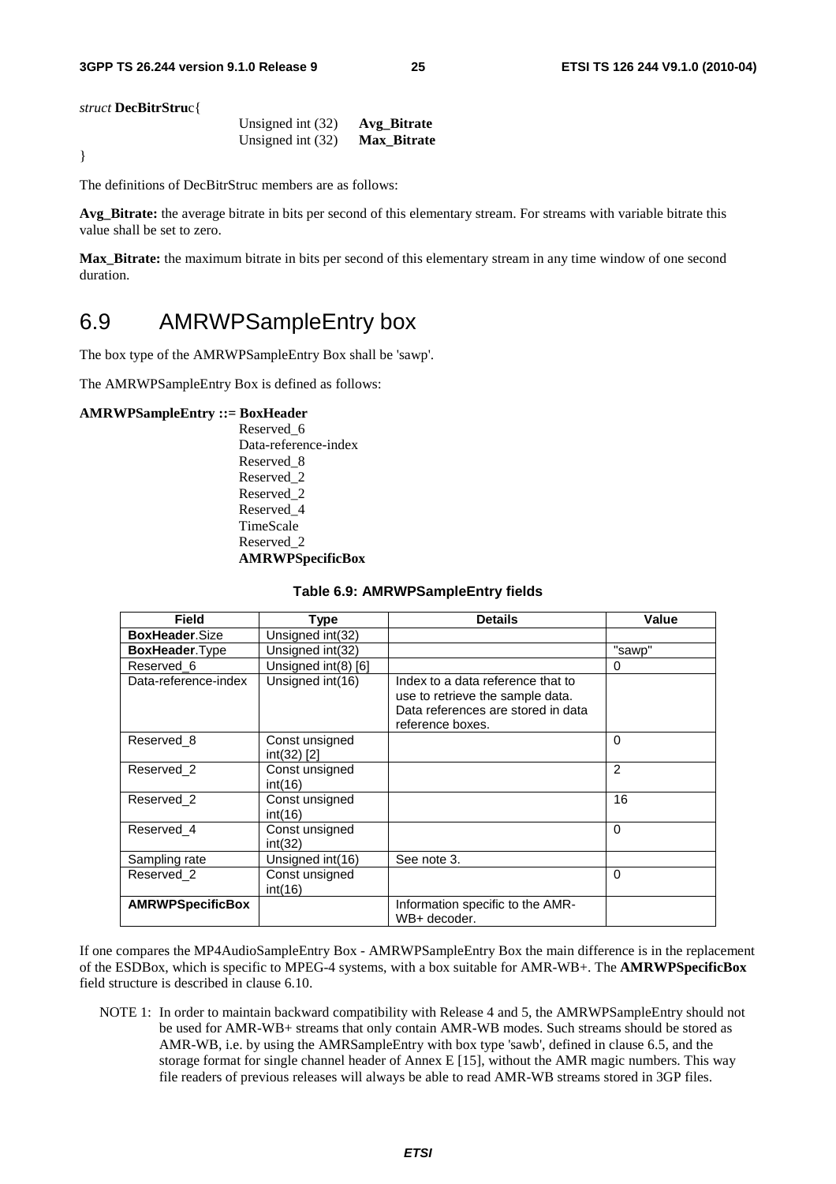*struct* **DecBitrStruc**{

Unsigned int (32) **Avg_Bitrate**
Unsigned int (32) **Max_Bitrate**

}

The definitions of DecBitrStruc members are as follows:

**Avg_Bitrate:** the average bitrate in bits per second of this elementary stream. For streams with variable bitrate this value shall be set to zero.

**Max_Bitrate:** the maximum bitrate in bits per second of this elementary stream in any time window of one second duration.

# 6.9 AMRWPSampleEntry box

The box type of the AMRWPSampleEntry Box shall be 'sawp'.

The AMRWPSampleEntry Box is defined as follows:

**AMRWPSampleEntry ::= BoxHeader**
Reserved_6
Data-reference-index
Reserved_8
Reserved_2
Reserved_2
Reserved_4
TimeScale
Reserved_2
**AMRWPSpecificBox**

**Table 6.9: AMRWPSampleEntry fields**

| Field | Type | Details | Value |
|---|---|---|---|
| **BoxHeader**.Size | Unsigned int(32) | | |
| **BoxHeader**.Type | Unsigned int(32) | | "sawp" |
| Reserved_6 | Unsigned int(8) [6] | | 0 |
| Data-reference-index | Unsigned int(16) | Index to a data reference that to use to retrieve the sample data. Data references are stored in data reference boxes. | |
| Reserved_8 | Const unsigned int(32) [2] | | 0 |
| Reserved_2 | Const unsigned int(16) | | 2 |
| Reserved_2 | Const unsigned int(16) | | 16 |
| Reserved_4 | Const unsigned int(32) | | 0 |
| Sampling rate | Unsigned int(16) | See note 3. | |
| Reserved_2 | Const unsigned int(16) | | 0 |
| **AMRWPSpecificBox** | | Information specific to the AMR-WB+ decoder. | |

If one compares the MP4AudioSampleEntry Box - AMRWPSampleEntry Box the main difference is in the replacement of the ESDBox, which is specific to MPEG-4 systems, with a box suitable for AMR-WB+. The **AMRWPSpecificBox** field structure is described in clause 6.10.

NOTE 1: In order to maintain backward compatibility with Release 4 and 5, the AMRWPSampleEntry should not be used for AMR-WB+ streams that only contain AMR-WB modes. Such streams should be stored as AMR-WB, i.e. by using the AMRSampleEntry with box type 'sawb', defined in clause 6.5, and the storage format for single channel header of Annex E [15], without the AMR magic numbers. This way file readers of previous releases will always be able to read AMR-WB streams stored in 3GP files.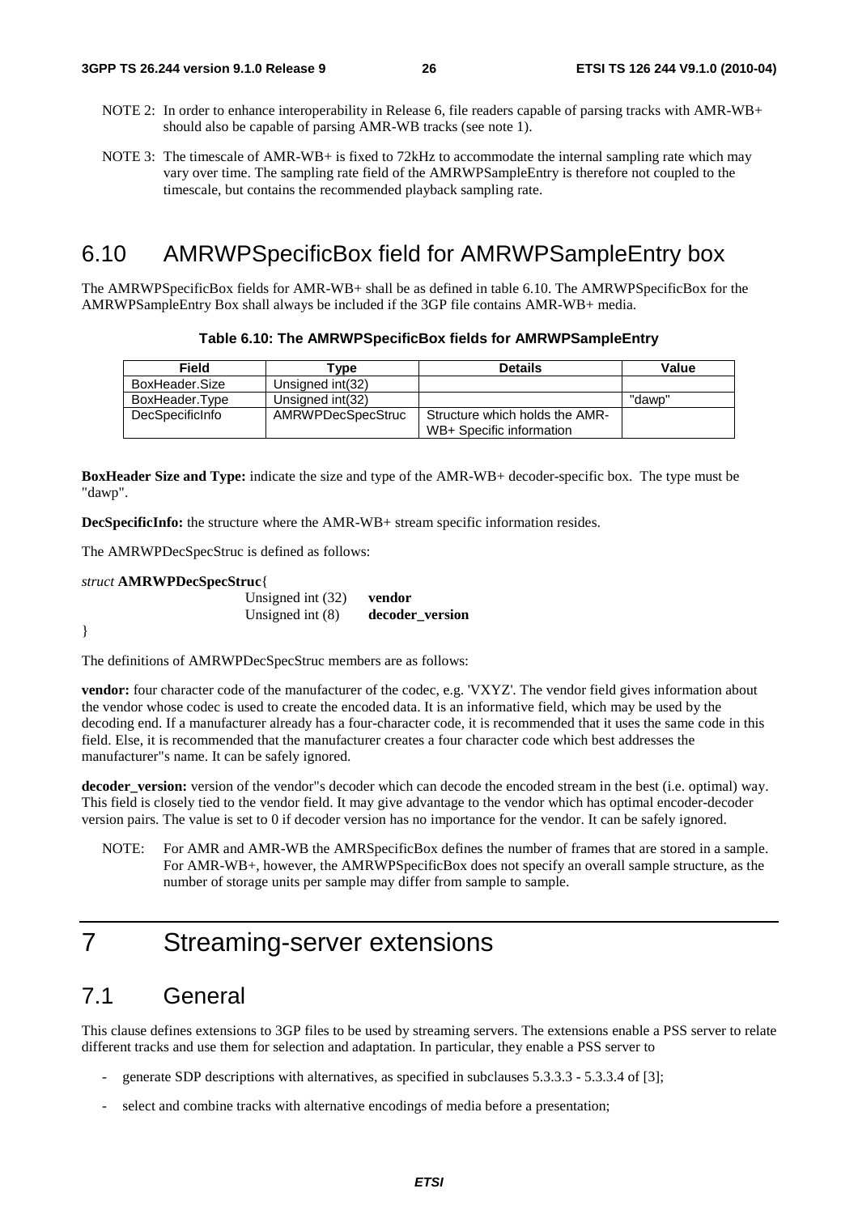NOTE 2: In order to enhance interoperability in Release 6, file readers capable of parsing tracks with AMR-WB+ should also be capable of parsing AMR-WB tracks (see note 1).

NOTE 3: The timescale of AMR-WB+ is fixed to 72kHz to accommodate the internal sampling rate which may vary over time. The sampling rate field of the AMRWPSampleEntry is therefore not coupled to the timescale, but contains the recommended playback sampling rate.

## 6.10 AMRWPSpecificBox field for AMRWPSampleEntry box

The AMRWPSpecificBox fields for AMR-WB+ shall be as defined in table 6.10. The AMRWPSpecificBox for the AMRWPSampleEntry Box shall always be included if the 3GP file contains AMR-WB+ media.

**Table 6.10: The AMRWPSpecificBox fields for AMRWPSampleEntry**

| Field | Type | Details | Value |
|---|---|---|---|
| BoxHeader.Size | Unsigned int(32) | | |
| BoxHeader.Type | Unsigned int(32) | | "dawp" |
| DecSpecificInfo | AMRWPDecSpecStruc | Structure which holds the AMR-WB+ Specific information | |

**BoxHeader Size and Type:** indicate the size and type of the AMR-WB+ decoder-specific box. The type must be "dawp".

**DecSpecificInfo:** the structure where the AMR-WB+ stream specific information resides.

The AMRWPDecSpecStruc is defined as follows:

```
struct AMRWPDecSpecStruc{
        Unsigned int (32)    vendor
        Unsigned int (8)     decoder_version
}
```

The definitions of AMRWPDecSpecStruc members are as follows:

**vendor:** four character code of the manufacturer of the codec, e.g. 'VXYZ'. The vendor field gives information about the vendor whose codec is used to create the encoded data. It is an informative field, which may be used by the decoding end. If a manufacturer already has a four-character code, it is recommended that it uses the same code in this field. Else, it is recommended that the manufacturer creates a four character code which best addresses the manufacturer"s name. It can be safely ignored.

**decoder_version:** version of the vendor"s decoder which can decode the encoded stream in the best (i.e. optimal) way. This field is closely tied to the vendor field. It may give advantage to the vendor which has optimal encoder-decoder version pairs. The value is set to 0 if decoder version has no importance for the vendor. It can be safely ignored.

NOTE: For AMR and AMR-WB the AMRSpecificBox defines the number of frames that are stored in a sample. For AMR-WB+, however, the AMRWPSpecificBox does not specify an overall sample structure, as the number of storage units per sample may differ from sample to sample.

# 7 Streaming-server extensions

## 7.1 General

This clause defines extensions to 3GP files to be used by streaming servers. The extensions enable a PSS server to relate different tracks and use them for selection and adaptation. In particular, they enable a PSS server to

- generate SDP descriptions with alternatives, as specified in subclauses 5.3.3.3 - 5.3.3.4 of [3];
- select and combine tracks with alternative encodings of media before a presentation;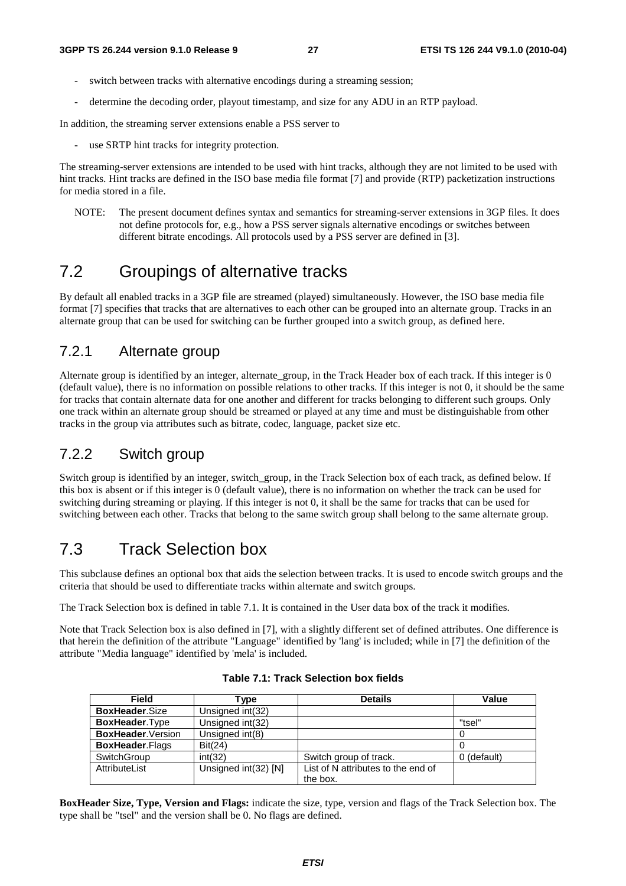- switch between tracks with alternative encodings during a streaming session;
- determine the decoding order, playout timestamp, and size for any ADU in an RTP payload.

In addition, the streaming server extensions enable a PSS server to

- use SRTP hint tracks for integrity protection.

The streaming-server extensions are intended to be used with hint tracks, although they are not limited to be used with hint tracks. Hint tracks are defined in the ISO base media file format [7] and provide (RTP) packetization instructions for media stored in a file.

NOTE: The present document defines syntax and semantics for streaming-server extensions in 3GP files. It does not define protocols for, e.g., how a PSS server signals alternative encodings or switches between different bitrate encodings. All protocols used by a PSS server are defined in [3].

# 7.2 Groupings of alternative tracks

By default all enabled tracks in a 3GP file are streamed (played) simultaneously. However, the ISO base media file format [7] specifies that tracks that are alternatives to each other can be grouped into an alternate group. Tracks in an alternate group that can be used for switching can be further grouped into a switch group, as defined here.

## 7.2.1 Alternate group

Alternate group is identified by an integer, alternate_group, in the Track Header box of each track. If this integer is 0 (default value), there is no information on possible relations to other tracks. If this integer is not 0, it should be the same for tracks that contain alternate data for one another and different for tracks belonging to different such groups. Only one track within an alternate group should be streamed or played at any time and must be distinguishable from other tracks in the group via attributes such as bitrate, codec, language, packet size etc.

## 7.2.2 Switch group

Switch group is identified by an integer, switch_group, in the Track Selection box of each track, as defined below. If this box is absent or if this integer is 0 (default value), there is no information on whether the track can be used for switching during streaming or playing. If this integer is not 0, it shall be the same for tracks that can be used for switching between each other. Tracks that belong to the same switch group shall belong to the same alternate group.

# 7.3 Track Selection box

This subclause defines an optional box that aids the selection between tracks. It is used to encode switch groups and the criteria that should be used to differentiate tracks within alternate and switch groups.

The Track Selection box is defined in table 7.1. It is contained in the User data box of the track it modifies.

Note that Track Selection box is also defined in [7], with a slightly different set of defined attributes. One difference is that herein the definition of the attribute "Language" identified by 'lang' is included; while in [7] the definition of the attribute "Media language" identified by 'mela' is included.

**Table 7.1: Track Selection box fields**

| Field | Type | Details | Value |
|---|---|---|---|
| **BoxHeader**.Size | Unsigned int(32) | | |
| **BoxHeader**.Type | Unsigned int(32) | | "tsel" |
| **BoxHeader**.Version | Unsigned int(8) | | 0 |
| **BoxHeader**.Flags | Bit(24) | | 0 |
| SwitchGroup | int(32) | Switch group of track. | 0 (default) |
| AttributeList | Unsigned int(32) [N] | List of N attributes to the end of the box. | |

**BoxHeader Size, Type, Version and Flags:** indicate the size, type, version and flags of the Track Selection box. The type shall be "tsel" and the version shall be 0. No flags are defined.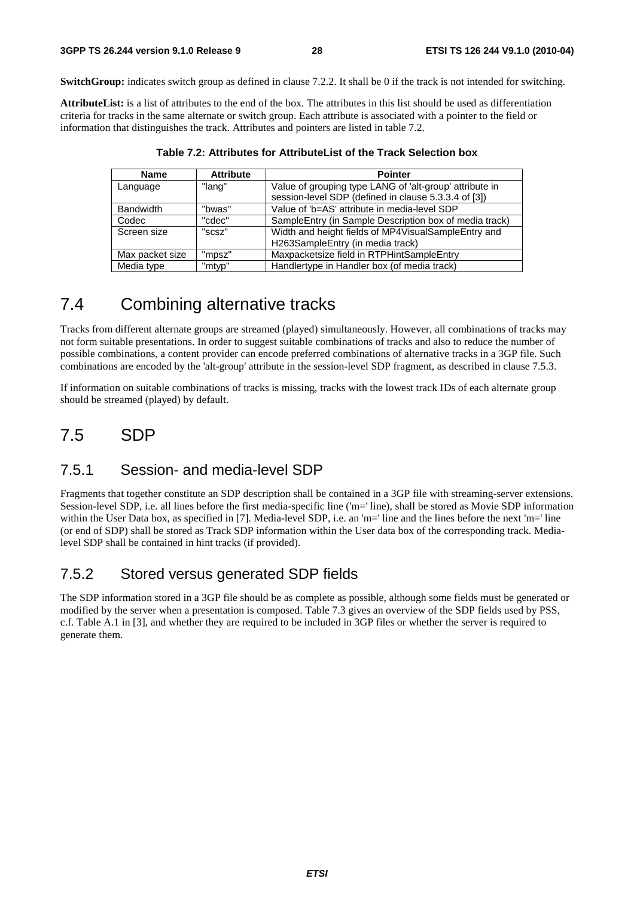**SwitchGroup:** indicates switch group as defined in clause 7.2.2. It shall be 0 if the track is not intended for switching.

**AttributeList:** is a list of attributes to the end of the box. The attributes in this list should be used as differentiation criteria for tracks in the same alternate or switch group. Each attribute is associated with a pointer to the field or information that distinguishes the track. Attributes and pointers are listed in table 7.2.

**Table 7.2: Attributes for AttributeList of the Track Selection box**

| Name | Attribute | Pointer |
|---|---|---|
| Language | "lang" | Value of grouping type LANG of 'alt-group' attribute in session-level SDP (defined in clause 5.3.3.4 of [3]) |
| Bandwidth | "bwas" | Value of 'b=AS' attribute in media-level SDP |
| Codec | "cdec" | SampleEntry (in Sample Description box of media track) |
| Screen size | "scsz" | Width and height fields of MP4VisualSampleEntry and H263SampleEntry (in media track) |
| Max packet size | "mpsz" | Maxpacketsize field in RTPHintSampleEntry |
| Media type | "mtyp" | Handlertype in Handler box (of media track) |

# 7.4 Combining alternative tracks

Tracks from different alternate groups are streamed (played) simultaneously. However, all combinations of tracks may not form suitable presentations. In order to suggest suitable combinations of tracks and also to reduce the number of possible combinations, a content provider can encode preferred combinations of alternative tracks in a 3GP file. Such combinations are encoded by the 'alt-group' attribute in the session-level SDP fragment, as described in clause 7.5.3.

If information on suitable combinations of tracks is missing, tracks with the lowest track IDs of each alternate group should be streamed (played) by default.

# 7.5 SDP

## 7.5.1 Session- and media-level SDP

Fragments that together constitute an SDP description shall be contained in a 3GP file with streaming-server extensions. Session-level SDP, i.e. all lines before the first media-specific line ('m=' line), shall be stored as Movie SDP information within the User Data box, as specified in [7]. Media-level SDP, i.e. an 'm=' line and the lines before the next 'm=' line (or end of SDP) shall be stored as Track SDP information within the User data box of the corresponding track. Media-level SDP shall be contained in hint tracks (if provided).

## 7.5.2 Stored versus generated SDP fields

The SDP information stored in a 3GP file should be as complete as possible, although some fields must be generated or modified by the server when a presentation is composed. Table 7.3 gives an overview of the SDP fields used by PSS, c.f. Table A.1 in [3], and whether they are required to be included in 3GP files or whether the server is required to generate them.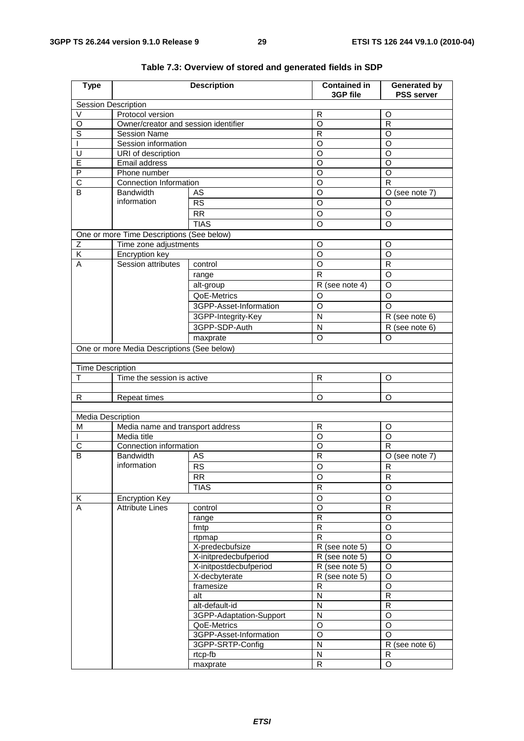**Table 7.3: Overview of stored and generated fields in SDP**

| Type | Description | | Contained in 3GP file | Generated by PSS server |
|---|---|---|---|---|
| Session Description | | | | |
| V | Protocol version | | R | O |
| O | Owner/creator and session identifier | | O | R |
| S | Session Name | | R | O |
| I | Session information | | O | O |
| U | URI of description | | O | O |
| E | Email address | | O | O |
| P | Phone number | | O | O |
| C | Connection Information | | O | R |
| B | Bandwidth information | AS | O | O (see note 7) |
| | | RS | O | O |
| | | RR | O | O |
| | | TIAS | O | O |
| One or more Time Descriptions (See below) | | | | |
| Z | Time zone adjustments | | O | O |
| K | Encryption key | | O | O |
| A | Session attributes | control | O | R |
| | | range | R | O |
| | | alt-group | R (see note 4) | O |
| | | QoE-Metrics | O | O |
| | | 3GPP-Asset-Information | O | O |
| | | 3GPP-Integrity-Key | N | R (see note 6) |
| | | 3GPP-SDP-Auth | N | R (see note 6) |
| | | maxprate | O | O |
| One or more Media Descriptions (See below) | | | | |
| | | | | |
| Time Description | | | | |
| T | Time the session is active | | R | O |
| | | | | |
| R | Repeat times | | O | O |
| | | | | |
| Media Description | | | | |
| M | Media name and transport address | | R | O |
| I | Media title | | O | O |
| C | Connection information | | O | R |
| B | Bandwidth information | AS | R | O (see note 7) |
| | | RS | O | R |
| | | RR | O | R |
| | | TIAS | R | O |
| K | Encryption Key | | O | O |
| A | Attribute Lines | control | O | R |
| | | range | R | O |
| | | fmtp | R | O |
| | | rtpmap | R | O |
| | | X-predecbufsize | R (see note 5) | O |
| | | X-initpredecbufperiod | R (see note 5) | O |
| | | X-initpostdecbufperiod | R (see note 5) | O |
| | | X-decbyterate | R (see note 5) | O |
| | | framesize | R | O |
| | | alt | N | R |
| | | alt-default-id | N | R |
| | | 3GPP-Adaptation-Support | N | O |
| | | QoE-Metrics | O | O |
| | | 3GPP-Asset-Information | O | O |
| | | 3GPP-SRTP-Config | N | R (see note 6) |
| | | rtcp-fb | N | R |
| | | maxprate | R | O |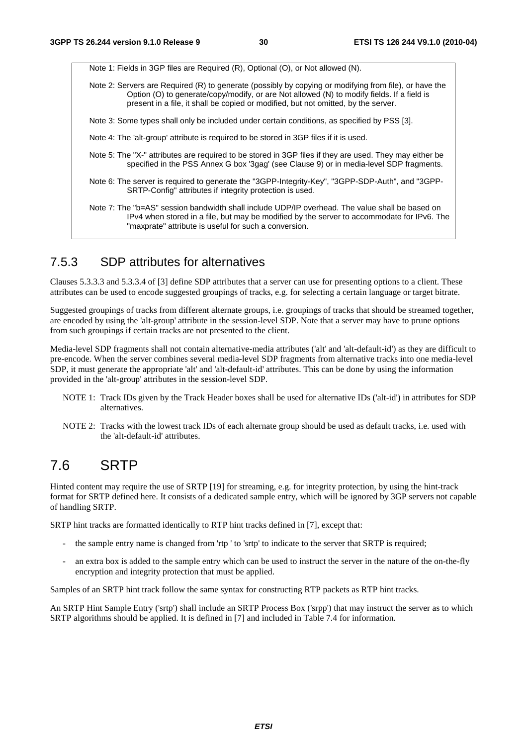Note 1: Fields in 3GP files are Required (R), Optional (O), or Not allowed (N).

Note 2: Servers are Required (R) to generate (possibly by copying or modifying from file), or have the Option (O) to generate/copy/modify, or are Not allowed (N) to modify fields. If a field is present in a file, it shall be copied or modified, but not omitted, by the server.

Note 3: Some types shall only be included under certain conditions, as specified by PSS [3].

Note 4: The 'alt-group' attribute is required to be stored in 3GP files if it is used.

Note 5: The "X-" attributes are required to be stored in 3GP files if they are used. They may either be specified in the PSS Annex G box '3gag' (see Clause 9) or in media-level SDP fragments.

Note 6: The server is required to generate the "3GPP-Integrity-Key", "3GPP-SDP-Auth", and "3GPP-SRTP-Config" attributes if integrity protection is used.

Note 7: The "b=AS" session bandwidth shall include UDP/IP overhead. The value shall be based on IPv4 when stored in a file, but may be modified by the server to accommodate for IPv6. The "maxprate" attribute is useful for such a conversion.

### 7.5.3 SDP attributes for alternatives

Clauses 5.3.3.3 and 5.3.3.4 of [3] define SDP attributes that a server can use for presenting options to a client. These attributes can be used to encode suggested groupings of tracks, e.g. for selecting a certain language or target bitrate.

Suggested groupings of tracks from different alternate groups, i.e. groupings of tracks that should be streamed together, are encoded by using the 'alt-group' attribute in the session-level SDP. Note that a server may have to prune options from such groupings if certain tracks are not presented to the client.

Media-level SDP fragments shall not contain alternative-media attributes ('alt' and 'alt-default-id') as they are difficult to pre-encode. When the server combines several media-level SDP fragments from alternative tracks into one media-level SDP, it must generate the appropriate 'alt' and 'alt-default-id' attributes. This can be done by using the information provided in the 'alt-group' attributes in the session-level SDP.

NOTE 1: Track IDs given by the Track Header boxes shall be used for alternative IDs ('alt-id') in attributes for SDP alternatives.

NOTE 2: Tracks with the lowest track IDs of each alternate group should be used as default tracks, i.e. used with the 'alt-default-id' attributes.

## 7.6 SRTP

Hinted content may require the use of SRTP [19] for streaming, e.g. for integrity protection, by using the hint-track format for SRTP defined here. It consists of a dedicated sample entry, which will be ignored by 3GP servers not capable of handling SRTP.

SRTP hint tracks are formatted identically to RTP hint tracks defined in [7], except that:

- the sample entry name is changed from 'rtp ' to 'srtp' to indicate to the server that SRTP is required;
- an extra box is added to the sample entry which can be used to instruct the server in the nature of the on-the-fly encryption and integrity protection that must be applied.

Samples of an SRTP hint track follow the same syntax for constructing RTP packets as RTP hint tracks.

An SRTP Hint Sample Entry ('srtp') shall include an SRTP Process Box ('srpp') that may instruct the server as to which SRTP algorithms should be applied. It is defined in [7] and included in Table 7.4 for information.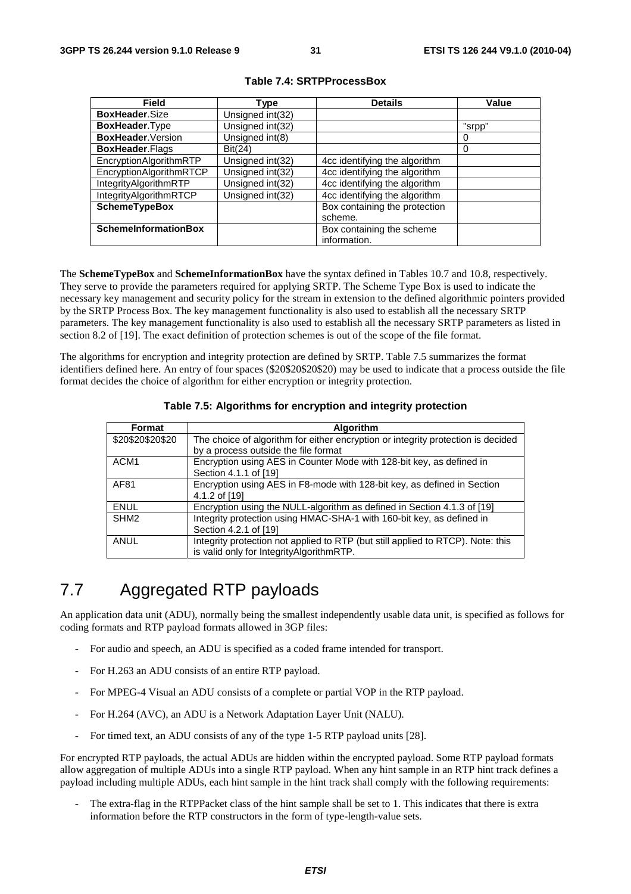**Table 7.4: SRTPProcessBox**

| Field | Type | Details | Value |
|---|---|---|---|
| **BoxHeader**.Size | Unsigned int(32) | | |
| **BoxHeader**.Type | Unsigned int(32) | | "srpp" |
| **BoxHeader**.Version | Unsigned int(8) | | 0 |
| **BoxHeader**.Flags | Bit(24) | | 0 |
| EncryptionAlgorithmRTP | Unsigned int(32) | 4cc identifying the algorithm | |
| EncryptionAlgorithmRTCP | Unsigned int(32) | 4cc identifying the algorithm | |
| IntegrityAlgorithmRTP | Unsigned int(32) | 4cc identifying the algorithm | |
| IntegrityAlgorithmRTCP | Unsigned int(32) | 4cc identifying the algorithm | |
| **SchemeTypeBox** | | Box containing the protection scheme. | |
| **SchemeInformationBox** | | Box containing the scheme information. | |

The **SchemeTypeBox** and **SchemeInformationBox** have the syntax defined in Tables 10.7 and 10.8, respectively. They serve to provide the parameters required for applying SRTP. The Scheme Type Box is used to indicate the necessary key management and security policy for the stream in extension to the defined algorithmic pointers provided by the SRTP Process Box. The key management functionality is also used to establish all the necessary SRTP parameters. The key management functionality is also used to establish all the necessary SRTP parameters as listed in section 8.2 of [19]. The exact definition of protection schemes is out of the scope of the file format.

The algorithms for encryption and integrity protection are defined by SRTP. Table 7.5 summarizes the format identifiers defined here. An entry of four spaces ($20$20$20$20) may be used to indicate that a process outside the file format decides the choice of algorithm for either encryption or integrity protection.

**Table 7.5: Algorithms for encryption and integrity protection**

| Format | Algorithm |
|---|---|
| $20$20$20$20 | The choice of algorithm for either encryption or integrity protection is decided by a process outside the file format |
| ACM1 | Encryption using AES in Counter Mode with 128-bit key, as defined in Section 4.1.1 of [19] |
| AF81 | Encryption using AES in F8-mode with 128-bit key, as defined in Section 4.1.2 of [19] |
| ENUL | Encryption using the NULL-algorithm as defined in Section 4.1.3 of [19] |
| SHM2 | Integrity protection using HMAC-SHA-1 with 160-bit key, as defined in Section 4.2.1 of [19] |
| ANUL | Integrity protection not applied to RTP (but still applied to RTCP). Note: this is valid only for IntegrityAlgorithmRTP. |

# 7.7 Aggregated RTP payloads

An application data unit (ADU), normally being the smallest independently usable data unit, is specified as follows for coding formats and RTP payload formats allowed in 3GP files:

- For audio and speech, an ADU is specified as a coded frame intended for transport.
- For H.263 an ADU consists of an entire RTP payload.
- For MPEG-4 Visual an ADU consists of a complete or partial VOP in the RTP payload.
- For H.264 (AVC), an ADU is a Network Adaptation Layer Unit (NALU).
- For timed text, an ADU consists of any of the type 1-5 RTP payload units [28].

For encrypted RTP payloads, the actual ADUs are hidden within the encrypted payload. Some RTP payload formats allow aggregation of multiple ADUs into a single RTP payload. When any hint sample in an RTP hint track defines a payload including multiple ADUs, each hint sample in the hint track shall comply with the following requirements:

- The extra-flag in the RTPPacket class of the hint sample shall be set to 1. This indicates that there is extra information before the RTP constructors in the form of type-length-value sets.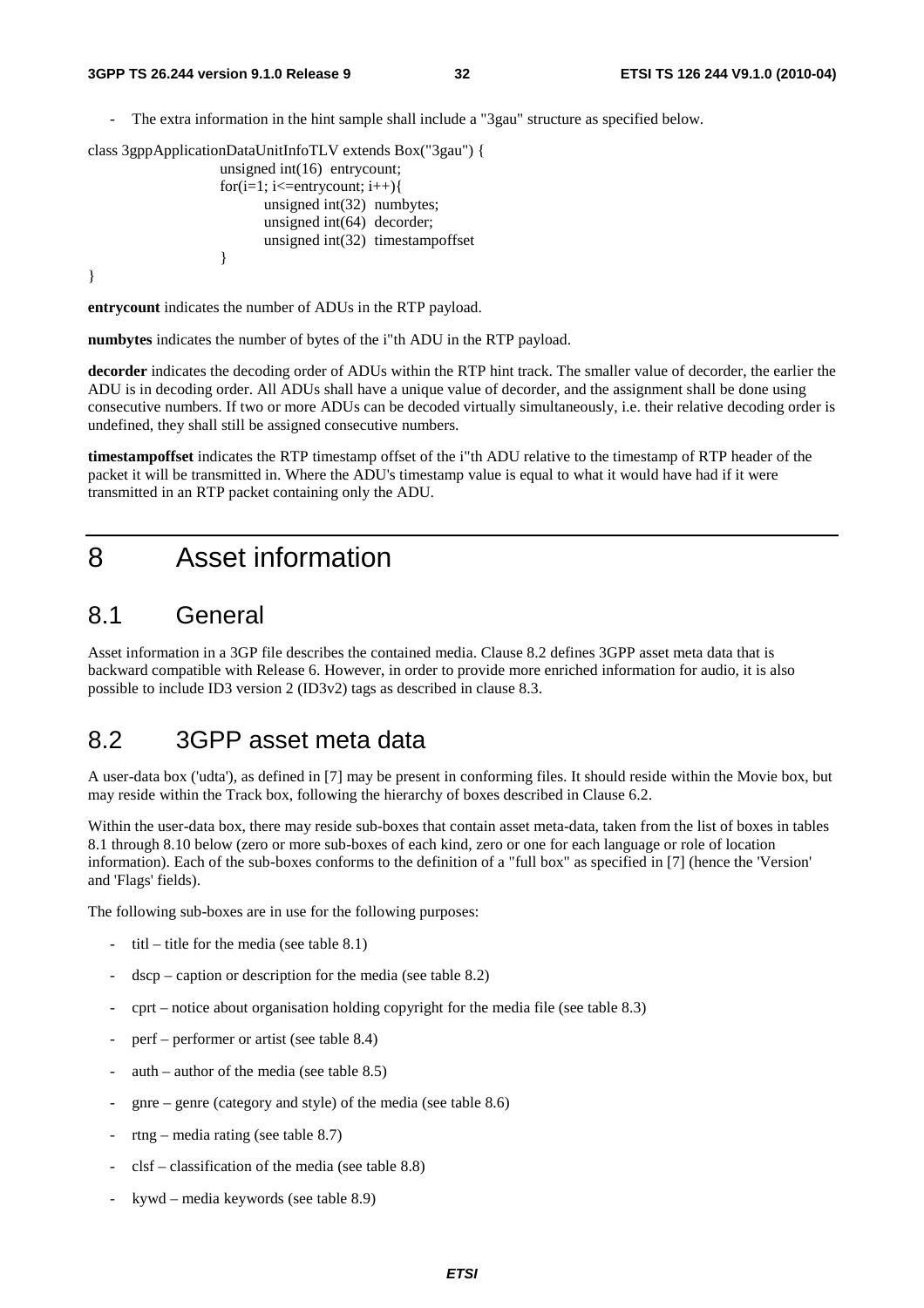- The extra information in the hint sample shall include a "3gau" structure as specified below.

```
class 3gppApplicationDataUnitInfoTLV extends Box("3gau") {
        unsigned int(16)  entrycount;
        for(i=1; i<=entrycount; i++){
            unsigned int(32)  numbytes;
            unsigned int(64)  decorder;
            unsigned int(32)  timestampoffset
        }
}
```

**entrycount** indicates the number of ADUs in the RTP payload.

**numbytes** indicates the number of bytes of the i"th ADU in the RTP payload.

**decorder** indicates the decoding order of ADUs within the RTP hint track. The smaller value of decorder, the earlier the ADU is in decoding order. All ADUs shall have a unique value of decorder, and the assignment shall be done using consecutive numbers. If two or more ADUs can be decoded virtually simultaneously, i.e. their relative decoding order is undefined, they shall still be assigned consecutive numbers.

**timestampoffset** indicates the RTP timestamp offset of the i"th ADU relative to the timestamp of RTP header of the packet it will be transmitted in. Where the ADU's timestamp value is equal to what it would have had if it were transmitted in an RTP packet containing only the ADU.

# 8 Asset information

## 8.1 General

Asset information in a 3GP file describes the contained media. Clause 8.2 defines 3GPP asset meta data that is backward compatible with Release 6. However, in order to provide more enriched information for audio, it is also possible to include ID3 version 2 (ID3v2) tags as described in clause 8.3.

## 8.2 3GPP asset meta data

A user-data box ('udta'), as defined in [7] may be present in conforming files. It should reside within the Movie box, but may reside within the Track box, following the hierarchy of boxes described in Clause 6.2.

Within the user-data box, there may reside sub-boxes that contain asset meta-data, taken from the list of boxes in tables 8.1 through 8.10 below (zero or more sub-boxes of each kind, zero or one for each language or role of location information). Each of the sub-boxes conforms to the definition of a "full box" as specified in [7] (hence the 'Version' and 'Flags' fields).

The following sub-boxes are in use for the following purposes:

- titl – title for the media (see table 8.1)
- dscp – caption or description for the media (see table 8.2)
- cprt – notice about organisation holding copyright for the media file (see table 8.3)
- perf – performer or artist (see table 8.4)
- auth – author of the media (see table 8.5)
- gnre – genre (category and style) of the media (see table 8.6)
- rtng – media rating (see table 8.7)
- clsf – classification of the media (see table 8.8)
- kywd – media keywords (see table 8.9)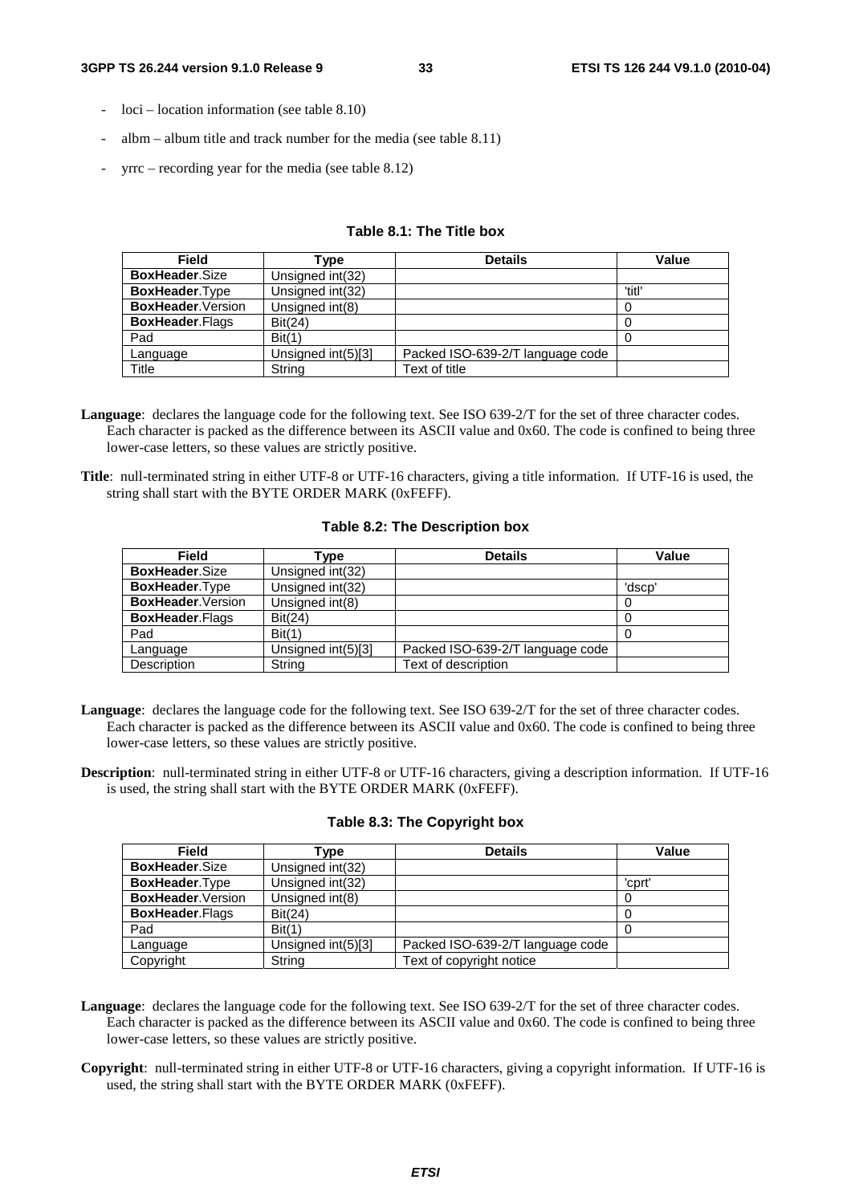- loci – location information (see table 8.10)
- albm – album title and track number for the media (see table 8.11)
- yrrc – recording year for the media (see table 8.12)

**Table 8.1: The Title box**

| Field | Type | Details | Value |
|---|---|---|---|
| **BoxHeader**.Size | Unsigned int(32) | | |
| **BoxHeader**.Type | Unsigned int(32) | | 'titl' |
| **BoxHeader**.Version | Unsigned int(8) | | 0 |
| **BoxHeader**.Flags | Bit(24) | | 0 |
| Pad | Bit(1) | | 0 |
| Language | Unsigned int(5)[3] | Packed ISO-639-2/T language code | |
| Title | String | Text of title | |

**Language**: declares the language code for the following text. See ISO 639-2/T for the set of three character codes. Each character is packed as the difference between its ASCII value and 0x60. The code is confined to being three lower-case letters, so these values are strictly positive.

**Title**: null-terminated string in either UTF-8 or UTF-16 characters, giving a title information. If UTF-16 is used, the string shall start with the BYTE ORDER MARK (0xFEFF).

**Table 8.2: The Description box**

| Field | Type | Details | Value |
|---|---|---|---|
| **BoxHeader**.Size | Unsigned int(32) | | |
| **BoxHeader**.Type | Unsigned int(32) | | 'dscp' |
| **BoxHeader**.Version | Unsigned int(8) | | 0 |
| **BoxHeader**.Flags | Bit(24) | | 0 |
| Pad | Bit(1) | | 0 |
| Language | Unsigned int(5)[3] | Packed ISO-639-2/T language code | |
| Description | String | Text of description | |

**Language**: declares the language code for the following text. See ISO 639-2/T for the set of three character codes. Each character is packed as the difference between its ASCII value and 0x60. The code is confined to being three lower-case letters, so these values are strictly positive.

**Description**: null-terminated string in either UTF-8 or UTF-16 characters, giving a description information. If UTF-16 is used, the string shall start with the BYTE ORDER MARK (0xFEFF).

**Table 8.3: The Copyright box**

| Field | Type | Details | Value |
|---|---|---|---|
| **BoxHeader**.Size | Unsigned int(32) | | |
| **BoxHeader**.Type | Unsigned int(32) | | 'cprt' |
| **BoxHeader**.Version | Unsigned int(8) | | 0 |
| **BoxHeader**.Flags | Bit(24) | | 0 |
| Pad | Bit(1) | | 0 |
| Language | Unsigned int(5)[3] | Packed ISO-639-2/T language code | |
| Copyright | String | Text of copyright notice | |

**Language**: declares the language code for the following text. See ISO 639-2/T for the set of three character codes. Each character is packed as the difference between its ASCII value and 0x60. The code is confined to being three lower-case letters, so these values are strictly positive.

**Copyright**: null-terminated string in either UTF-8 or UTF-16 characters, giving a copyright information. If UTF-16 is used, the string shall start with the BYTE ORDER MARK (0xFEFF).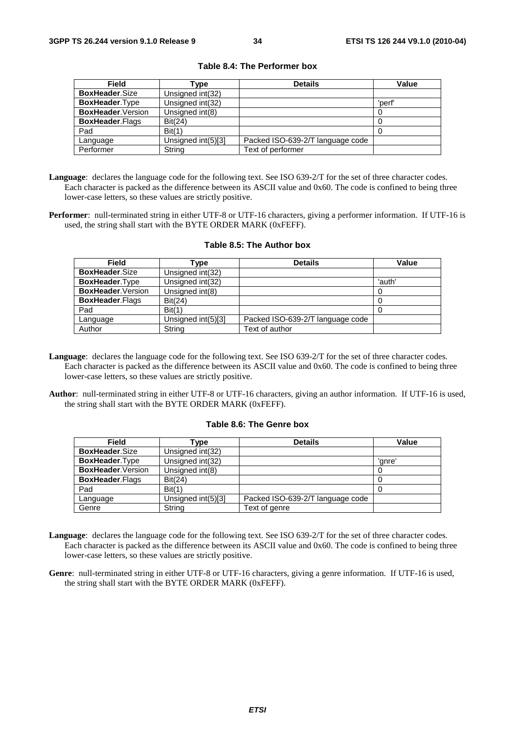**Table 8.4: The Performer box**

| Field | Type | Details | Value |
|---|---|---|---|
| **BoxHeader**.Size | Unsigned int(32) | | |
| **BoxHeader**.Type | Unsigned int(32) | | 'perf' |
| **BoxHeader**.Version | Unsigned int(8) | | 0 |
| **BoxHeader**.Flags | Bit(24) | | 0 |
| Pad | Bit(1) | | 0 |
| Language | Unsigned int(5)[3] | Packed ISO-639-2/T language code | |
| Performer | String | Text of performer | |

**Language**: declares the language code for the following text. See ISO 639-2/T for the set of three character codes. Each character is packed as the difference between its ASCII value and 0x60. The code is confined to being three lower-case letters, so these values are strictly positive.

**Performer**: null-terminated string in either UTF-8 or UTF-16 characters, giving a performer information. If UTF-16 is used, the string shall start with the BYTE ORDER MARK (0xFEFF).

**Table 8.5: The Author box**

| Field | Type | Details | Value |
|---|---|---|---|
| **BoxHeader**.Size | Unsigned int(32) | | |
| **BoxHeader**.Type | Unsigned int(32) | | 'auth' |
| **BoxHeader**.Version | Unsigned int(8) | | 0 |
| **BoxHeader**.Flags | Bit(24) | | 0 |
| Pad | Bit(1) | | 0 |
| Language | Unsigned int(5)[3] | Packed ISO-639-2/T language code | |
| Author | String | Text of author | |

**Language**: declares the language code for the following text. See ISO 639-2/T for the set of three character codes. Each character is packed as the difference between its ASCII value and 0x60. The code is confined to being three lower-case letters, so these values are strictly positive.

**Author**: null-terminated string in either UTF-8 or UTF-16 characters, giving an author information. If UTF-16 is used, the string shall start with the BYTE ORDER MARK (0xFEFF).

**Table 8.6: The Genre box**

| Field | Type | Details | Value |
|---|---|---|---|
| **BoxHeader**.Size | Unsigned int(32) | | |
| **BoxHeader**.Type | Unsigned int(32) | | 'gnre' |
| **BoxHeader**.Version | Unsigned int(8) | | 0 |
| **BoxHeader**.Flags | Bit(24) | | 0 |
| Pad | Bit(1) | | 0 |
| Language | Unsigned int(5)[3] | Packed ISO-639-2/T language code | |
| Genre | String | Text of genre | |

**Language**: declares the language code for the following text. See ISO 639-2/T for the set of three character codes. Each character is packed as the difference between its ASCII value and 0x60. The code is confined to being three lower-case letters, so these values are strictly positive.

**Genre**: null-terminated string in either UTF-8 or UTF-16 characters, giving a genre information. If UTF-16 is used, the string shall start with the BYTE ORDER MARK (0xFEFF).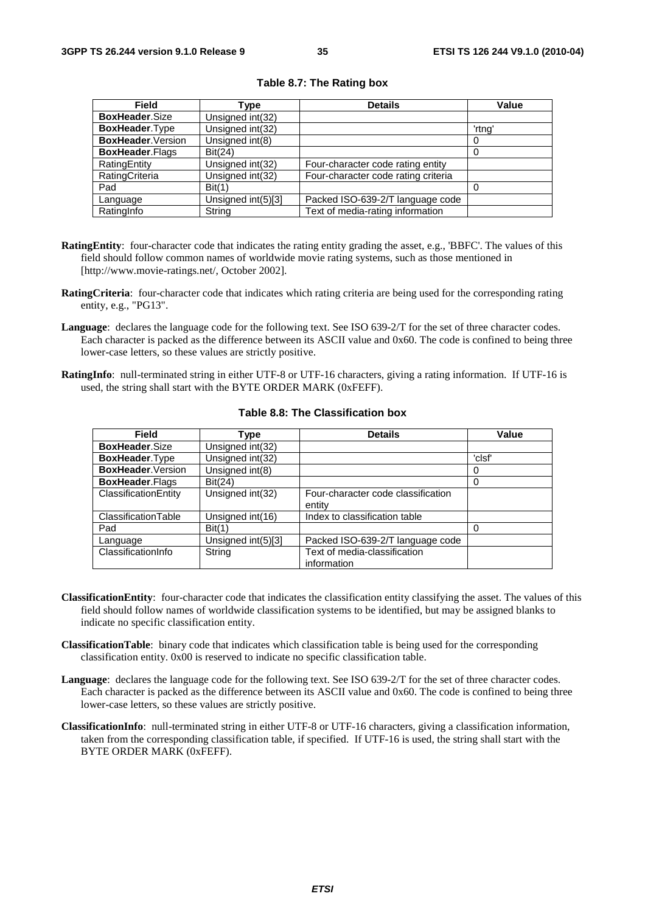**Table 8.7: The Rating box**

| Field | Type | Details | Value |
|---|---|---|---|
| **BoxHeader**.Size | Unsigned int(32) | | |
| **BoxHeader**.Type | Unsigned int(32) | | 'rtng' |
| **BoxHeader**.Version | Unsigned int(8) | | 0 |
| **BoxHeader**.Flags | Bit(24) | | 0 |
| RatingEntity | Unsigned int(32) | Four-character code rating entity | |
| RatingCriteria | Unsigned int(32) | Four-character code rating criteria | |
| Pad | Bit(1) | | 0 |
| Language | Unsigned int(5)[3] | Packed ISO-639-2/T language code | |
| RatingInfo | String | Text of media-rating information | |

**RatingEntity**: four-character code that indicates the rating entity grading the asset, e.g., 'BBFC'. The values of this field should follow common names of worldwide movie rating systems, such as those mentioned in [http://www.movie-ratings.net/, October 2002].

**RatingCriteria**: four-character code that indicates which rating criteria are being used for the corresponding rating entity, e.g., "PG13".

**Language**: declares the language code for the following text. See ISO 639-2/T for the set of three character codes. Each character is packed as the difference between its ASCII value and 0x60. The code is confined to being three lower-case letters, so these values are strictly positive.

**RatingInfo**: null-terminated string in either UTF-8 or UTF-16 characters, giving a rating information. If UTF-16 is used, the string shall start with the BYTE ORDER MARK (0xFEFF).

**Table 8.8: The Classification box**

| Field | Type | Details | Value |
|---|---|---|---|
| **BoxHeader**.Size | Unsigned int(32) | | |
| **BoxHeader**.Type | Unsigned int(32) | | 'clsf' |
| **BoxHeader**.Version | Unsigned int(8) | | 0 |
| **BoxHeader**.Flags | Bit(24) | | 0 |
| ClassificationEntity | Unsigned int(32) | Four-character code classification entity | |
| ClassificationTable | Unsigned int(16) | Index to classification table | |
| Pad | Bit(1) | | 0 |
| Language | Unsigned int(5)[3] | Packed ISO-639-2/T language code | |
| ClassificationInfo | String | Text of media-classification information | |

**ClassificationEntity**: four-character code that indicates the classification entity classifying the asset. The values of this field should follow names of worldwide classification systems to be identified, but may be assigned blanks to indicate no specific classification entity.

**ClassificationTable**: binary code that indicates which classification table is being used for the corresponding classification entity. 0x00 is reserved to indicate no specific classification table.

**Language**: declares the language code for the following text. See ISO 639-2/T for the set of three character codes. Each character is packed as the difference between its ASCII value and 0x60. The code is confined to being three lower-case letters, so these values are strictly positive.

**ClassificationInfo**: null-terminated string in either UTF-8 or UTF-16 characters, giving a classification information, taken from the corresponding classification table, if specified. If UTF-16 is used, the string shall start with the BYTE ORDER MARK (0xFEFF).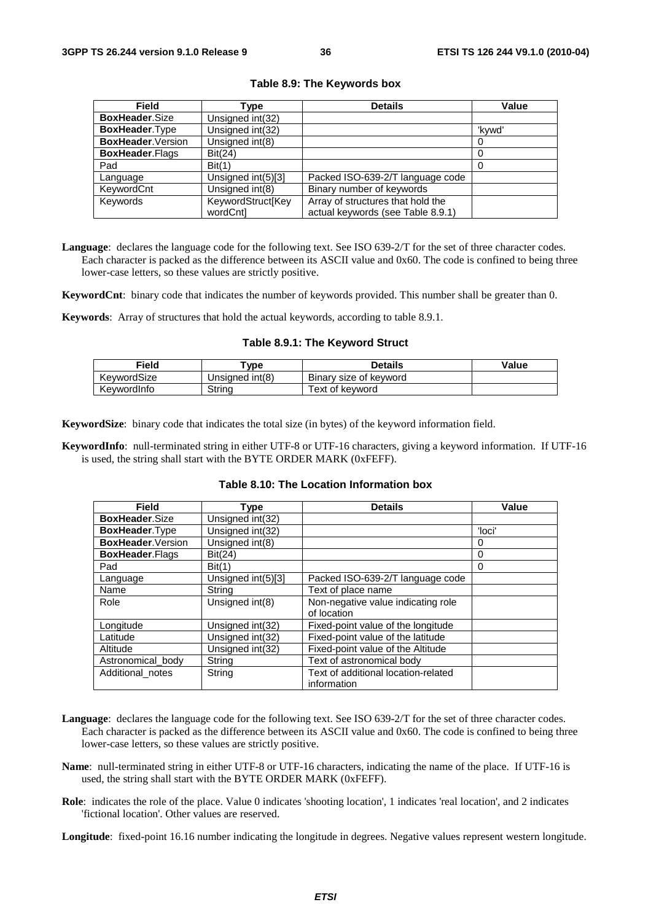**Table 8.9: The Keywords box**

| Field | Type | Details | Value |
|---|---|---|---|
| **BoxHeader**.Size | Unsigned int(32) | | |
| **BoxHeader**.Type | Unsigned int(32) | | 'kywd' |
| **BoxHeader**.Version | Unsigned int(8) | | 0 |
| **BoxHeader**.Flags | Bit(24) | | 0 |
| Pad | Bit(1) | | 0 |
| Language | Unsigned int(5)[3] | Packed ISO-639-2/T language code | |
| KeywordCnt | Unsigned int(8) | Binary number of keywords | |
| Keywords | KeywordStruct[KeywordCnt] | Array of structures that hold the actual keywords (see Table 8.9.1) | |

**Language**: declares the language code for the following text. See ISO 639-2/T for the set of three character codes. Each character is packed as the difference between its ASCII value and 0x60. The code is confined to being three lower-case letters, so these values are strictly positive.

**KeywordCnt**: binary code that indicates the number of keywords provided. This number shall be greater than 0.

**Keywords**: Array of structures that hold the actual keywords, according to table 8.9.1.

**Table 8.9.1: The Keyword Struct**

| Field | Type | Details | Value |
|---|---|---|---|
| KeywordSize | Unsigned int(8) | Binary size of keyword | |
| KeywordInfo | String | Text of keyword | |

**KeywordSize**: binary code that indicates the total size (in bytes) of the keyword information field.

**KeywordInfo**: null-terminated string in either UTF-8 or UTF-16 characters, giving a keyword information. If UTF-16 is used, the string shall start with the BYTE ORDER MARK (0xFEFF).

**Table 8.10: The Location Information box**

| Field | Type | Details | Value |
|---|---|---|---|
| **BoxHeader**.Size | Unsigned int(32) | | |
| **BoxHeader**.Type | Unsigned int(32) | | 'loci' |
| **BoxHeader**.Version | Unsigned int(8) | | 0 |
| **BoxHeader**.Flags | Bit(24) | | 0 |
| Pad | Bit(1) | | 0 |
| Language | Unsigned int(5)[3] | Packed ISO-639-2/T language code | |
| Name | String | Text of place name | |
| Role | Unsigned int(8) | Non-negative value indicating role of location | |
| Longitude | Unsigned int(32) | Fixed-point value of the longitude | |
| Latitude | Unsigned int(32) | Fixed-point value of the latitude | |
| Altitude | Unsigned int(32) | Fixed-point value of the Altitude | |
| Astronomical_body | String | Text of astronomical body | |
| Additional_notes | String | Text of additional location-related information | |

**Language**: declares the language code for the following text. See ISO 639-2/T for the set of three character codes. Each character is packed as the difference between its ASCII value and 0x60. The code is confined to being three lower-case letters, so these values are strictly positive.

**Name**: null-terminated string in either UTF-8 or UTF-16 characters, indicating the name of the place. If UTF-16 is used, the string shall start with the BYTE ORDER MARK (0xFEFF).

**Role**: indicates the role of the place. Value 0 indicates 'shooting location', 1 indicates 'real location', and 2 indicates 'fictional location'. Other values are reserved.

**Longitude**: fixed-point 16.16 number indicating the longitude in degrees. Negative values represent western longitude.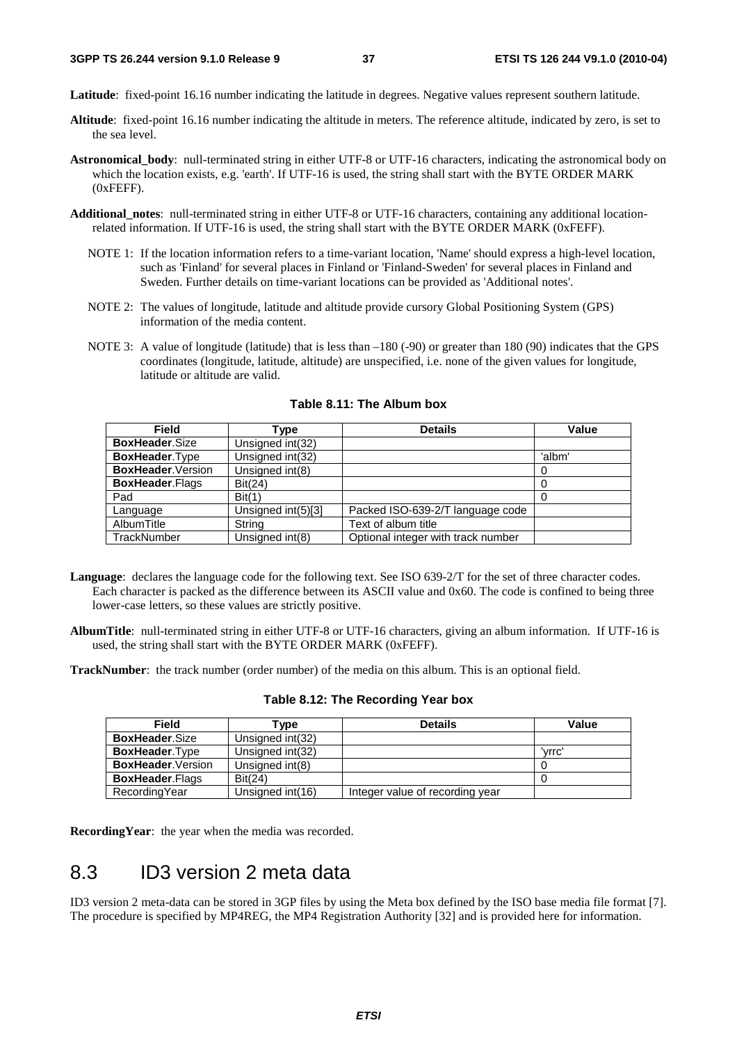**Latitude**: fixed-point 16.16 number indicating the latitude in degrees. Negative values represent southern latitude.

**Altitude**: fixed-point 16.16 number indicating the altitude in meters. The reference altitude, indicated by zero, is set to the sea level.

**Astronomical_body**: null-terminated string in either UTF-8 or UTF-16 characters, indicating the astronomical body on which the location exists, e.g. 'earth'. If UTF-16 is used, the string shall start with the BYTE ORDER MARK (0xFEFF).

**Additional_notes**: null-terminated string in either UTF-8 or UTF-16 characters, containing any additional location-related information. If UTF-16 is used, the string shall start with the BYTE ORDER MARK (0xFEFF).

NOTE 1: If the location information refers to a time-variant location, 'Name' should express a high-level location, such as 'Finland' for several places in Finland or 'Finland-Sweden' for several places in Finland and Sweden. Further details on time-variant locations can be provided as 'Additional notes'.

NOTE 2: The values of longitude, latitude and altitude provide cursory Global Positioning System (GPS) information of the media content.

NOTE 3: A value of longitude (latitude) that is less than –180 (-90) or greater than 180 (90) indicates that the GPS coordinates (longitude, latitude, altitude) are unspecified, i.e. none of the given values for longitude, latitude or altitude are valid.

**Table 8.11: The Album box**

| Field | Type | Details | Value |
|---|---|---|---|
| **BoxHeader**.Size | Unsigned int(32) | | |
| **BoxHeader**.Type | Unsigned int(32) | | 'albm' |
| **BoxHeader**.Version | Unsigned int(8) | | 0 |
| **BoxHeader**.Flags | Bit(24) | | 0 |
| Pad | Bit(1) | | 0 |
| Language | Unsigned int(5)[3] | Packed ISO-639-2/T language code | |
| AlbumTitle | String | Text of album title | |
| TrackNumber | Unsigned int(8) | Optional integer with track number | |

**Language**: declares the language code for the following text. See ISO 639-2/T for the set of three character codes. Each character is packed as the difference between its ASCII value and 0x60. The code is confined to being three lower-case letters, so these values are strictly positive.

**AlbumTitle**: null-terminated string in either UTF-8 or UTF-16 characters, giving an album information. If UTF-16 is used, the string shall start with the BYTE ORDER MARK (0xFEFF).

**TrackNumber**: the track number (order number) of the media on this album. This is an optional field.

**Table 8.12: The Recording Year box**

| Field | Type | Details | Value |
|---|---|---|---|
| **BoxHeader**.Size | Unsigned int(32) | | |
| **BoxHeader**.Type | Unsigned int(32) | | 'yrrc' |
| **BoxHeader**.Version | Unsigned int(8) | | 0 |
| **BoxHeader**.Flags | Bit(24) | | 0 |
| RecordingYear | Unsigned int(16) | Integer value of recording year | |

**RecordingYear**: the year when the media was recorded.

## 8.3 ID3 version 2 meta data

ID3 version 2 meta-data can be stored in 3GP files by using the Meta box defined by the ISO base media file format [7]. The procedure is specified by MP4REG, the MP4 Registration Authority [32] and is provided here for information.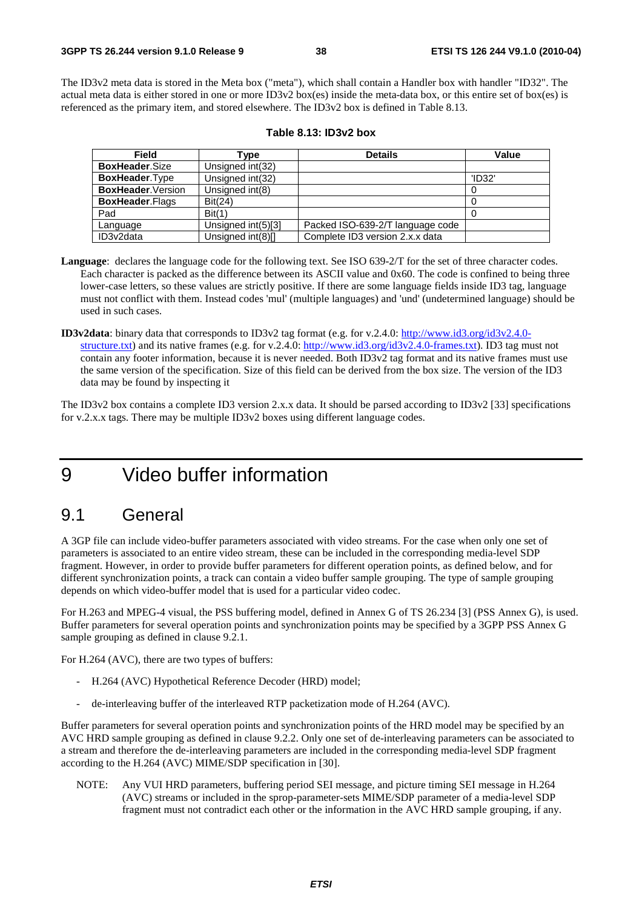The ID3v2 meta data is stored in the Meta box ("meta"), which shall contain a Handler box with handler "ID32". The actual meta data is either stored in one or more ID3v2 box(es) inside the meta-data box, or this entire set of box(es) is referenced as the primary item, and stored elsewhere. The ID3v2 box is defined in Table 8.13.

**Table 8.13: ID3v2 box**

| Field | Type | Details | Value |
|---|---|---|---|
| **BoxHeader**.Size | Unsigned int(32) | | |
| **BoxHeader**.Type | Unsigned int(32) | | 'ID32' |
| **BoxHeader**.Version | Unsigned int(8) | | 0 |
| **BoxHeader**.Flags | Bit(24) | | 0 |
| Pad | Bit(1) | | 0 |
| Language | Unsigned int(5)[3] | Packed ISO-639-2/T language code | |
| ID3v2data | Unsigned int(8)[] | Complete ID3 version 2.x.x data | |

**Language**: declares the language code for the following text. See ISO 639-2/T for the set of three character codes. Each character is packed as the difference between its ASCII value and 0x60. The code is confined to being three lower-case letters, so these values are strictly positive. If there are some language fields inside ID3 tag, language must not conflict with them. Instead codes 'mul' (multiple languages) and 'und' (undetermined language) should be used in such cases.

**ID3v2data**: binary data that corresponds to ID3v2 tag format (e.g. for v.2.4.0: http://www.id3.org/id3v2.4.0-structure.txt) and its native frames (e.g. for v.2.4.0: http://www.id3.org/id3v2.4.0-frames.txt). ID3 tag must not contain any footer information, because it is never needed. Both ID3v2 tag format and its native frames must use the same version of the specification. Size of this field can be derived from the box size. The version of the ID3 data may be found by inspecting it

The ID3v2 box contains a complete ID3 version 2.x.x data. It should be parsed according to ID3v2 [33] specifications for v.2.x.x tags. There may be multiple ID3v2 boxes using different language codes.

# 9 Video buffer information

## 9.1 General

A 3GP file can include video-buffer parameters associated with video streams. For the case when only one set of parameters is associated to an entire video stream, these can be included in the corresponding media-level SDP fragment. However, in order to provide buffer parameters for different operation points, as defined below, and for different synchronization points, a track can contain a video buffer sample grouping. The type of sample grouping depends on which video-buffer model that is used for a particular video codec.

For H.263 and MPEG-4 visual, the PSS buffering model, defined in Annex G of TS 26.234 [3] (PSS Annex G), is used. Buffer parameters for several operation points and synchronization points may be specified by a 3GPP PSS Annex G sample grouping as defined in clause 9.2.1.

For H.264 (AVC), there are two types of buffers:

- H.264 (AVC) Hypothetical Reference Decoder (HRD) model;
- de-interleaving buffer of the interleaved RTP packetization mode of H.264 (AVC).

Buffer parameters for several operation points and synchronization points of the HRD model may be specified by an AVC HRD sample grouping as defined in clause 9.2.2. Only one set of de-interleaving parameters can be associated to a stream and therefore the de-interleaving parameters are included in the corresponding media-level SDP fragment according to the H.264 (AVC) MIME/SDP specification in [30].

NOTE: Any VUI HRD parameters, buffering period SEI message, and picture timing SEI message in H.264 (AVC) streams or included in the sprop-parameter-sets MIME/SDP parameter of a media-level SDP fragment must not contradict each other or the information in the AVC HRD sample grouping, if any.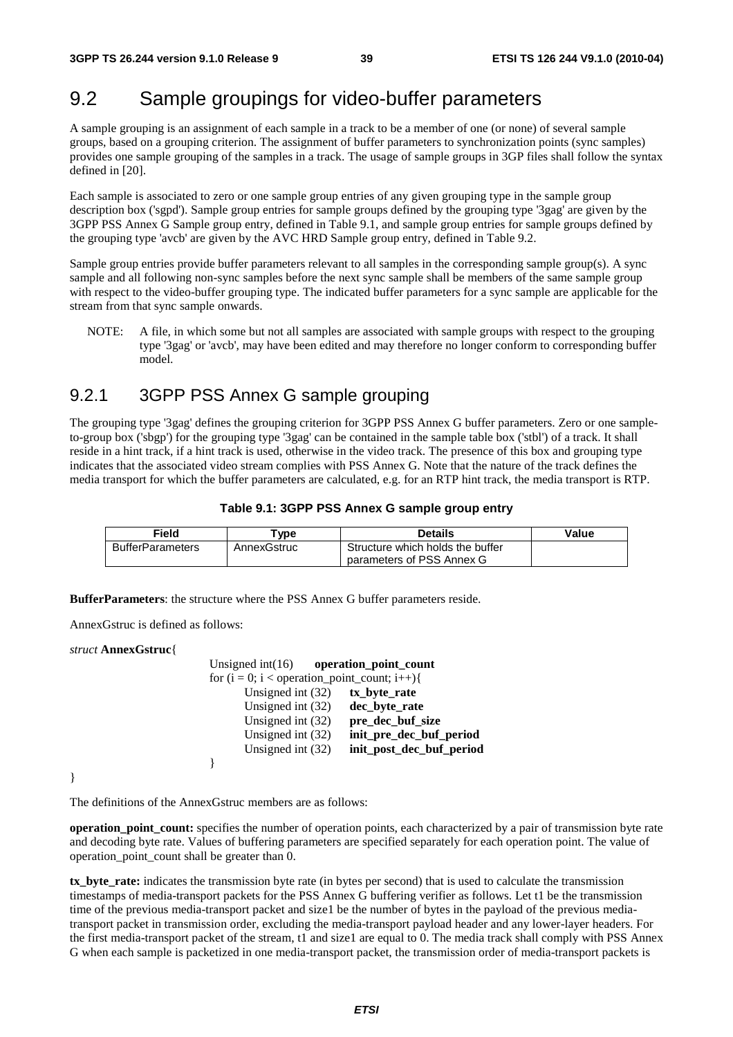## 9.2 Sample groupings for video-buffer parameters

A sample grouping is an assignment of each sample in a track to be a member of one (or none) of several sample groups, based on a grouping criterion. The assignment of buffer parameters to synchronization points (sync samples) provides one sample grouping of the samples in a track. The usage of sample groups in 3GP files shall follow the syntax defined in [20].

Each sample is associated to zero or one sample group entries of any given grouping type in the sample group description box ('sgpd'). Sample group entries for sample groups defined by the grouping type '3gag' are given by the 3GPP PSS Annex G Sample group entry, defined in Table 9.1, and sample group entries for sample groups defined by the grouping type 'avcb' are given by the AVC HRD Sample group entry, defined in Table 9.2.

Sample group entries provide buffer parameters relevant to all samples in the corresponding sample group(s). A sync sample and all following non-sync samples before the next sync sample shall be members of the same sample group with respect to the video-buffer grouping type. The indicated buffer parameters for a sync sample are applicable for the stream from that sync sample onwards.

NOTE: A file, in which some but not all samples are associated with sample groups with respect to the grouping type '3gag' or 'avcb', may have been edited and may therefore no longer conform to corresponding buffer model.

### 9.2.1 3GPP PSS Annex G sample grouping

The grouping type '3gag' defines the grouping criterion for 3GPP PSS Annex G buffer parameters. Zero or one sample-to-group box ('sbgp') for the grouping type '3gag' can be contained in the sample table box ('stbl') of a track. It shall reside in a hint track, if a hint track is used, otherwise in the video track. The presence of this box and grouping type indicates that the associated video stream complies with PSS Annex G. Note that the nature of the track defines the media transport for which the buffer parameters are calculated, e.g. for an RTP hint track, the media transport is RTP.

**Table 9.1: 3GPP PSS Annex G sample group entry**

| Field | Type | Details | Value |
|---|---|---|---|
| BufferParameters | AnnexGstruc | Structure which holds the buffer parameters of PSS Annex G | |

**BufferParameters**: the structure where the PSS Annex G buffer parameters reside.

AnnexGstruc is defined as follows:

```
struct AnnexGstruc{
        Unsigned int(16)     operation_point_count
        for (i = 0; i < operation_point_count; i++){
                Unsigned int (32)    tx_byte_rate
                Unsigned int (32)    dec_byte_rate
                Unsigned int (32)    pre_dec_buf_size
                Unsigned int (32)    init_pre_dec_buf_period
                Unsigned int (32)    init_post_dec_buf_period
        }
}
```

The definitions of the AnnexGstruc members are as follows:

**operation_point_count:** specifies the number of operation points, each characterized by a pair of transmission byte rate and decoding byte rate. Values of buffering parameters are specified separately for each operation point. The value of operation_point_count shall be greater than 0.

**tx_byte_rate:** indicates the transmission byte rate (in bytes per second) that is used to calculate the transmission timestamps of media-transport packets for the PSS Annex G buffering verifier as follows. Let t1 be the transmission time of the previous media-transport packet and size1 be the number of bytes in the payload of the previous media-transport packet in transmission order, excluding the media-transport payload header and any lower-layer headers. For the first media-transport packet of the stream, t1 and size1 are equal to 0. The media track shall comply with PSS Annex G when each sample is packetized in one media-transport packet, the transmission order of media-transport packets is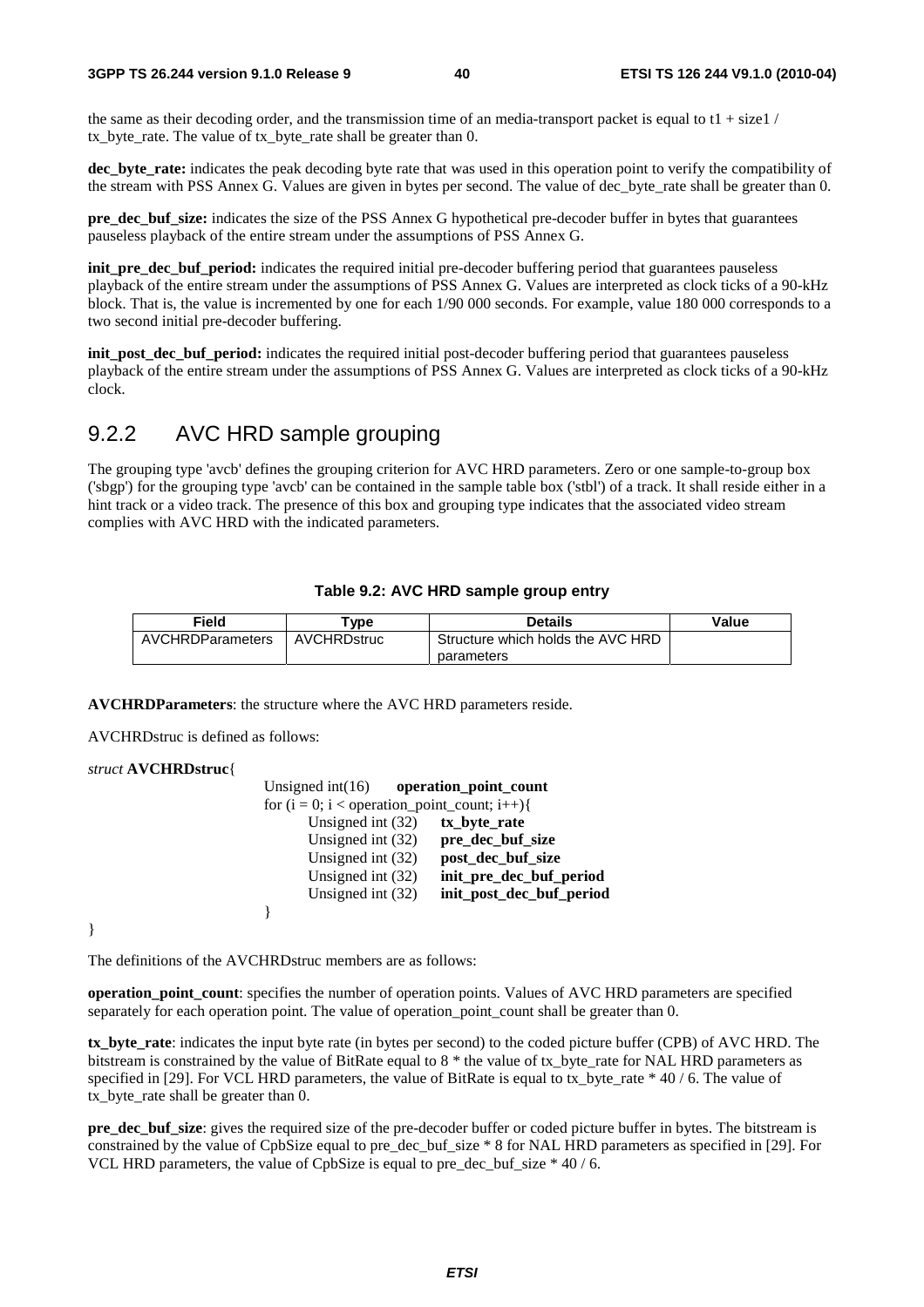the same as their decoding order, and the transmission time of an media-transport packet is equal to t1 + size1 / tx_byte_rate. The value of tx_byte_rate shall be greater than 0.

**dec_byte_rate:** indicates the peak decoding byte rate that was used in this operation point to verify the compatibility of the stream with PSS Annex G. Values are given in bytes per second. The value of dec_byte_rate shall be greater than 0.

**pre_dec_buf_size:** indicates the size of the PSS Annex G hypothetical pre-decoder buffer in bytes that guarantees pauseless playback of the entire stream under the assumptions of PSS Annex G.

**init_pre_dec_buf_period:** indicates the required initial pre-decoder buffering period that guarantees pauseless playback of the entire stream under the assumptions of PSS Annex G. Values are interpreted as clock ticks of a 90-kHz block. That is, the value is incremented by one for each 1/90 000 seconds. For example, value 180 000 corresponds to a two second initial pre-decoder buffering.

**init_post_dec_buf_period:** indicates the required initial post-decoder buffering period that guarantees pauseless playback of the entire stream under the assumptions of PSS Annex G. Values are interpreted as clock ticks of a 90-kHz clock.

## 9.2.2 AVC HRD sample grouping

The grouping type 'avcb' defines the grouping criterion for AVC HRD parameters. Zero or one sample-to-group box ('sbgp') for the grouping type 'avcb' can be contained in the sample table box ('stbl') of a track. It shall reside either in a hint track or a video track. The presence of this box and grouping type indicates that the associated video stream complies with AVC HRD with the indicated parameters.

**Table 9.2: AVC HRD sample group entry**

| Field | Type | Details | Value |
| --- | --- | --- | --- |
| AVCHRDParameters | AVCHRDstruc | Structure which holds the AVC HRD parameters | |

**AVCHRDParameters**: the structure where the AVC HRD parameters reside.

AVCHRDstruc is defined as follows:

```
struct AVCHRDstruc{
        Unsigned int(16)    operation_point_count
        for (i = 0; i < operation_point_count; i++){
                Unsigned int (32)    tx_byte_rate
                Unsigned int (32)    pre_dec_buf_size
                Unsigned int (32)    post_dec_buf_size
                Unsigned int (32)    init_pre_dec_buf_period
                Unsigned int (32)    init_post_dec_buf_period
        }
}
```

The definitions of the AVCHRDstruc members are as follows:

**operation_point_count**: specifies the number of operation points. Values of AVC HRD parameters are specified separately for each operation point. The value of operation_point_count shall be greater than 0.

**tx_byte_rate**: indicates the input byte rate (in bytes per second) to the coded picture buffer (CPB) of AVC HRD. The bitstream is constrained by the value of BitRate equal to 8 * the value of tx_byte_rate for NAL HRD parameters as specified in [29]. For VCL HRD parameters, the value of BitRate is equal to tx_byte_rate * 40 / 6. The value of tx_byte_rate shall be greater than 0.

**pre_dec_buf_size**: gives the required size of the pre-decoder buffer or coded picture buffer in bytes. The bitstream is constrained by the value of CpbSize equal to pre_dec_buf_size * 8 for NAL HRD parameters as specified in [29]. For VCL HRD parameters, the value of CpbSize is equal to pre_dec_buf_size * 40 / 6.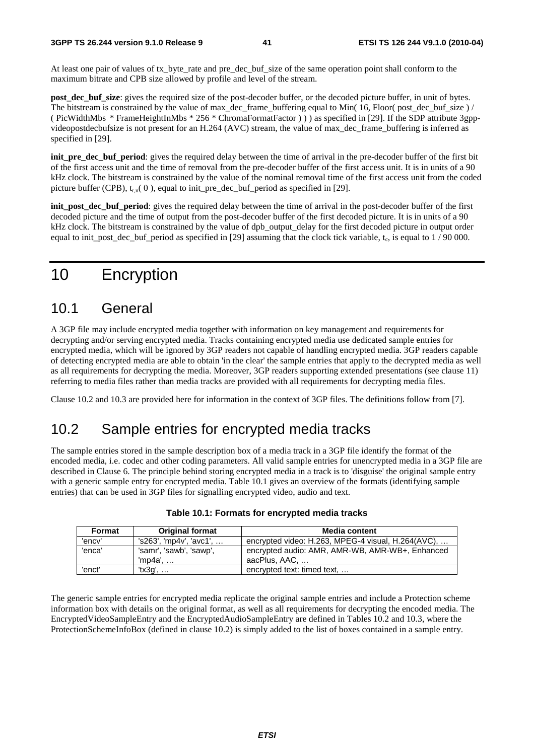At least one pair of values of tx_byte_rate and pre_dec_buf_size of the same operation point shall conform to the maximum bitrate and CPB size allowed by profile and level of the stream.

**post_dec_buf_size**: gives the required size of the post-decoder buffer, or the decoded picture buffer, in unit of bytes. The bitstream is constrained by the value of max_dec_frame_buffering equal to Min( 16, Floor( post_dec_buf_size ) / ( PicWidthMbs * FrameHeightInMbs * 256 * ChromaFormatFactor ) ) ) as specified in [29]. If the SDP attribute 3gpp-videopostdecbufsize is not present for an H.264 (AVC) stream, the value of max_dec_frame_buffering is inferred as specified in [29].

**init_pre_dec_buf_period**: gives the required delay between the time of arrival in the pre-decoder buffer of the first bit of the first access unit and the time of removal from the pre-decoder buffer of the first access unit. It is in units of a 90 kHz clock. The bitstream is constrained by the value of the nominal removal time of the first access unit from the coded picture buffer (CPB), $t_{r,n}( 0 )$, equal to init_pre_dec_buf_period as specified in [29].

**init_post_dec_buf_period**: gives the required delay between the time of arrival in the post-decoder buffer of the first decoded picture and the time of output from the post-decoder buffer of the first decoded picture. It is in units of a 90 kHz clock. The bitstream is constrained by the value of dpb_output_delay for the first decoded picture in output order equal to init_post_dec_buf_period as specified in [29] assuming that the clock tick variable, $t_c$, is equal to 1 / 90 000.

# 10 Encryption

## 10.1 General

A 3GP file may include encrypted media together with information on key management and requirements for decrypting and/or serving encrypted media. Tracks containing encrypted media use dedicated sample entries for encrypted media, which will be ignored by 3GP readers not capable of handling encrypted media. 3GP readers capable of detecting encrypted media are able to obtain 'in the clear' the sample entries that apply to the decrypted media as well as all requirements for decrypting the media. Moreover, 3GP readers supporting extended presentations (see clause 11) referring to media files rather than media tracks are provided with all requirements for decrypting media files.

Clause 10.2 and 10.3 are provided here for information in the context of 3GP files. The definitions follow from [7].

## 10.2 Sample entries for encrypted media tracks

The sample entries stored in the sample description box of a media track in a 3GP file identify the format of the encoded media, i.e. codec and other coding parameters. All valid sample entries for unencrypted media in a 3GP file are described in Clause 6. The principle behind storing encrypted media in a track is to 'disguise' the original sample entry with a generic sample entry for encrypted media. Table 10.1 gives an overview of the formats (identifying sample entries) that can be used in 3GP files for signalling encrypted video, audio and text.

**Table 10.1: Formats for encrypted media tracks**

| Format | Original format | Media content |
|---|---|---|
| 'encv' | 's263', 'mp4v', 'avc1', … | encrypted video: H.263, MPEG-4 visual, H.264(AVC), … |
| 'enca' | 'samr', 'sawb', 'sawp', 'mp4a', … | encrypted audio: AMR, AMR-WB, AMR-WB+, Enhanced aacPlus, AAC, … |
| 'enct' | 'tx3g', … | encrypted text: timed text, … |

The generic sample entries for encrypted media replicate the original sample entries and include a Protection scheme information box with details on the original format, as well as all requirements for decrypting the encoded media. The EncryptedVideoSampleEntry and the EncryptedAudioSampleEntry are defined in Tables 10.2 and 10.3, where the ProtectionSchemeInfoBox (defined in clause 10.2) is simply added to the list of boxes contained in a sample entry.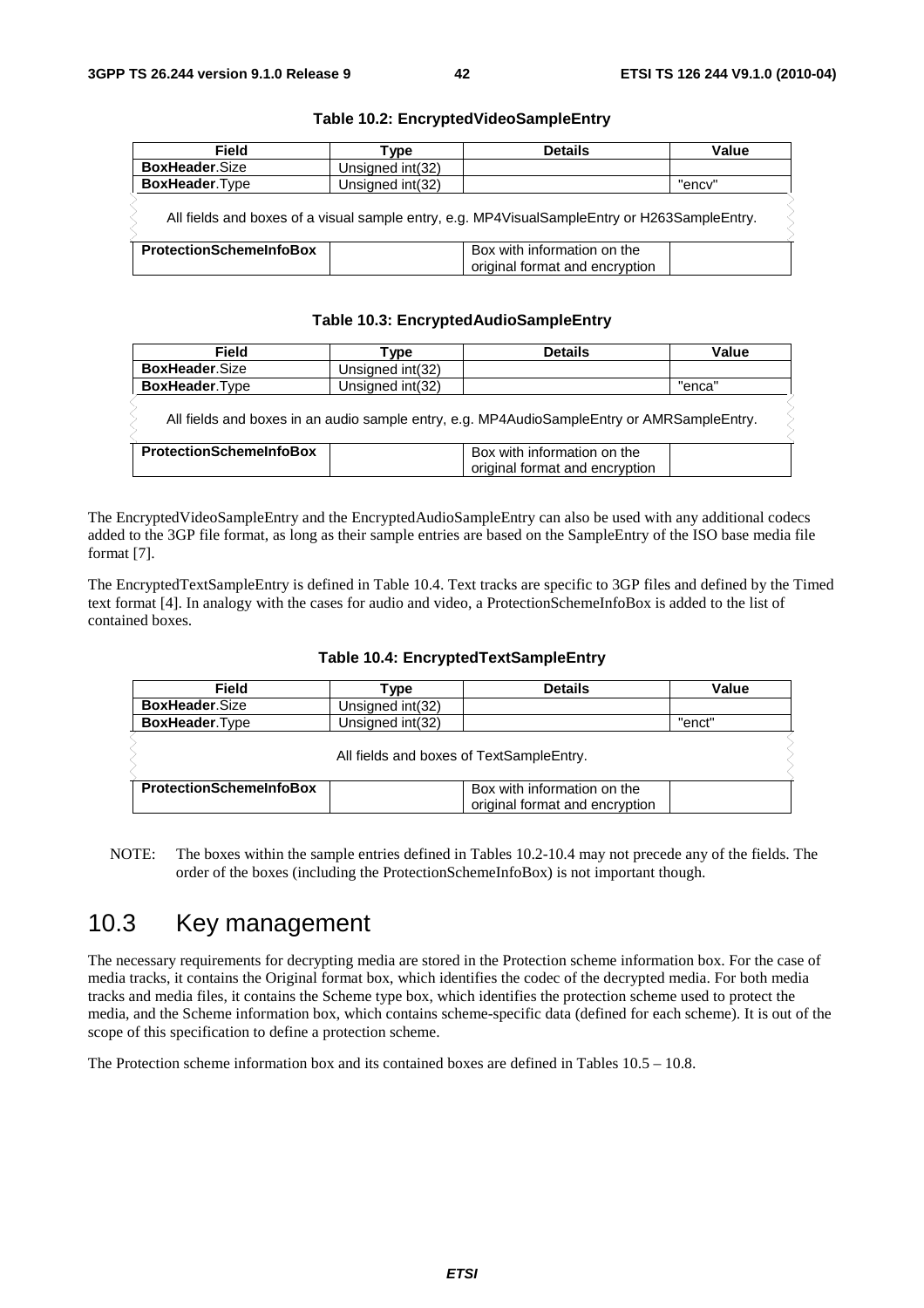**Table 10.2: EncryptedVideoSampleEntry**

| Field | Type | Details | Value |
|---|---|---|---|
| **BoxHeader**.Size | Unsigned int(32) | | |
| **BoxHeader**.Type | Unsigned int(32) | | "encv" |
| All fields and boxes of a visual sample entry, e.g. MP4VisualSampleEntry or H263SampleEntry. | | | |
| **ProtectionSchemeInfoBox** | | Box with information on the original format and encryption | |

**Table 10.3: EncryptedAudioSampleEntry**

| Field | Type | Details | Value |
|---|---|---|---|
| **BoxHeader**.Size | Unsigned int(32) | | |
| **BoxHeader**.Type | Unsigned int(32) | | "enca" |
| All fields and boxes in an audio sample entry, e.g. MP4AudioSampleEntry or AMRSampleEntry. | | | |
| **ProtectionSchemeInfoBox** | | Box with information on the original format and encryption | |

The EncryptedVideoSampleEntry and the EncryptedAudioSampleEntry can also be used with any additional codecs added to the 3GP file format, as long as their sample entries are based on the SampleEntry of the ISO base media file format [7].

The EncryptedTextSampleEntry is defined in Table 10.4. Text tracks are specific to 3GP files and defined by the Timed text format [4]. In analogy with the cases for audio and video, a ProtectionSchemeInfoBox is added to the list of contained boxes.

**Table 10.4: EncryptedTextSampleEntry**

| Field | Type | Details | Value |
|---|---|---|---|
| **BoxHeader**.Size | Unsigned int(32) | | |
| **BoxHeader**.Type | Unsigned int(32) | | "enct" |
| All fields and boxes of TextSampleEntry. | | | |
| **ProtectionSchemeInfoBox** | | Box with information on the original format and encryption | |

NOTE: The boxes within the sample entries defined in Tables 10.2-10.4 may not precede any of the fields. The order of the boxes (including the ProtectionSchemeInfoBox) is not important though.

## 10.3 Key management

The necessary requirements for decrypting media are stored in the Protection scheme information box. For the case of media tracks, it contains the Original format box, which identifies the codec of the decrypted media. For both media tracks and media files, it contains the Scheme type box, which identifies the protection scheme used to protect the media, and the Scheme information box, which contains scheme-specific data (defined for each scheme). It is out of the scope of this specification to define a protection scheme.

The Protection scheme information box and its contained boxes are defined in Tables 10.5 – 10.8.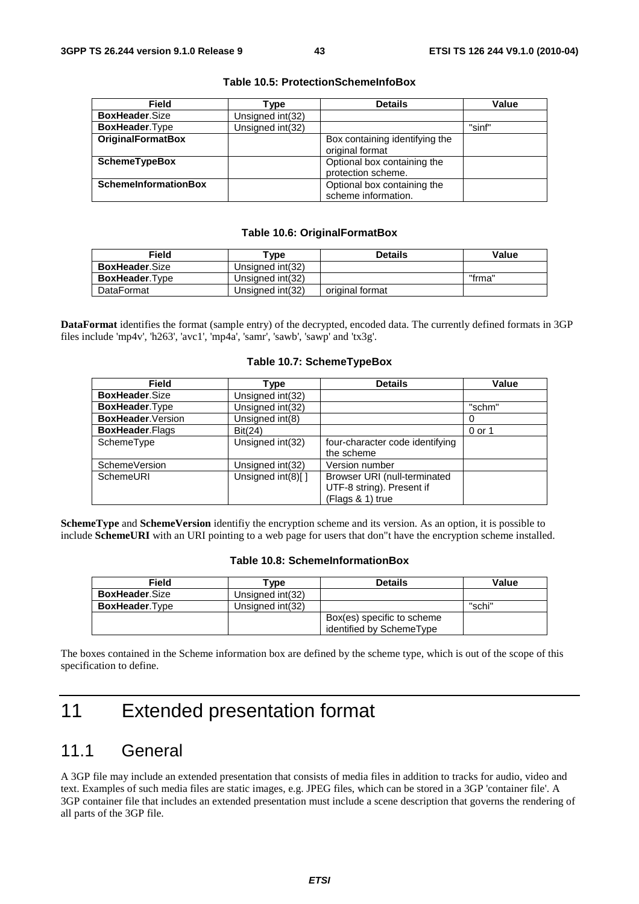**Table 10.5: ProtectionSchemeInfoBox**

| Field | Type | Details | Value |
|---|---|---|---|
| **BoxHeader**.Size | Unsigned int(32) | | |
| **BoxHeader**.Type | Unsigned int(32) | | "sinf" |
| **OriginalFormatBox** | | Box containing identifying the original format | |
| **SchemeTypeBox** | | Optional box containing the protection scheme. | |
| **SchemeInformationBox** | | Optional box containing the scheme information. | |

**Table 10.6: OriginalFormatBox**

| Field | Type | Details | Value |
|---|---|---|---|
| **BoxHeader**.Size | Unsigned int(32) | | |
| **BoxHeader**.Type | Unsigned int(32) | | "frma" |
| DataFormat | Unsigned int(32) | original format | |

**DataFormat** identifies the format (sample entry) of the decrypted, encoded data. The currently defined formats in 3GP files include 'mp4v', 'h263', 'avc1', 'mp4a', 'samr', 'sawb', 'sawp' and 'tx3g'.

**Table 10.7: SchemeTypeBox**

| Field | Type | Details | Value |
|---|---|---|---|
| **BoxHeader**.Size | Unsigned int(32) | | |
| **BoxHeader**.Type | Unsigned int(32) | | "schm" |
| **BoxHeader**.Version | Unsigned int(8) | | 0 |
| **BoxHeader**.Flags | Bit(24) | | 0 or 1 |
| SchemeType | Unsigned int(32) | four-character code identifying the scheme | |
| SchemeVersion | Unsigned int(32) | Version number | |
| SchemeURI | Unsigned int(8)[ ] | Browser URI (null-terminated UTF-8 string). Present if (Flags & 1) true | |

**SchemeType** and **SchemeVersion** identifiy the encryption scheme and its version. As an option, it is possible to include **SchemeURI** with an URI pointing to a web page for users that don"t have the encryption scheme installed.

**Table 10.8: SchemeInformationBox**

| Field | Type | Details | Value |
|---|---|---|---|
| **BoxHeader**.Size | Unsigned int(32) | | |
| **BoxHeader**.Type | Unsigned int(32) | | "schi" |
| | | Box(es) specific to scheme identified by SchemeType | |

The boxes contained in the Scheme information box are defined by the scheme type, which is out of the scope of this specification to define.

# 11 Extended presentation format

## 11.1 General

A 3GP file may include an extended presentation that consists of media files in addition to tracks for audio, video and text. Examples of such media files are static images, e.g. JPEG files, which can be stored in a 3GP 'container file'. A 3GP container file that includes an extended presentation must include a scene description that governs the rendering of all parts of the 3GP file.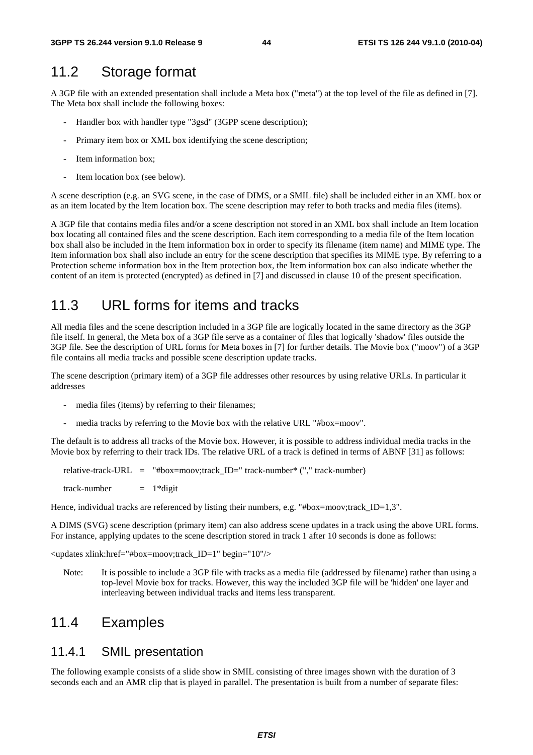## 11.2 Storage format

A 3GP file with an extended presentation shall include a Meta box ("meta") at the top level of the file as defined in [7]. The Meta box shall include the following boxes:

- Handler box with handler type "3gsd" (3GPP scene description);
- Primary item box or XML box identifying the scene description;
- Item information box;
- Item location box (see below).

A scene description (e.g. an SVG scene, in the case of DIMS, or a SMIL file) shall be included either in an XML box or as an item located by the Item location box. The scene description may refer to both tracks and media files (items).

A 3GP file that contains media files and/or a scene description not stored in an XML box shall include an Item location box locating all contained files and the scene description. Each item corresponding to a media file of the Item location box shall also be included in the Item information box in order to specify its filename (item name) and MIME type. The Item information box shall also include an entry for the scene description that specifies its MIME type. By referring to a Protection scheme information box in the Item protection box, the Item information box can also indicate whether the content of an item is protected (encrypted) as defined in [7] and discussed in clause 10 of the present specification.

## 11.3 URL forms for items and tracks

All media files and the scene description included in a 3GP file are logically located in the same directory as the 3GP file itself. In general, the Meta box of a 3GP file serve as a container of files that logically 'shadow' files outside the 3GP file. See the description of URL forms for Meta boxes in [7] for further details. The Movie box ("moov") of a 3GP file contains all media tracks and possible scene description update tracks.

The scene description (primary item) of a 3GP file addresses other resources by using relative URLs. In particular it addresses

- media files (items) by referring to their filenames;
- media tracks by referring to the Movie box with the relative URL "#box=moov".

The default is to address all tracks of the Movie box. However, it is possible to address individual media tracks in the Movie box by referring to their track IDs. The relative URL of a track is defined in terms of ABNF [31] as follows:

```
relative-track-URL   =   "#box=moov;track_ID=" track-number* ("," track-number)

track-number         =   1*digit
```

Hence, individual tracks are referenced by listing their numbers, e.g. "#box=moov;track_ID=1,3".

A DIMS (SVG) scene description (primary item) can also address scene updates in a track using the above URL forms. For instance, applying updates to the scene description stored in track 1 after 10 seconds is done as follows:

```
<updates xlink:href="#box=moov;track_ID=1" begin="10"/>
```

Note: It is possible to include a 3GP file with tracks as a media file (addressed by filename) rather than using a top-level Movie box for tracks. However, this way the included 3GP file will be 'hidden' one layer and interleaving between individual tracks and items less transparent.

## 11.4 Examples

### 11.4.1 SMIL presentation

The following example consists of a slide show in SMIL consisting of three images shown with the duration of 3 seconds each and an AMR clip that is played in parallel. The presentation is built from a number of separate files: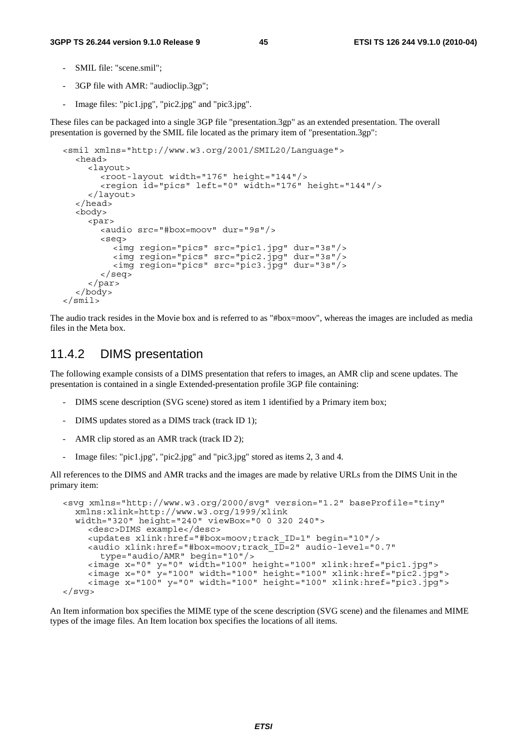- SMIL file: "scene.smil";
- 3GP file with AMR: "audioclip.3gp";
- Image files: "pic1.jpg", "pic2.jpg" and "pic3.jpg".

These files can be packaged into a single 3GP file "presentation.3gp" as an extended presentation. The overall presentation is governed by the SMIL file located as the primary item of "presentation.3gp":

```
<smil xmlns="http://www.w3.org/2001/SMIL20/Language">
  <head>
    <layout>
      <root-layout width="176" height="144"/>
      <region id="pics" left="0" width="176" height="144"/>
    </layout>
  </head>
  <body>
    <par>
      <audio src="#box=moov" dur="9s"/>
      <seq>
        <img region="pics" src="pic1.jpg" dur="3s"/>
        <img region="pics" src="pic2.jpg" dur="3s"/>
        <img region="pics" src="pic3.jpg" dur="3s"/>
      </seq>
    </par>
  </body>
</smil>
```

The audio track resides in the Movie box and is referred to as "#box=moov", whereas the images are included as media files in the Meta box.

## 11.4.2 DIMS presentation

The following example consists of a DIMS presentation that refers to images, an AMR clip and scene updates. The presentation is contained in a single Extended-presentation profile 3GP file containing:

- DIMS scene description (SVG scene) stored as item 1 identified by a Primary item box;
- DIMS updates stored as a DIMS track (track ID 1);
- AMR clip stored as an AMR track (track ID 2);
- Image files: "pic1.jpg", "pic2.jpg" and "pic3.jpg" stored as items 2, 3 and 4.

All references to the DIMS and AMR tracks and the images are made by relative URLs from the DIMS Unit in the primary item:

```
<svg xmlns="http://www.w3.org/2000/svg" version="1.2" baseProfile="tiny"
  xmlns:xlink=http://www.w3.org/1999/xlink
  width="320" height="240" viewBox="0 0 320 240">
    <desc>DIMS example</desc>
    <updates xlink:href="#box=moov;track_ID=1" begin="10"/>
    <audio xlink:href="#box=moov;track_ID=2" audio-level="0.7"
      type="audio/AMR" begin="10"/>
    <image x="0" y="0" width="100" height="100" xlink:href="pic1.jpg">
    <image x="0" y="100" width="100" height="100" xlink:href="pic2.jpg">
    <image x="100" y="0" width="100" height="100" xlink:href="pic3.jpg">
</svg>
```

An Item information box specifies the MIME type of the scene description (SVG scene) and the filenames and MIME types of the image files. An Item location box specifies the locations of all items.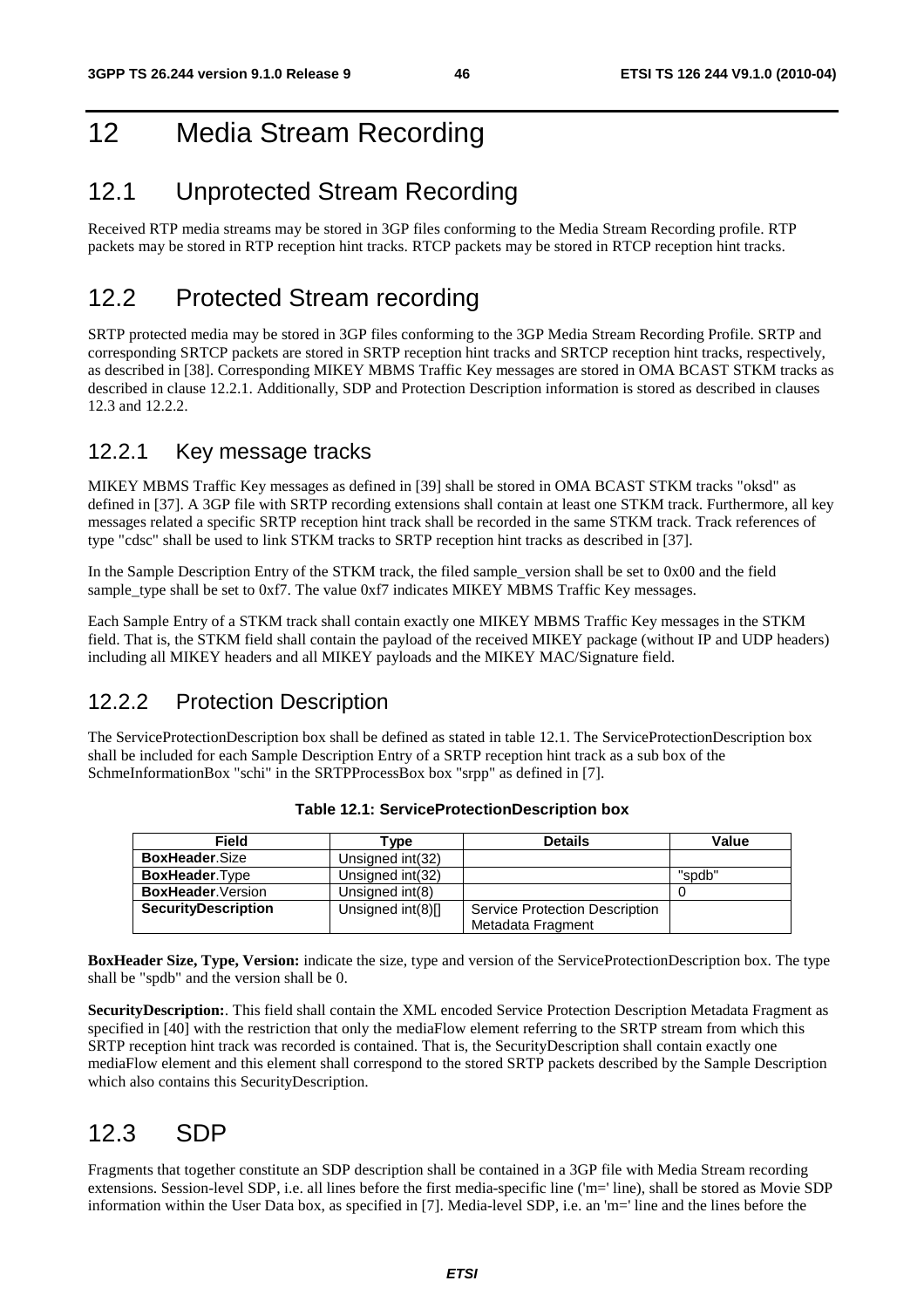# 12 Media Stream Recording

## 12.1 Unprotected Stream Recording

Received RTP media streams may be stored in 3GP files conforming to the Media Stream Recording profile. RTP packets may be stored in RTP reception hint tracks. RTCP packets may be stored in RTCP reception hint tracks.

## 12.2 Protected Stream recording

SRTP protected media may be stored in 3GP files conforming to the 3GP Media Stream Recording Profile. SRTP and corresponding SRTCP packets are stored in SRTP reception hint tracks and SRTCP reception hint tracks, respectively, as described in [38]. Corresponding MIKEY MBMS Traffic Key messages are stored in OMA BCAST STKM tracks as described in clause 12.2.1. Additionally, SDP and Protection Description information is stored as described in clauses 12.3 and 12.2.2.

### 12.2.1 Key message tracks

MIKEY MBMS Traffic Key messages as defined in [39] shall be stored in OMA BCAST STKM tracks "oksd" as defined in [37]. A 3GP file with SRTP recording extensions shall contain at least one STKM track. Furthermore, all key messages related a specific SRTP reception hint track shall be recorded in the same STKM track. Track references of type "cdsc" shall be used to link STKM tracks to SRTP reception hint tracks as described in [37].

In the Sample Description Entry of the STKM track, the filed sample_version shall be set to 0x00 and the field sample_type shall be set to 0xf7. The value 0xf7 indicates MIKEY MBMS Traffic Key messages.

Each Sample Entry of a STKM track shall contain exactly one MIKEY MBMS Traffic Key messages in the STKM field. That is, the STKM field shall contain the payload of the received MIKEY package (without IP and UDP headers) including all MIKEY headers and all MIKEY payloads and the MIKEY MAC/Signature field.

### 12.2.2 Protection Description

The ServiceProtectionDescription box shall be defined as stated in table 12.1. The ServiceProtectionDescription box shall be included for each Sample Description Entry of a SRTP reception hint track as a sub box of the SchmeInformationBox "schi" in the SRTPProcessBox box "srpp" as defined in [7].

**Table 12.1: ServiceProtectionDescription box**

| Field | Type | Details | Value |
|---|---|---|---|
| **BoxHeader**.Size | Unsigned int(32) | | |
| **BoxHeader**.Type | Unsigned int(32) | | "spdb" |
| **BoxHeader**.Version | Unsigned int(8) | | 0 |
| **SecurityDescription** | Unsigned int(8)[] | Service Protection Description Metadata Fragment | |

**BoxHeader Size, Type, Version:** indicate the size, type and version of the ServiceProtectionDescription box. The type shall be "spdb" and the version shall be 0.

**SecurityDescription:**. This field shall contain the XML encoded Service Protection Description Metadata Fragment as specified in [40] with the restriction that only the mediaFlow element referring to the SRTP stream from which this SRTP reception hint track was recorded is contained. That is, the SecurityDescription shall contain exactly one mediaFlow element and this element shall correspond to the stored SRTP packets described by the Sample Description which also contains this SecurityDescription.

## 12.3 SDP

Fragments that together constitute an SDP description shall be contained in a 3GP file with Media Stream recording extensions. Session-level SDP, i.e. all lines before the first media-specific line ('m=' line), shall be stored as Movie SDP information within the User Data box, as specified in [7]. Media-level SDP, i.e. an 'm=' line and the lines before the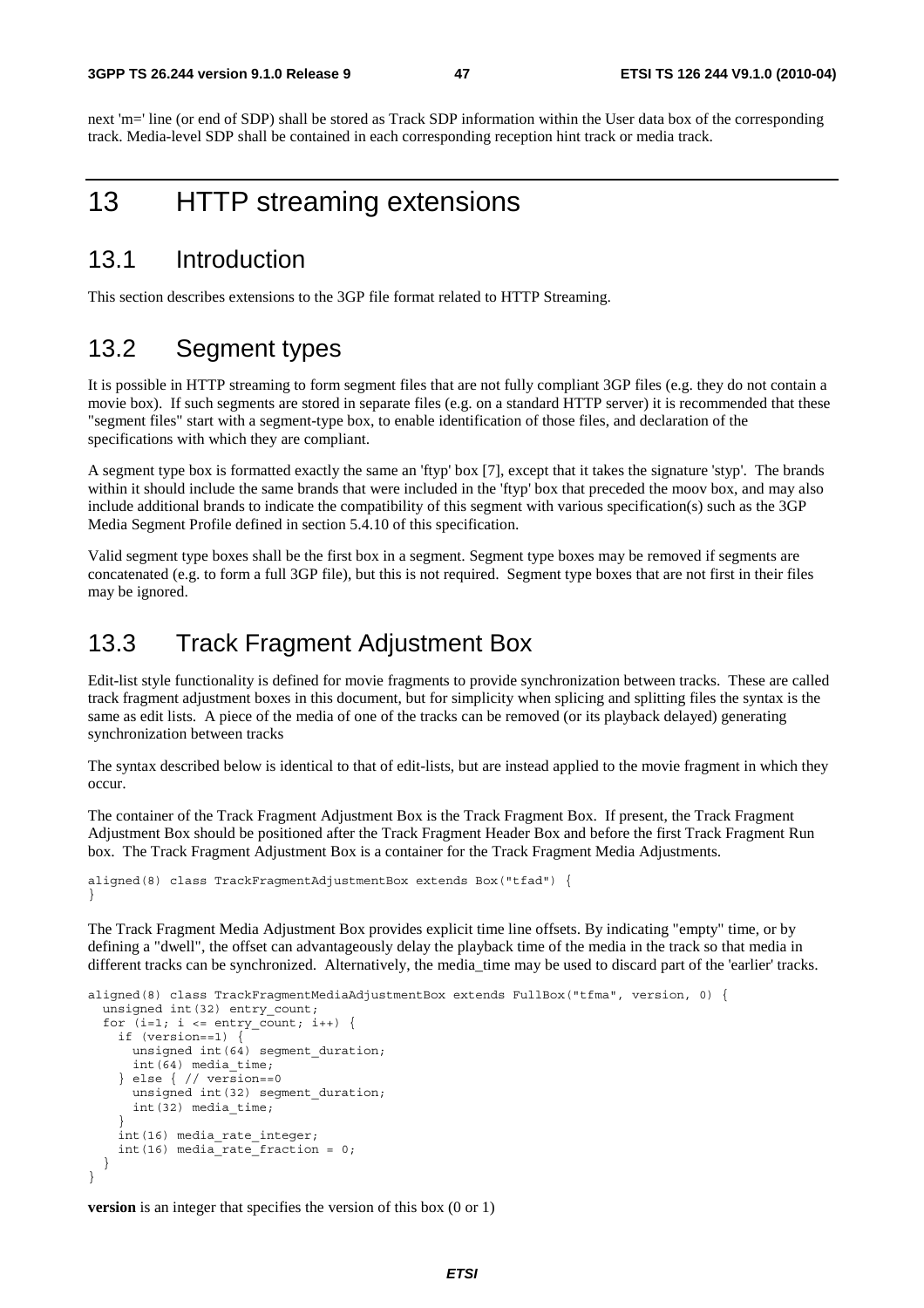next 'm=' line (or end of SDP) shall be stored as Track SDP information within the User data box of the corresponding track. Media-level SDP shall be contained in each corresponding reception hint track or media track.

# 13 HTTP streaming extensions

## 13.1 Introduction

This section describes extensions to the 3GP file format related to HTTP Streaming.

## 13.2 Segment types

It is possible in HTTP streaming to form segment files that are not fully compliant 3GP files (e.g. they do not contain a movie box). If such segments are stored in separate files (e.g. on a standard HTTP server) it is recommended that these "segment files" start with a segment-type box, to enable identification of those files, and declaration of the specifications with which they are compliant.

A segment type box is formatted exactly the same an 'ftyp' box [7], except that it takes the signature 'styp'. The brands within it should include the same brands that were included in the 'ftyp' box that preceded the moov box, and may also include additional brands to indicate the compatibility of this segment with various specification(s) such as the 3GP Media Segment Profile defined in section 5.4.10 of this specification.

Valid segment type boxes shall be the first box in a segment. Segment type boxes may be removed if segments are concatenated (e.g. to form a full 3GP file), but this is not required. Segment type boxes that are not first in their files may be ignored.

## 13.3 Track Fragment Adjustment Box

Edit-list style functionality is defined for movie fragments to provide synchronization between tracks. These are called track fragment adjustment boxes in this document, but for simplicity when splicing and splitting files the syntax is the same as edit lists. A piece of the media of one of the tracks can be removed (or its playback delayed) generating synchronization between tracks

The syntax described below is identical to that of edit-lists, but are instead applied to the movie fragment in which they occur.

The container of the Track Fragment Adjustment Box is the Track Fragment Box. If present, the Track Fragment Adjustment Box should be positioned after the Track Fragment Header Box and before the first Track Fragment Run box. The Track Fragment Adjustment Box is a container for the Track Fragment Media Adjustments.

```
aligned(8) class TrackFragmentAdjustmentBox extends Box("tfad") {
}
```

The Track Fragment Media Adjustment Box provides explicit time line offsets. By indicating "empty" time, or by defining a "dwell", the offset can advantageously delay the playback time of the media in the track so that media in different tracks can be synchronized. Alternatively, the media_time may be used to discard part of the 'earlier' tracks.

```
aligned(8) class TrackFragmentMediaAdjustmentBox extends FullBox("tfma", version, 0) {
  unsigned int(32) entry_count;
  for (i=1; i <= entry_count; i++) {
    if (version==1) {
      unsigned int(64) segment_duration;
      int(64) media_time;
    } else { // version==0
      unsigned int(32) segment_duration;
      int(32) media_time;
    }
    int(16) media_rate_integer;
    int(16) media_rate_fraction = 0;
  }
}
```

**version** is an integer that specifies the version of this box (0 or 1)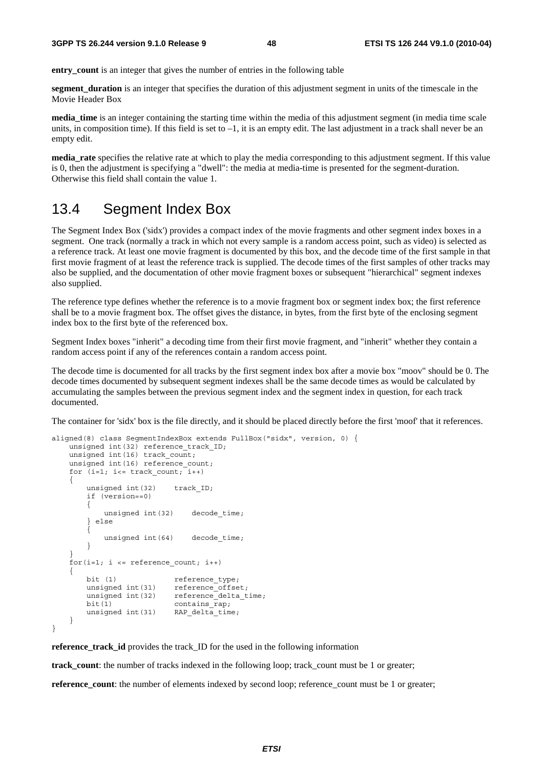**entry_count** is an integer that gives the number of entries in the following table

**segment_duration** is an integer that specifies the duration of this adjustment segment in units of the timescale in the Movie Header Box

**media_time** is an integer containing the starting time within the media of this adjustment segment (in media time scale units, in composition time). If this field is set to –1, it is an empty edit. The last adjustment in a track shall never be an empty edit.

**media_rate** specifies the relative rate at which to play the media corresponding to this adjustment segment. If this value is 0, then the adjustment is specifying a "dwell": the media at media-time is presented for the segment-duration. Otherwise this field shall contain the value 1.

## 13.4 Segment Index Box

The Segment Index Box ('sidx') provides a compact index of the movie fragments and other segment index boxes in a segment. One track (normally a track in which not every sample is a random access point, such as video) is selected as a reference track. At least one movie fragment is documented by this box, and the decode time of the first sample in that first movie fragment of at least the reference track is supplied. The decode times of the first samples of other tracks may also be supplied, and the documentation of other movie fragment boxes or subsequent "hierarchical" segment indexes also supplied.

The reference type defines whether the reference is to a movie fragment box or segment index box; the first reference shall be to a movie fragment box. The offset gives the distance, in bytes, from the first byte of the enclosing segment index box to the first byte of the referenced box.

Segment Index boxes "inherit" a decoding time from their first movie fragment, and "inherit" whether they contain a random access point if any of the references contain a random access point.

The decode time is documented for all tracks by the first segment index box after a movie box "moov" should be 0. The decode times documented by subsequent segment indexes shall be the same decode times as would be calculated by accumulating the samples between the previous segment index and the segment index in question, for each track documented.

The container for 'sidx' box is the file directly, and it should be placed directly before the first 'moof' that it references.

```
aligned(8) class SegmentIndexBox extends FullBox("sidx", version, 0) {
    unsigned int(32) reference_track_ID;
    unsigned int(16) track_count;
    unsigned int(16) reference_count;
    for (i=1; i<= track_count; i++)
    {
        unsigned int(32)    track_ID;
        if (version==0)
        {
            unsigned int(32)    decode_time;
        } else
        {
            unsigned int(64)    decode_time;
        }
    }
    for(i=1; i <= reference_count; i++)
    {
        bit (1)             reference_type;
        unsigned int(31)    reference_offset;
        unsigned int(32)    reference_delta_time;
        bit(1)              contains_rap;
        unsigned int(31)    RAP_delta_time;
    }
}
```

**reference_track_id** provides the track_ID for the used in the following information

**track_count**: the number of tracks indexed in the following loop; track_count must be 1 or greater;

**reference_count**: the number of elements indexed by second loop; reference_count must be 1 or greater;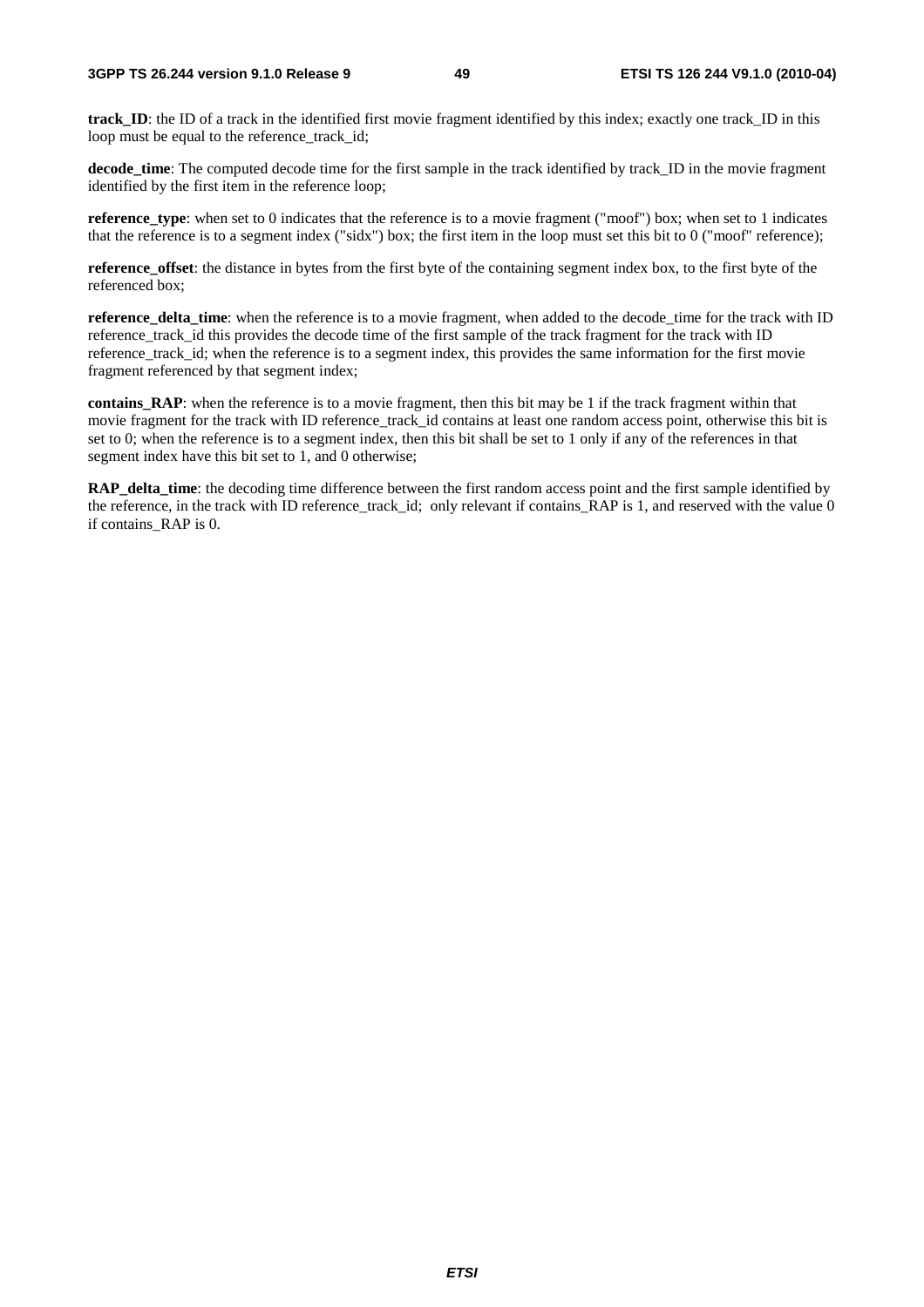**track_ID**: the ID of a track in the identified first movie fragment identified by this index; exactly one track_ID in this loop must be equal to the reference_track_id;

**decode_time**: The computed decode time for the first sample in the track identified by track_ID in the movie fragment identified by the first item in the reference loop;

**reference_type**: when set to 0 indicates that the reference is to a movie fragment ("moof") box; when set to 1 indicates that the reference is to a segment index ("sidx") box; the first item in the loop must set this bit to 0 ("moof" reference);

**reference_offset**: the distance in bytes from the first byte of the containing segment index box, to the first byte of the referenced box;

**reference_delta_time**: when the reference is to a movie fragment, when added to the decode_time for the track with ID reference_track_id this provides the decode time of the first sample of the track fragment for the track with ID reference_track_id; when the reference is to a segment index, this provides the same information for the first movie fragment referenced by that segment index;

**contains_RAP**: when the reference is to a movie fragment, then this bit may be 1 if the track fragment within that movie fragment for the track with ID reference_track_id contains at least one random access point, otherwise this bit is set to 0; when the reference is to a segment index, then this bit shall be set to 1 only if any of the references in that segment index have this bit set to 1, and 0 otherwise;

**RAP_delta_time**: the decoding time difference between the first random access point and the first sample identified by the reference, in the track with ID reference_track_id; only relevant if contains_RAP is 1, and reserved with the value 0 if contains_RAP is 0.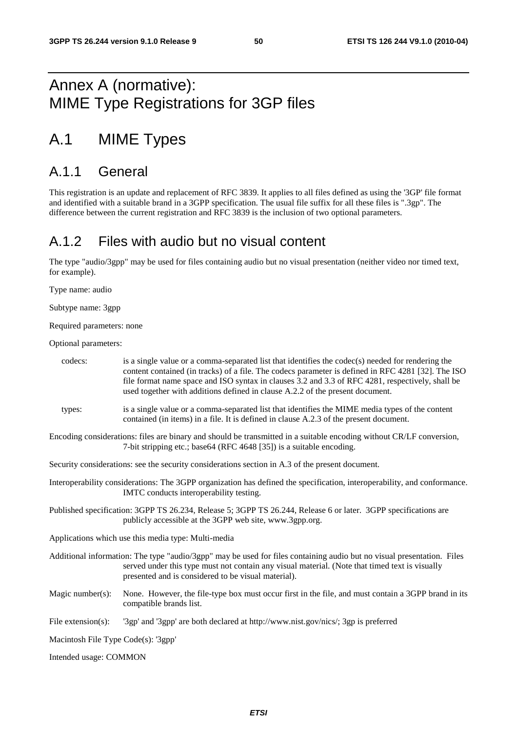# Annex A (normative): MIME Type Registrations for 3GP files

# A.1 MIME Types

## A.1.1 General

This registration is an update and replacement of RFC 3839. It applies to all files defined as using the '3GP' file format and identified with a suitable brand in a 3GPP specification. The usual file suffix for all these files is ".3gp". The difference between the current registration and RFC 3839 is the inclusion of two optional parameters.

## A.1.2 Files with audio but no visual content

The type "audio/3gpp" may be used for files containing audio but no visual presentation (neither video nor timed text, for example).

Type name: audio

Subtype name: 3gpp

Required parameters: none

Optional parameters:

codecs: is a single value or a comma-separated list that identifies the codec(s) needed for rendering the content contained (in tracks) of a file. The codecs parameter is defined in RFC 4281 [32]. The ISO file format name space and ISO syntax in clauses 3.2 and 3.3 of RFC 4281, respectively, shall be used together with additions defined in clause A.2.2 of the present document.

types: is a single value or a comma-separated list that identifies the MIME media types of the content contained (in items) in a file. It is defined in clause A.2.3 of the present document.

Encoding considerations: files are binary and should be transmitted in a suitable encoding without CR/LF conversion, 7-bit stripping etc.; base64 (RFC 4648 [35]) is a suitable encoding.

Security considerations: see the security considerations section in A.3 of the present document.

Interoperability considerations: The 3GPP organization has defined the specification, interoperability, and conformance. IMTC conducts interoperability testing.

Published specification: 3GPP TS 26.234, Release 5; 3GPP TS 26.244, Release 6 or later. 3GPP specifications are publicly accessible at the 3GPP web site, www.3gpp.org.

Applications which use this media type: Multi-media

Additional information: The type "audio/3gpp" may be used for files containing audio but no visual presentation. Files served under this type must not contain any visual material. (Note that timed text is visually presented and is considered to be visual material).

Magic number(s): None. However, the file-type box must occur first in the file, and must contain a 3GPP brand in its compatible brands list.

File extension(s): '3gp' and '3gpp' are both declared at http://www.nist.gov/nics/; 3gp is preferred

Macintosh File Type Code(s): '3gpp'

Intended usage: COMMON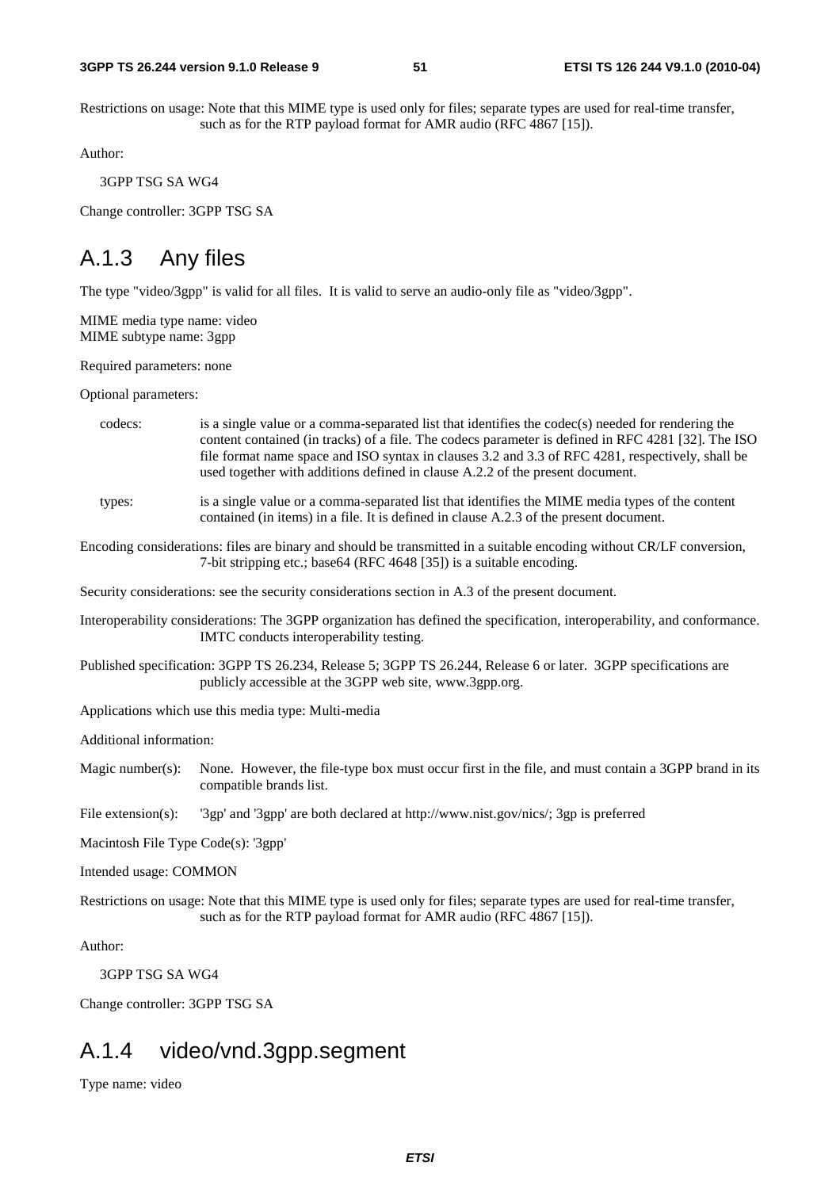Restrictions on usage: Note that this MIME type is used only for files; separate types are used for real-time transfer, such as for the RTP payload format for AMR audio (RFC 4867 [15]).

Author:

3GPP TSG SA WG4

Change controller: 3GPP TSG SA

## A.1.3 Any files

The type "video/3gpp" is valid for all files. It is valid to serve an audio-only file as "video/3gpp".

MIME media type name: video
MIME subtype name: 3gpp

Required parameters: none

Optional parameters:

codecs: is a single value or a comma-separated list that identifies the codec(s) needed for rendering the content contained (in tracks) of a file. The codecs parameter is defined in RFC 4281 [32]. The ISO file format name space and ISO syntax in clauses 3.2 and 3.3 of RFC 4281, respectively, shall be used together with additions defined in clause A.2.2 of the present document.

types: is a single value or a comma-separated list that identifies the MIME media types of the content contained (in items) in a file. It is defined in clause A.2.3 of the present document.

Encoding considerations: files are binary and should be transmitted in a suitable encoding without CR/LF conversion, 7-bit stripping etc.; base64 (RFC 4648 [35]) is a suitable encoding.

Security considerations: see the security considerations section in A.3 of the present document.

Interoperability considerations: The 3GPP organization has defined the specification, interoperability, and conformance. IMTC conducts interoperability testing.

Published specification: 3GPP TS 26.234, Release 5; 3GPP TS 26.244, Release 6 or later. 3GPP specifications are publicly accessible at the 3GPP web site, www.3gpp.org.

Applications which use this media type: Multi-media

Additional information:

Magic number(s): None. However, the file-type box must occur first in the file, and must contain a 3GPP brand in its compatible brands list.

File extension(s): '3gp' and '3gpp' are both declared at http://www.nist.gov/nics/; 3gp is preferred

Macintosh File Type Code(s): '3gpp'

Intended usage: COMMON

Restrictions on usage: Note that this MIME type is used only for files; separate types are used for real-time transfer, such as for the RTP payload format for AMR audio (RFC 4867 [15]).

Author:

3GPP TSG SA WG4

Change controller: 3GPP TSG SA

## A.1.4 video/vnd.3gpp.segment

Type name: video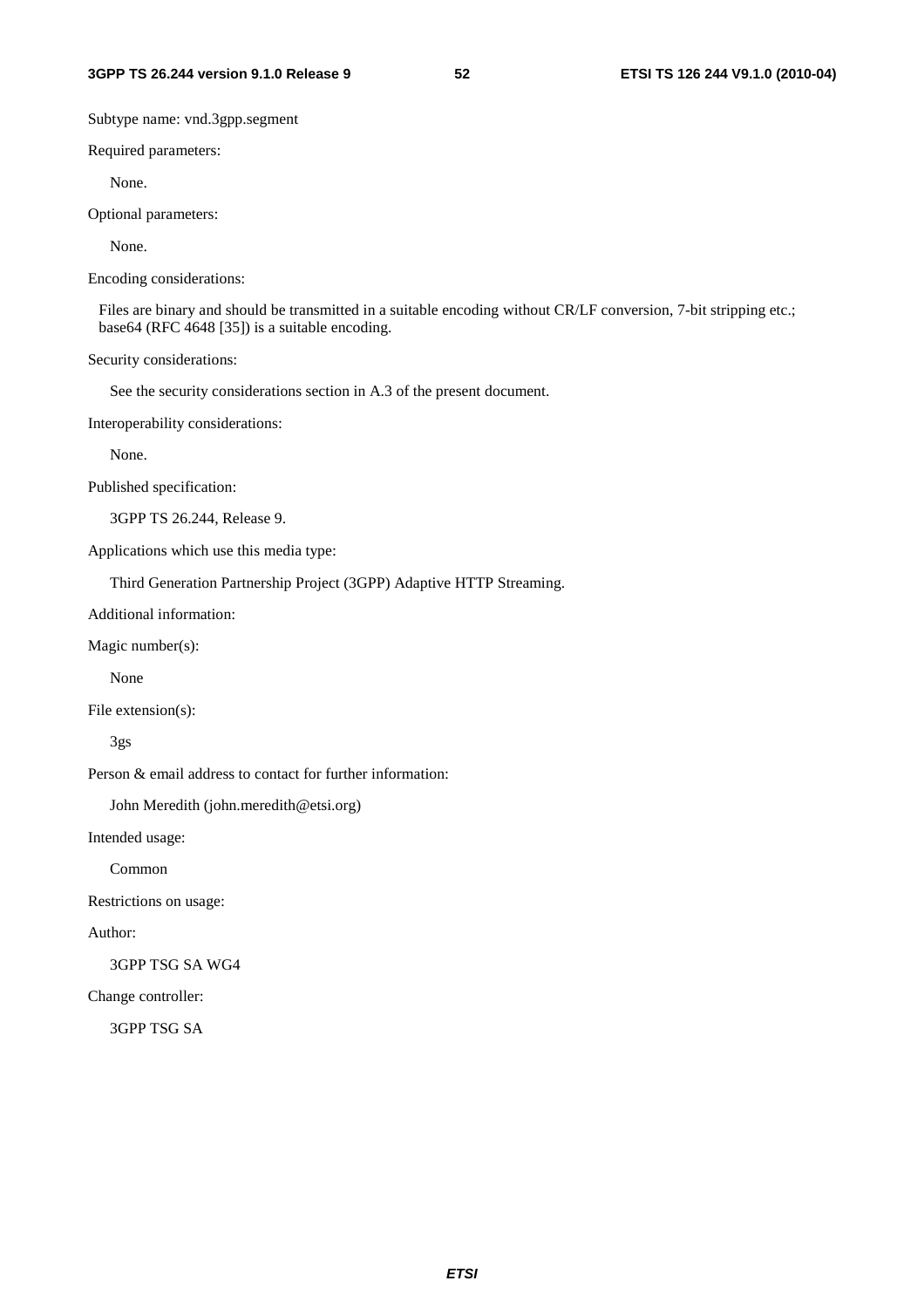Subtype name: vnd.3gpp.segment

Required parameters:

None.

Optional parameters:

None.

Encoding considerations:

Files are binary and should be transmitted in a suitable encoding without CR/LF conversion, 7-bit stripping etc.; base64 (RFC 4648 [35]) is a suitable encoding.

Security considerations:

See the security considerations section in A.3 of the present document.

Interoperability considerations:

None.

Published specification:

3GPP TS 26.244, Release 9.

Applications which use this media type:

Third Generation Partnership Project (3GPP) Adaptive HTTP Streaming.

Additional information:

Magic number(s):

None

File extension(s):

3gs

Person & email address to contact for further information:

John Meredith (john.meredith@etsi.org)

Intended usage:

Common

Restrictions on usage:

Author:

3GPP TSG SA WG4

Change controller:

3GPP TSG SA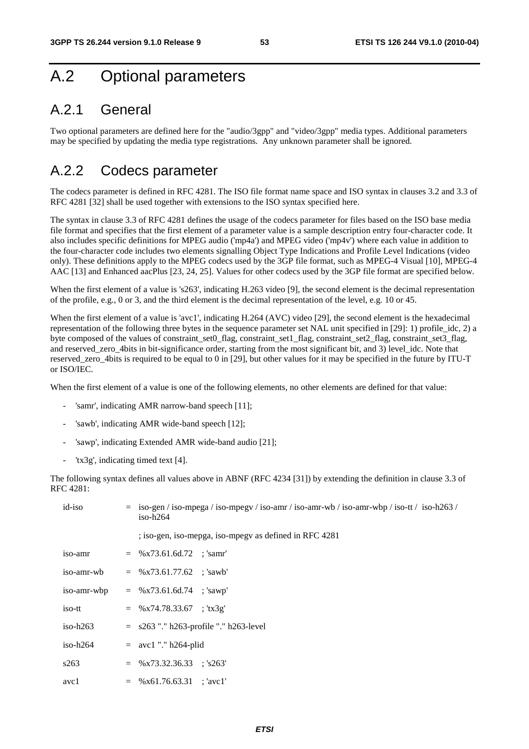# A.2 Optional parameters

## A.2.1 General

Two optional parameters are defined here for the "audio/3gpp" and "video/3gpp" media types. Additional parameters may be specified by updating the media type registrations. Any unknown parameter shall be ignored.

## A.2.2 Codecs parameter

The codecs parameter is defined in RFC 4281. The ISO file format name space and ISO syntax in clauses 3.2 and 3.3 of RFC 4281 [32] shall be used together with extensions to the ISO syntax specified here.

The syntax in clause 3.3 of RFC 4281 defines the usage of the codecs parameter for files based on the ISO base media file format and specifies that the first element of a parameter value is a sample description entry four-character code. It also includes specific definitions for MPEG audio ('mp4a') and MPEG video ('mp4v') where each value in addition to the four-character code includes two elements signalling Object Type Indications and Profile Level Indications (video only). These definitions apply to the MPEG codecs used by the 3GP file format, such as MPEG-4 Visual [10], MPEG-4 AAC [13] and Enhanced aacPlus [23, 24, 25]. Values for other codecs used by the 3GP file format are specified below.

When the first element of a value is 's263', indicating H.263 video [9], the second element is the decimal representation of the profile, e.g., 0 or 3, and the third element is the decimal representation of the level, e.g. 10 or 45.

When the first element of a value is 'avc1', indicating H.264 (AVC) video [29], the second element is the hexadecimal representation of the following three bytes in the sequence parameter set NAL unit specified in [29]: 1) profile_idc, 2) a byte composed of the values of constraint_set0_flag, constraint_set1_flag, constraint_set2_flag, constraint_set3_flag, and reserved_zero_4bits in bit-significance order, starting from the most significant bit, and 3) level_idc. Note that reserved_zero_4bits is required to be equal to 0 in [29], but other values for it may be specified in the future by ITU-T or ISO/IEC.

When the first element of a value is one of the following elements, no other elements are defined for that value:

- 'samr', indicating AMR narrow-band speech [11];
- 'sawb', indicating AMR wide-band speech [12];
- 'sawp', indicating Extended AMR wide-band audio [21];
- 'tx3g', indicating timed text [4].

The following syntax defines all values above in ABNF (RFC 4234 [31]) by extending the definition in clause 3.3 of RFC 4281:

```
id-iso       =  iso-gen / iso-mpega / iso-mpegv / iso-amr / iso-amr-wb / iso-amr-wbp / iso-tt /  iso-h263 /
                iso-h264

                ; iso-gen, iso-mepga, iso-mpegv as defined in RFC 4281

iso-amr      =  %x73.61.6d.72    ; 'samr'

iso-amr-wb   =  %x73.61.77.62    ; 'sawb'

iso-amr-wbp  =  %x73.61.6d.74    ; 'sawp'

iso-tt       =  %x74.78.33.67    ; 'tx3g'

iso-h263     =  s263 "." h263-profile "." h263-level

iso-h264     =  avc1 "." h264-plid

s263         =  %x73.32.36.33    ; 's263'

avc1         =  %x61.76.63.31    ; 'avc1'
```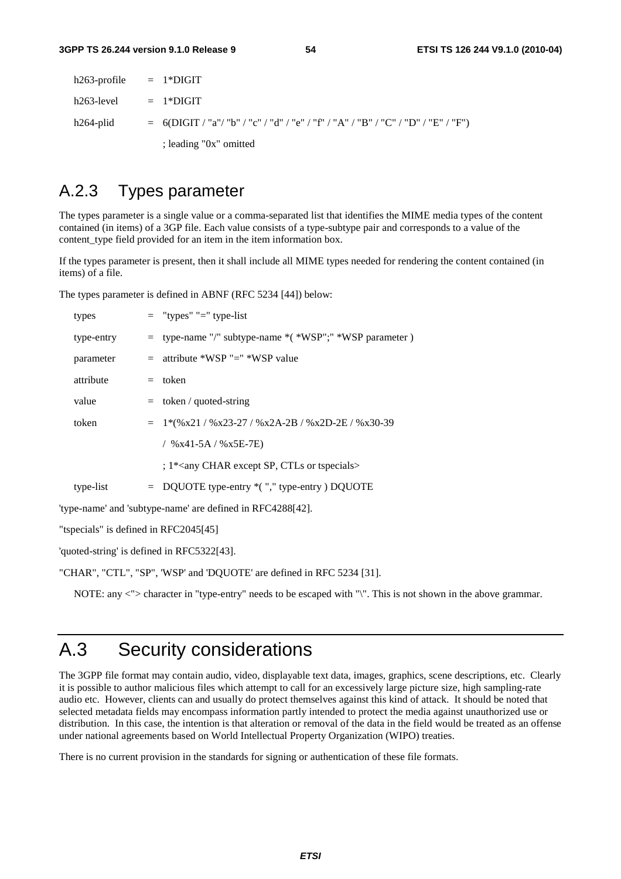```
h263-profile   = 1*DIGIT

h263-level     = 1*DIGIT

h264-plid      = 6(DIGIT / "a"/ "b" / "c" / "d" / "e" / "f" / "A" / "B" / "C" / "D" / "E" / "F")

               ; leading "0x" omitted
```

## A.2.3 Types parameter

The types parameter is a single value or a comma-separated list that identifies the MIME media types of the content contained (in items) of a 3GP file. Each value consists of a type-subtype pair and corresponds to a value of the content_type field provided for an item in the item information box.

If the types parameter is present, then it shall include all MIME types needed for rendering the content contained (in items) of a file.

The types parameter is defined in ABNF (RFC 5234 [44]) below:

```
types        = "types" "=" type-list

type-entry   = type-name "/" subtype-name *( *WSP";" *WSP parameter )

parameter    = attribute *WSP "=" *WSP value

attribute    = token

value        = token / quoted-string

token        = 1*(%x21 / %x23-27 / %x2A-2B / %x2D-2E / %x30-39

               / %x41-5A / %x5E-7E)

               ; 1*<any CHAR except SP, CTLs or tspecials>

type-list    = DQUOTE type-entry *( "," type-entry ) DQUOTE
```

'type-name' and 'subtype-name' are defined in RFC4288[42].

"tspecials" is defined in RFC2045[45]

'quoted-string' is defined in RFC5322[43].

"CHAR", "CTL", "SP", 'WSP' and 'DQUOTE' are defined in RFC 5234 [31].

NOTE: any <"> character in "type-entry" needs to be escaped with "\". This is not shown in the above grammar.

# A.3 Security considerations

The 3GPP file format may contain audio, video, displayable text data, images, graphics, scene descriptions, etc. Clearly it is possible to author malicious files which attempt to call for an excessively large picture size, high sampling-rate audio etc. However, clients can and usually do protect themselves against this kind of attack. It should be noted that selected metadata fields may encompass information partly intended to protect the media against unauthorized use or distribution. In this case, the intention is that alteration or removal of the data in the field would be treated as an offense under national agreements based on World Intellectual Property Organization (WIPO) treaties.

There is no current provision in the standards for signing or authentication of these file formats.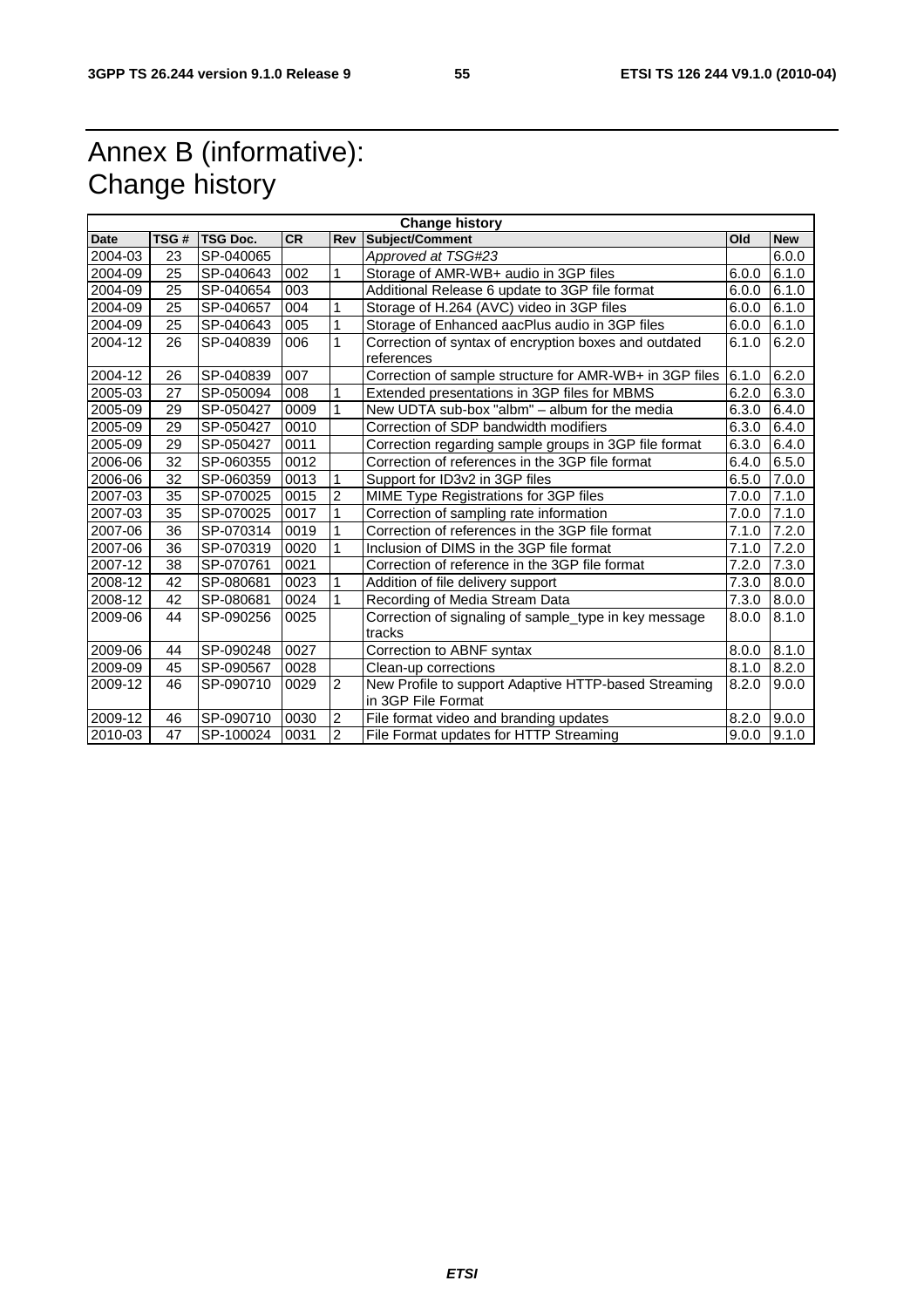# Annex B (informative): Change history

| Change history | | | | | | | |
|---|---|---|---|---|---|---|---|
| **Date** | **TSG #** | **TSG Doc.** | **CR** | **Rev** | **Subject/Comment** | **Old** | **New** |
| 2004-03 | 23 | SP-040065 | | | *Approved at TSG#23* | | 6.0.0 |
| 2004-09 | 25 | SP-040643 | 002 | 1 | Storage of AMR-WB+ audio in 3GP files | 6.0.0 | 6.1.0 |
| 2004-09 | 25 | SP-040654 | 003 | | Additional Release 6 update to 3GP file format | 6.0.0 | 6.1.0 |
| 2004-09 | 25 | SP-040657 | 004 | 1 | Storage of H.264 (AVC) video in 3GP files | 6.0.0 | 6.1.0 |
| 2004-09 | 25 | SP-040643 | 005 | 1 | Storage of Enhanced aacPlus audio in 3GP files | 6.0.0 | 6.1.0 |
| 2004-12 | 26 | SP-040839 | 006 | 1 | Correction of syntax of encryption boxes and outdated references | 6.1.0 | 6.2.0 |
| 2004-12 | 26 | SP-040839 | 007 | | Correction of sample structure for AMR-WB+ in 3GP files | 6.1.0 | 6.2.0 |
| 2005-03 | 27 | SP-050094 | 008 | 1 | Extended presentations in 3GP files for MBMS | 6.2.0 | 6.3.0 |
| 2005-09 | 29 | SP-050427 | 0009 | 1 | New UDTA sub-box "albm" – album for the media | 6.3.0 | 6.4.0 |
| 2005-09 | 29 | SP-050427 | 0010 | | Correction of SDP bandwidth modifiers | 6.3.0 | 6.4.0 |
| 2005-09 | 29 | SP-050427 | 0011 | | Correction regarding sample groups in 3GP file format | 6.3.0 | 6.4.0 |
| 2006-06 | 32 | SP-060355 | 0012 | | Correction of references in the 3GP file format | 6.4.0 | 6.5.0 |
| 2006-06 | 32 | SP-060359 | 0013 | 1 | Support for ID3v2 in 3GP files | 6.5.0 | 7.0.0 |
| 2007-03 | 35 | SP-070025 | 0015 | 2 | MIME Type Registrations for 3GP files | 7.0.0 | 7.1.0 |
| 2007-03 | 35 | SP-070025 | 0017 | 1 | Correction of sampling rate information | 7.0.0 | 7.1.0 |
| 2007-06 | 36 | SP-070314 | 0019 | 1 | Correction of references in the 3GP file format | 7.1.0 | 7.2.0 |
| 2007-06 | 36 | SP-070319 | 0020 | 1 | Inclusion of DIMS in the 3GP file format | 7.1.0 | 7.2.0 |
| 2007-12 | 38 | SP-070761 | 0021 | | Correction of reference in the 3GP file format | 7.2.0 | 7.3.0 |
| 2008-12 | 42 | SP-080681 | 0023 | 1 | Addition of file delivery support | 7.3.0 | 8.0.0 |
| 2008-12 | 42 | SP-080681 | 0024 | 1 | Recording of Media Stream Data | 7.3.0 | 8.0.0 |
| 2009-06 | 44 | SP-090256 | 0025 | | Correction of signaling of sample_type in key message tracks | 8.0.0 | 8.1.0 |
| 2009-06 | 44 | SP-090248 | 0027 | | Correction to ABNF syntax | 8.0.0 | 8.1.0 |
| 2009-09 | 45 | SP-090567 | 0028 | | Clean-up corrections | 8.1.0 | 8.2.0 |
| 2009-12 | 46 | SP-090710 | 0029 | 2 | New Profile to support Adaptive HTTP-based Streaming in 3GP File Format | 8.2.0 | 9.0.0 |
| 2009-12 | 46 | SP-090710 | 0030 | 2 | File format video and branding updates | 8.2.0 | 9.0.0 |
| 2010-03 | 47 | SP-100024 | 0031 | 2 | File Format updates for HTTP Streaming | 9.0.0 | 9.1.0 |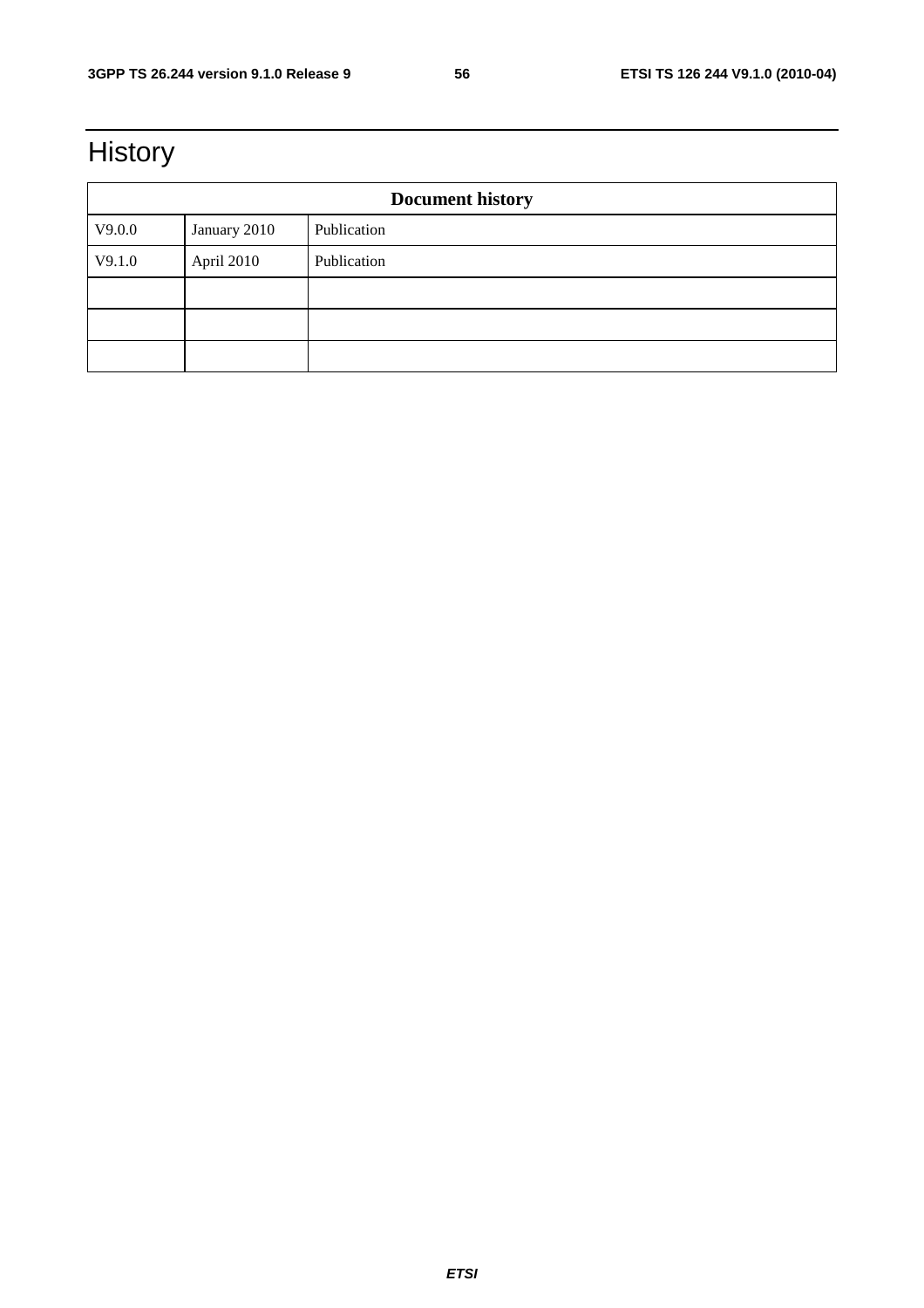# History

| Document history | | |
|---|---|---|
| V9.0.0 | January 2010 | Publication |
| V9.1.0 | April 2010 | Publication |
| | | |
| | | |
| | | |